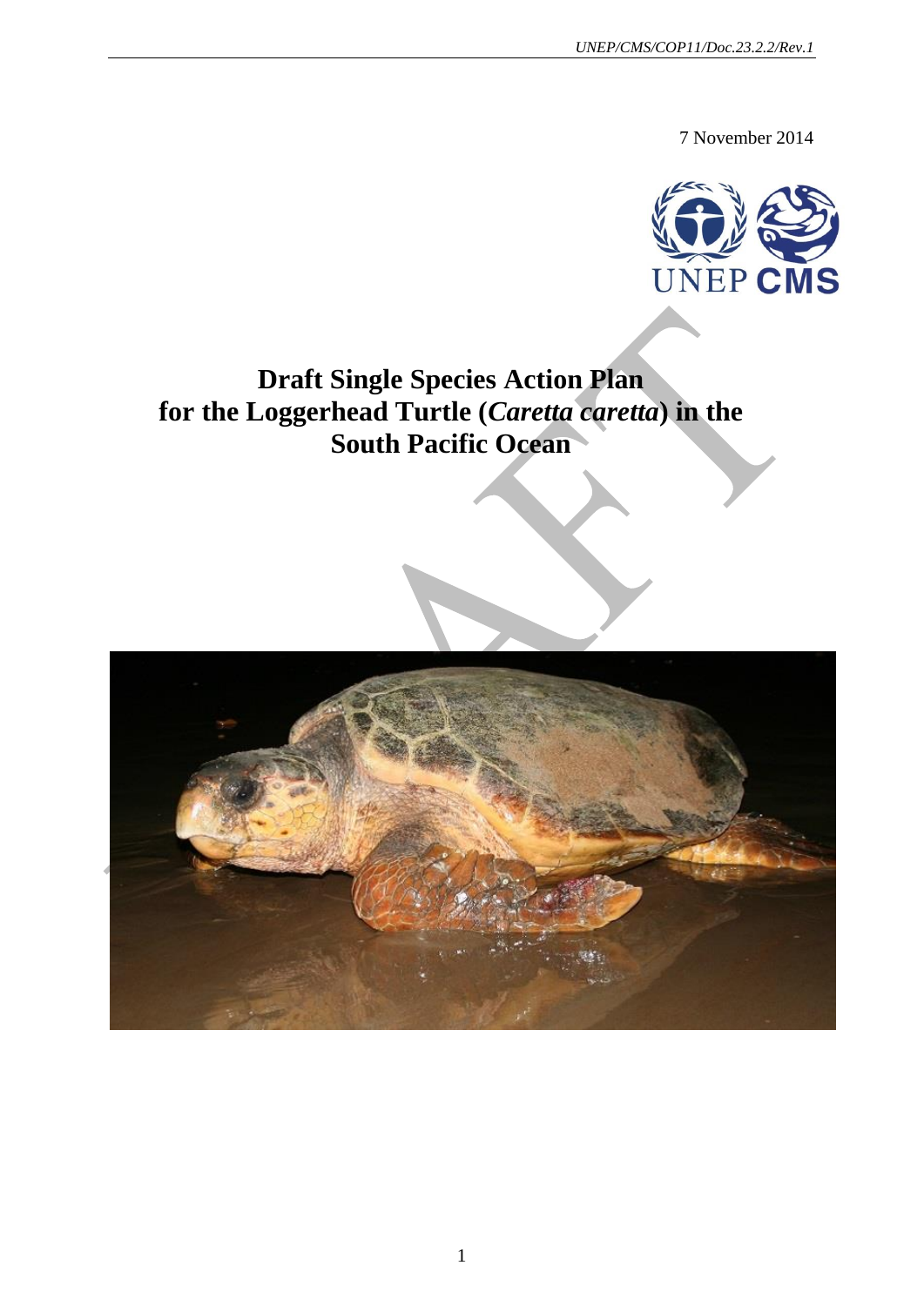UNEP/CMS/COP11/Doc.23.2.2/Rev.1

7 November 2014

# Draft Single Species Action Plan for the Loggerhead Turtle (*Caretta caretta*) in the South Pacific Ocean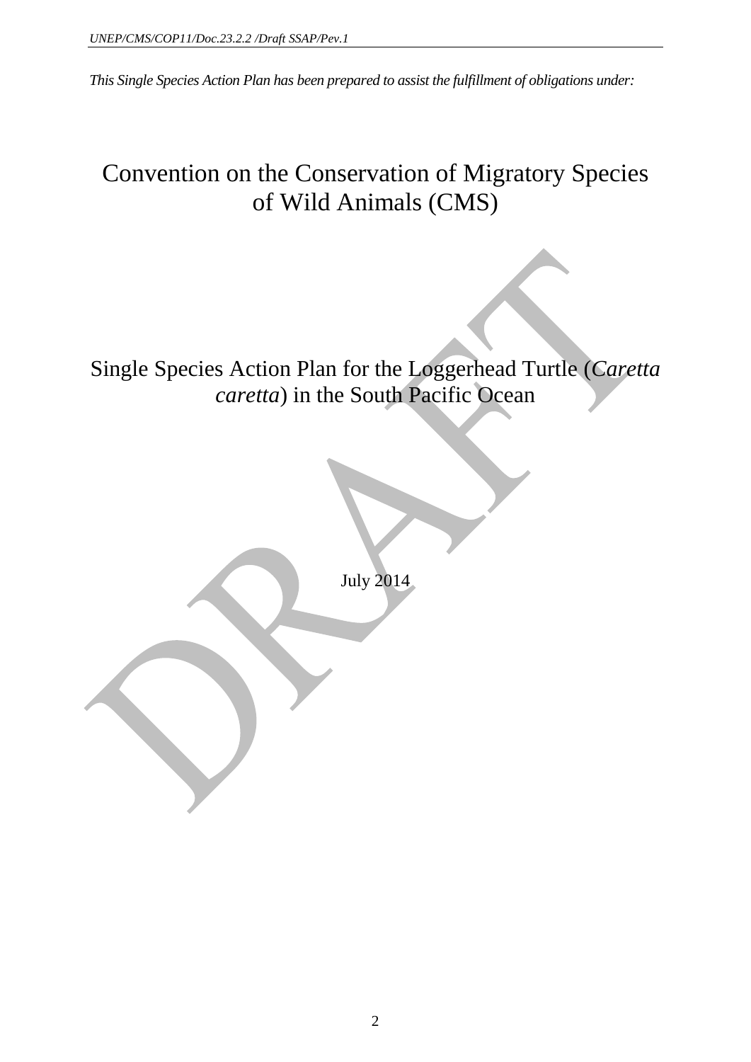*This Single Species Action Plan has been prepared to assist the fulfillment of obligations under:*

# Convention on the Conservation of Migratory Species of Wild Animals (CMS)

# Single Species Action Plan for the Loggerhead Turtle (*Caretta caretta*) in the South Pacific Ocean

July 2014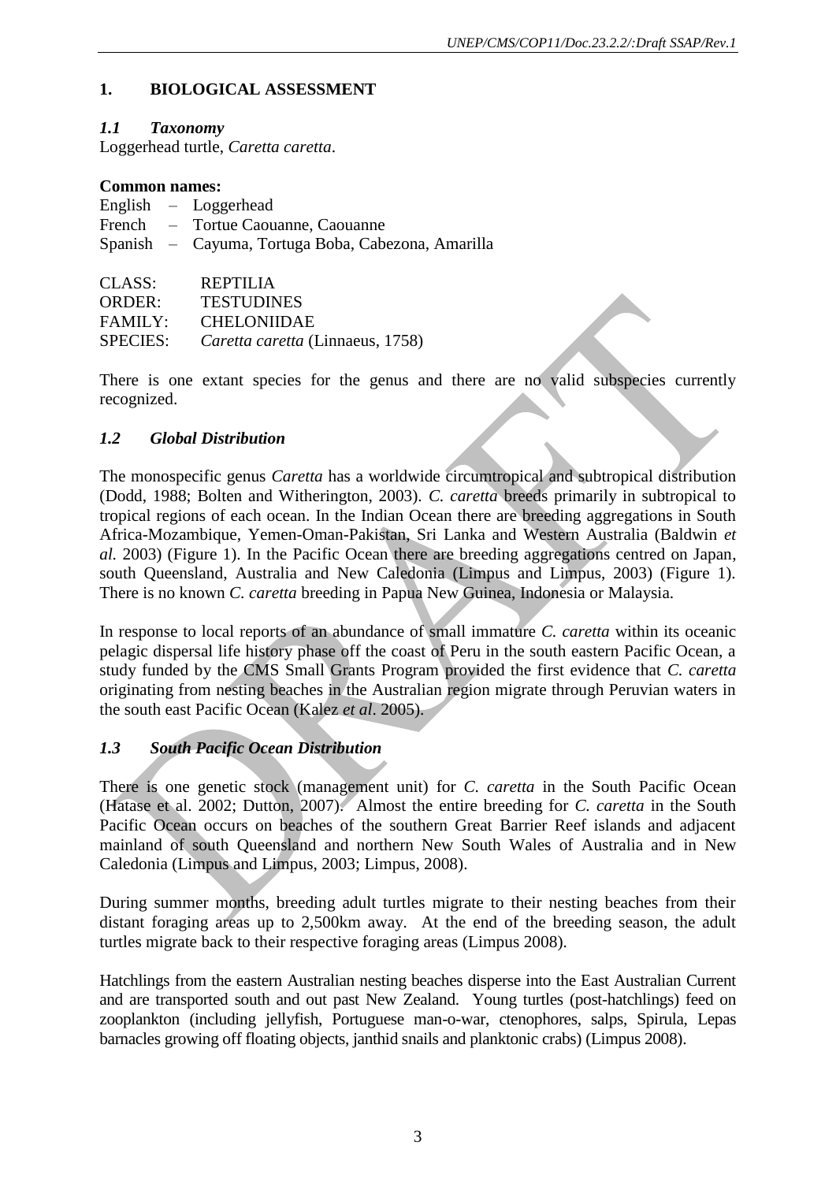## 1. BIOLOGICAL ASSESSMENT

### *1.1 Taxonomy*

Loggerhead turtle, *Caretta caretta*.

**Common names:**

English – Loggerhead
French – Tortue Caouanne, Caouanne
Spanish – Cayuma, Tortuga Boba, Cabezona, Amarilla

CLASS: REPTILIA
ORDER: TESTUDINES
FAMILY: CHELONIIDAE
SPECIES: *Caretta caretta* (Linnaeus, 1758)

There is one extant species for the genus and there are no valid subspecies currently recognized.

### *1.2 Global Distribution*

The monospecific genus *Caretta* has a worldwide circumtropical and subtropical distribution (Dodd, 1988; Bolten and Witherington, 2003). *C. caretta* breeds primarily in subtropical to tropical regions of each ocean. In the Indian Ocean there are breeding aggregations in South Africa-Mozambique, Yemen-Oman-Pakistan, Sri Lanka and Western Australia (Baldwin *et al.* 2003) (Figure 1). In the Pacific Ocean there are breeding aggregations centred on Japan, south Queensland, Australia and New Caledonia (Limpus and Limpus, 2003) (Figure 1). There is no known *C. caretta* breeding in Papua New Guinea, Indonesia or Malaysia.

In response to local reports of an abundance of small immature *C. caretta* within its oceanic pelagic dispersal life history phase off the coast of Peru in the south eastern Pacific Ocean, a study funded by the CMS Small Grants Program provided the first evidence that *C. caretta* originating from nesting beaches in the Australian region migrate through Peruvian waters in the south east Pacific Ocean (Kalez *et al*. 2005).

### *1.3 South Pacific Ocean Distribution*

There is one genetic stock (management unit) for *C. caretta* in the South Pacific Ocean (Hatase et al. 2002; Dutton, 2007). Almost the entire breeding for *C. caretta* in the South Pacific Ocean occurs on beaches of the southern Great Barrier Reef islands and adjacent mainland of south Queensland and northern New South Wales of Australia and in New Caledonia (Limpus and Limpus, 2003; Limpus, 2008).

During summer months, breeding adult turtles migrate to their nesting beaches from their distant foraging areas up to 2,500km away. At the end of the breeding season, the adult turtles migrate back to their respective foraging areas (Limpus 2008).

Hatchlings from the eastern Australian nesting beaches disperse into the East Australian Current and are transported south and out past New Zealand. Young turtles (post-hatchlings) feed on zooplankton (including jellyfish, Portuguese man-o-war, ctenophores, salps, Spirula, Lepas barnacles growing off floating objects, janthid snails and planktonic crabs) (Limpus 2008).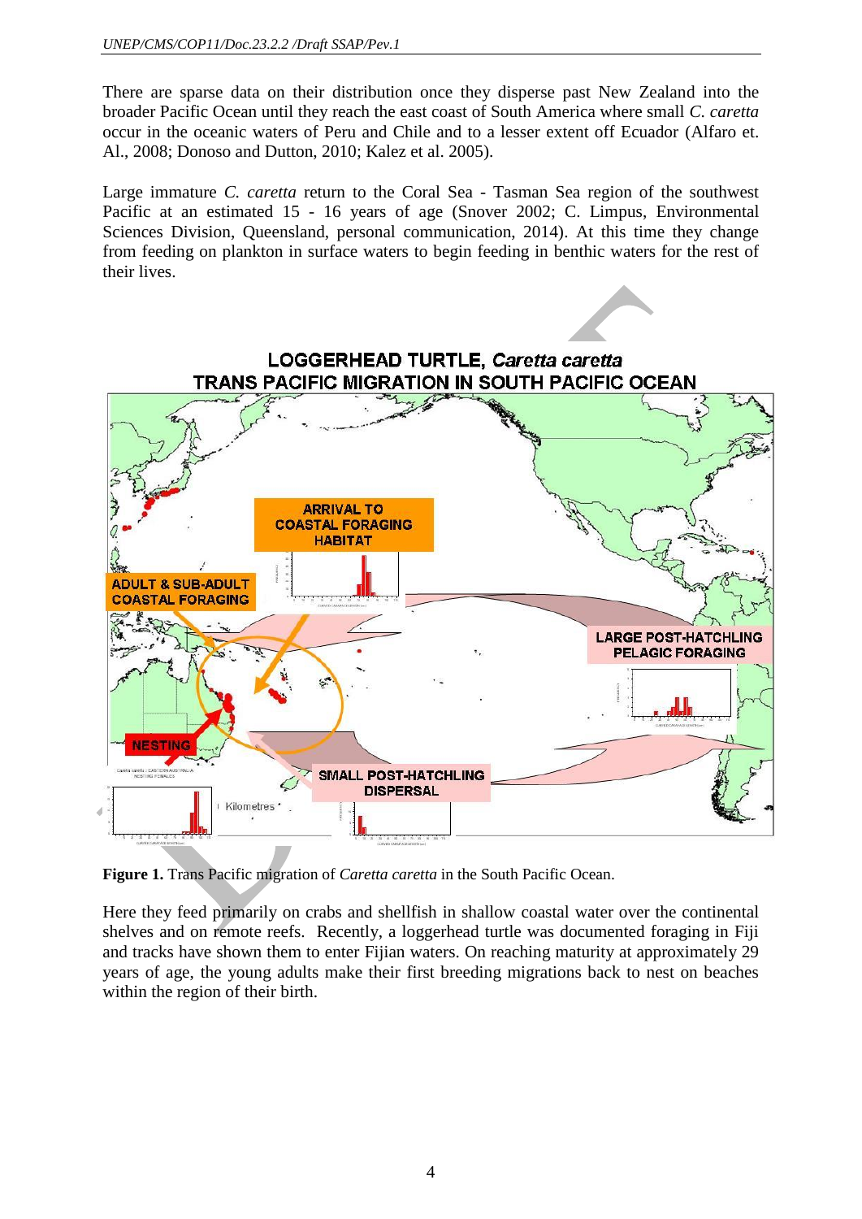There are sparse data on their distribution once they disperse past New Zealand into the broader Pacific Ocean until they reach the east coast of South America where small *C. caretta* occur in the oceanic waters of Peru and Chile and to a lesser extent off Ecuador (Alfaro et. Al., 2008; Donoso and Dutton, 2010; Kalez et al. 2005).

Large immature *C. caretta* return to the Coral Sea - Tasman Sea region of the southwest Pacific at an estimated 15 - 16 years of age (Snover 2002; C. Limpus, Environmental Sciences Division, Queensland, personal communication, 2014). At this time they change from feeding on plankton in surface waters to begin feeding in benthic waters for the rest of their lives.

**Figure 1.** Trans Pacific migration of *Caretta caretta* in the South Pacific Ocean.

Here they feed primarily on crabs and shellfish in shallow coastal water over the continental shelves and on remote reefs. Recently, a loggerhead turtle was documented foraging in Fiji and tracks have shown them to enter Fijian waters. On reaching maturity at approximately 29 years of age, the young adults make their first breeding migrations back to nest on beaches within the region of their birth.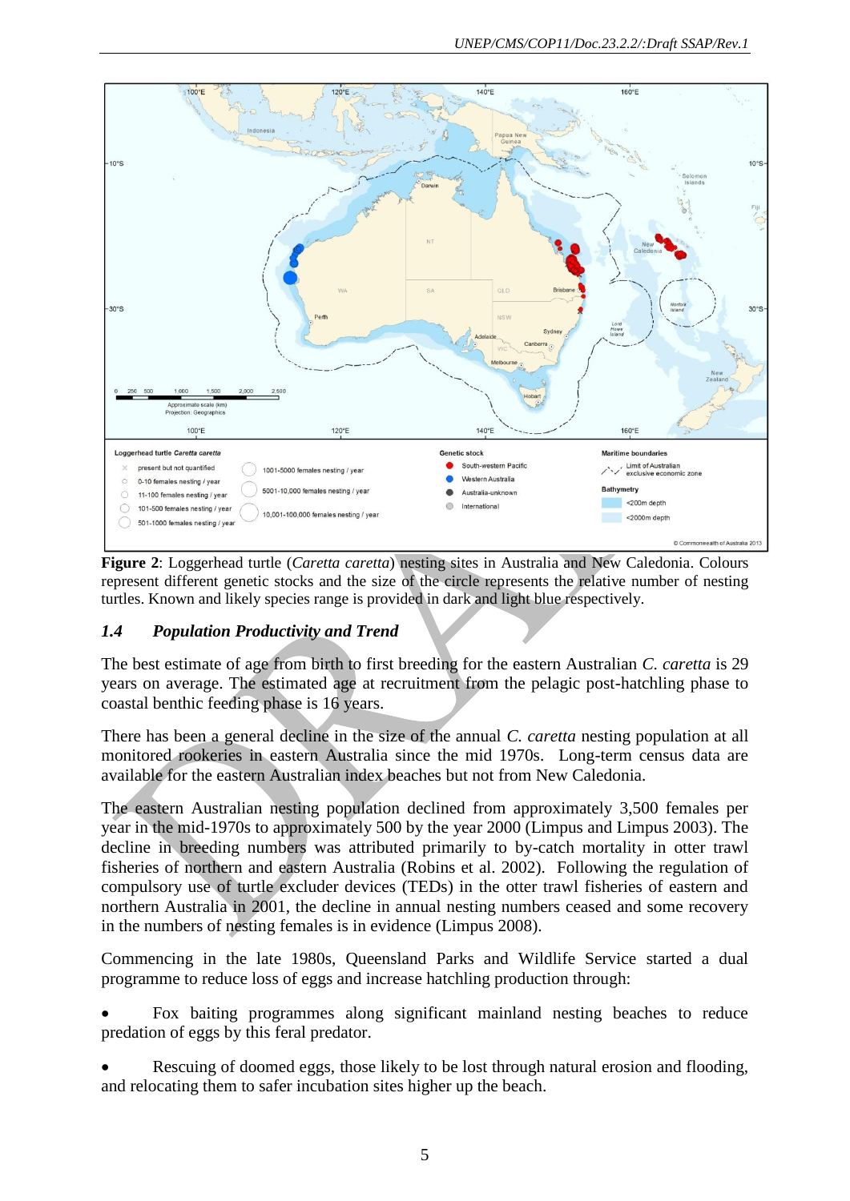**Figure 2**: Loggerhead turtle (*Caretta caretta*) nesting sites in Australia and New Caledonia. Colours represent different genetic stocks and the size of the circle represents the relative number of nesting turtles. Known and likely species range is provided in dark and light blue respectively.

## *1.4 Population Productivity and Trend*

The best estimate of age from birth to first breeding for the eastern Australian *C. caretta* is 29 years on average. The estimated age at recruitment from the pelagic post-hatchling phase to coastal benthic feeding phase is 16 years.

There has been a general decline in the size of the annual *C. caretta* nesting population at all monitored rookeries in eastern Australia since the mid 1970s. Long-term census data are available for the eastern Australian index beaches but not from New Caledonia.

The eastern Australian nesting population declined from approximately 3,500 females per year in the mid-1970s to approximately 500 by the year 2000 (Limpus and Limpus 2003). The decline in breeding numbers was attributed primarily to by-catch mortality in otter trawl fisheries of northern and eastern Australia (Robins et al. 2002). Following the regulation of compulsory use of turtle excluder devices (TEDs) in the otter trawl fisheries of eastern and northern Australia in 2001, the decline in annual nesting numbers ceased and some recovery in the numbers of nesting females is in evidence (Limpus 2008).

Commencing in the late 1980s, Queensland Parks and Wildlife Service started a dual programme to reduce loss of eggs and increase hatchling production through:

- Fox baiting programmes along significant mainland nesting beaches to reduce predation of eggs by this feral predator.
- Rescuing of doomed eggs, those likely to be lost through natural erosion and flooding, and relocating them to safer incubation sites higher up the beach.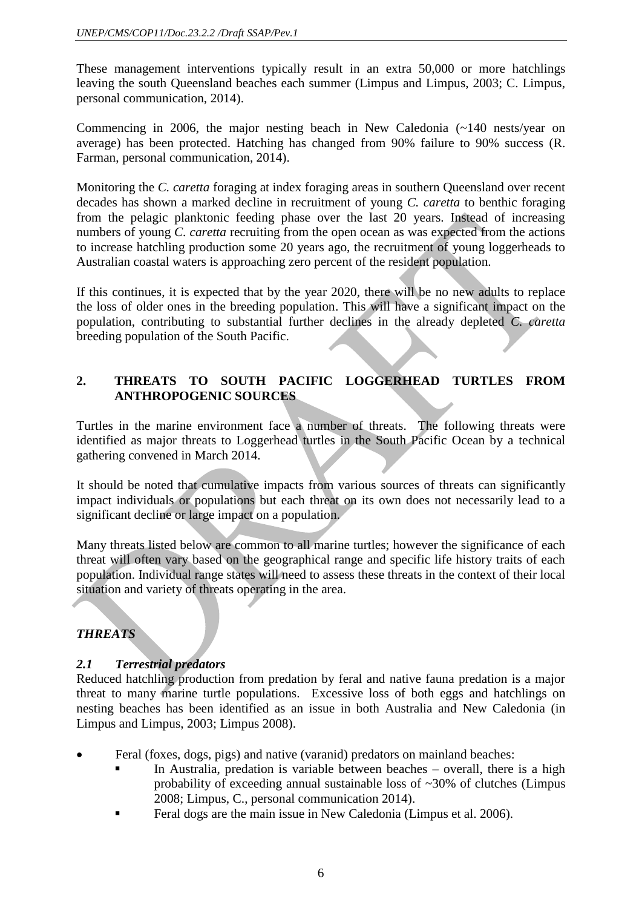These management interventions typically result in an extra 50,000 or more hatchlings leaving the south Queensland beaches each summer (Limpus and Limpus, 2003; C. Limpus, personal communication, 2014).

Commencing in 2006, the major nesting beach in New Caledonia (~140 nests/year on average) has been protected. Hatching has changed from 90% failure to 90% success (R. Farman, personal communication, 2014).

Monitoring the *C. caretta* foraging at index foraging areas in southern Queensland over recent decades has shown a marked decline in recruitment of young *C. caretta* to benthic foraging from the pelagic planktonic feeding phase over the last 20 years. Instead of increasing numbers of young *C. caretta* recruiting from the open ocean as was expected from the actions to increase hatchling production some 20 years ago, the recruitment of young loggerheads to Australian coastal waters is approaching zero percent of the resident population.

If this continues, it is expected that by the year 2020, there will be no new adults to replace the loss of older ones in the breeding population. This will have a significant impact on the population, contributing to substantial further declines in the already depleted *C. caretta* breeding population of the South Pacific.

## 2. THREATS TO SOUTH PACIFIC LOGGERHEAD TURTLES FROM ANTHROPOGENIC SOURCES

Turtles in the marine environment face a number of threats. The following threats were identified as major threats to Loggerhead turtles in the South Pacific Ocean by a technical gathering convened in March 2014.

It should be noted that cumulative impacts from various sources of threats can significantly impact individuals or populations but each threat on its own does not necessarily lead to a significant decline or large impact on a population.

Many threats listed below are common to all marine turtles; however the significance of each threat will often vary based on the geographical range and specific life history traits of each population. Individual range states will need to assess these threats in the context of their local situation and variety of threats operating in the area.

### *THREATS*

### *2.1 Terrestrial predators*

Reduced hatchling production from predation by feral and native fauna predation is a major threat to many marine turtle populations. Excessive loss of both eggs and hatchlings on nesting beaches has been identified as an issue in both Australia and New Caledonia (in Limpus and Limpus, 2003; Limpus 2008).

- Feral (foxes, dogs, pigs) and native (varanid) predators on mainland beaches:
  - In Australia, predation is variable between beaches – overall, there is a high probability of exceeding annual sustainable loss of ~30% of clutches (Limpus 2008; Limpus, C., personal communication 2014).
  - Feral dogs are the main issue in New Caledonia (Limpus et al. 2006).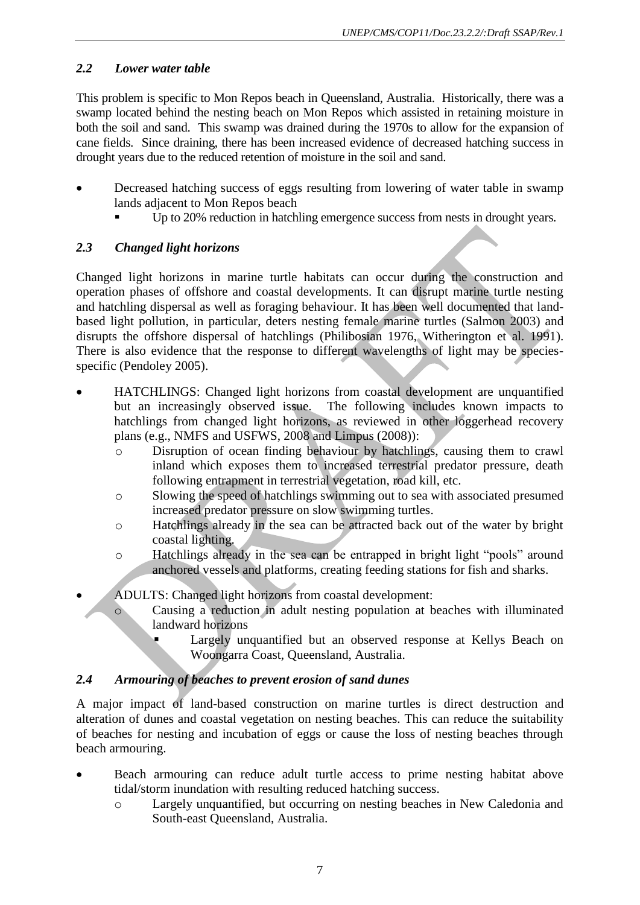### *2.2 Lower water table*

This problem is specific to Mon Repos beach in Queensland, Australia. Historically, there was a swamp located behind the nesting beach on Mon Repos which assisted in retaining moisture in both the soil and sand. This swamp was drained during the 1970s to allow for the expansion of cane fields. Since draining, there has been increased evidence of decreased hatching success in drought years due to the reduced retention of moisture in the soil and sand.

- Decreased hatching success of eggs resulting from lowering of water table in swamp lands adjacent to Mon Repos beach
  - Up to 20% reduction in hatchling emergence success from nests in drought years.

### *2.3 Changed light horizons*

Changed light horizons in marine turtle habitats can occur during the construction and operation phases of offshore and coastal developments. It can disrupt marine turtle nesting and hatchling dispersal as well as foraging behaviour. It has been well documented that land-based light pollution, in particular, deters nesting female marine turtles (Salmon 2003) and disrupts the offshore dispersal of hatchlings (Philibosian 1976, Witherington et al. 1991). There is also evidence that the response to different wavelengths of light may be species-specific (Pendoley 2005).

- HATCHLINGS: Changed light horizons from coastal development are unquantified but an increasingly observed issue. The following includes known impacts to hatchlings from changed light horizons, as reviewed in other loggerhead recovery plans (e.g., NMFS and USFWS, 2008 and Limpus (2008)):
  - Disruption of ocean finding behaviour by hatchlings, causing them to crawl inland which exposes them to increased terrestrial predator pressure, death following entrapment in terrestrial vegetation, road kill, etc.
  - Slowing the speed of hatchlings swimming out to sea with associated presumed increased predator pressure on slow swimming turtles.
  - Hatchlings already in the sea can be attracted back out of the water by bright coastal lighting.
  - Hatchlings already in the sea can be entrapped in bright light "pools" around anchored vessels and platforms, creating feeding stations for fish and sharks.
- ADULTS: Changed light horizons from coastal development:
  - Causing a reduction in adult nesting population at beaches with illuminated landward horizons
    - Largely unquantified but an observed response at Kellys Beach on Woongarra Coast, Queensland, Australia.

### *2.4 Armouring of beaches to prevent erosion of sand dunes*

A major impact of land-based construction on marine turtles is direct destruction and alteration of dunes and coastal vegetation on nesting beaches. This can reduce the suitability of beaches for nesting and incubation of eggs or cause the loss of nesting beaches through beach armouring.

- Beach armouring can reduce adult turtle access to prime nesting habitat above tidal/storm inundation with resulting reduced hatching success.
  - Largely unquantified, but occurring on nesting beaches in New Caledonia and South-east Queensland, Australia.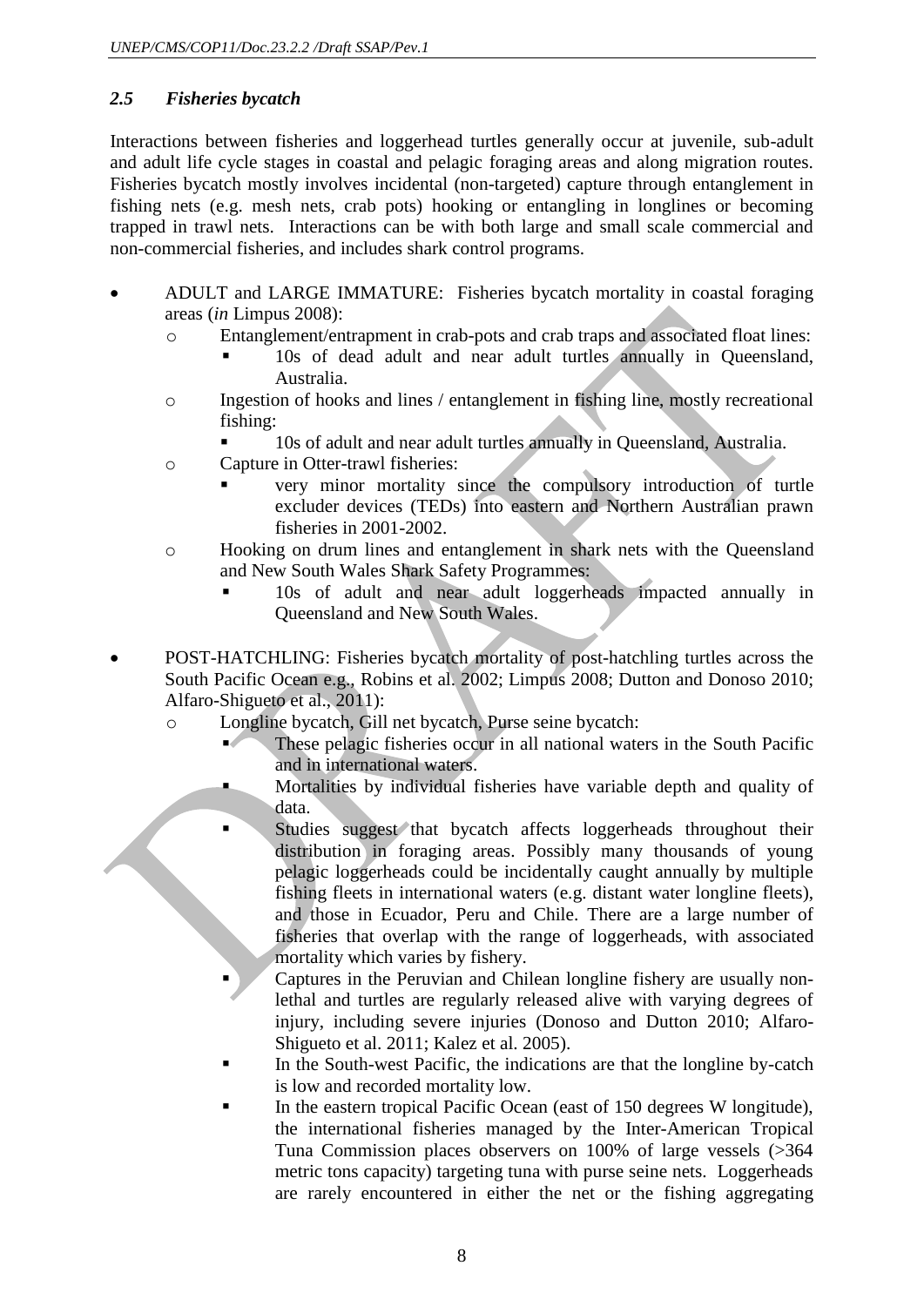### *2.5 Fisheries bycatch*

Interactions between fisheries and loggerhead turtles generally occur at juvenile, sub-adult and adult life cycle stages in coastal and pelagic foraging areas and along migration routes. Fisheries bycatch mostly involves incidental (non-targeted) capture through entanglement in fishing nets (e.g. mesh nets, crab pots) hooking or entangling in longlines or becoming trapped in trawl nets. Interactions can be with both large and small scale commercial and non-commercial fisheries, and includes shark control programs.

- ADULT and LARGE IMMATURE: Fisheries bycatch mortality in coastal foraging areas (*in* Limpus 2008):
  - Entanglement/entrapment in crab-pots and crab traps and associated float lines:
    - 10s of dead adult and near adult turtles annually in Queensland, Australia.
  - Ingestion of hooks and lines / entanglement in fishing line, mostly recreational fishing:
    - 10s of adult and near adult turtles annually in Queensland, Australia.
  - Capture in Otter-trawl fisheries:
    - very minor mortality since the compulsory introduction of turtle excluder devices (TEDs) into eastern and Northern Australian prawn fisheries in 2001-2002.
  - Hooking on drum lines and entanglement in shark nets with the Queensland and New South Wales Shark Safety Programmes:
    - 10s of adult and near adult loggerheads impacted annually in Queensland and New South Wales.

- POST-HATCHLING: Fisheries bycatch mortality of post-hatchling turtles across the South Pacific Ocean e.g., Robins et al. 2002; Limpus 2008; Dutton and Donoso 2010; Alfaro-Shigueto et al., 2011):
  - Longline bycatch, Gill net bycatch, Purse seine bycatch:
    - These pelagic fisheries occur in all national waters in the South Pacific and in international waters.
    - Mortalities by individual fisheries have variable depth and quality of data.
    - Studies suggest that bycatch affects loggerheads throughout their distribution in foraging areas. Possibly many thousands of young pelagic loggerheads could be incidentally caught annually by multiple fishing fleets in international waters (e.g. distant water longline fleets), and those in Ecuador, Peru and Chile. There are a large number of fisheries that overlap with the range of loggerheads, with associated mortality which varies by fishery.
    - Captures in the Peruvian and Chilean longline fishery are usually non-lethal and turtles are regularly released alive with varying degrees of injury, including severe injuries (Donoso and Dutton 2010; Alfaro-Shigueto et al. 2011; Kalez et al. 2005).
    - In the South-west Pacific, the indications are that the longline by-catch is low and recorded mortality low.
    - In the eastern tropical Pacific Ocean (east of 150 degrees W longitude), the international fisheries managed by the Inter-American Tropical Tuna Commission places observers on 100% of large vessels (>364 metric tons capacity) targeting tuna with purse seine nets. Loggerheads are rarely encountered in either the net or the fishing aggregating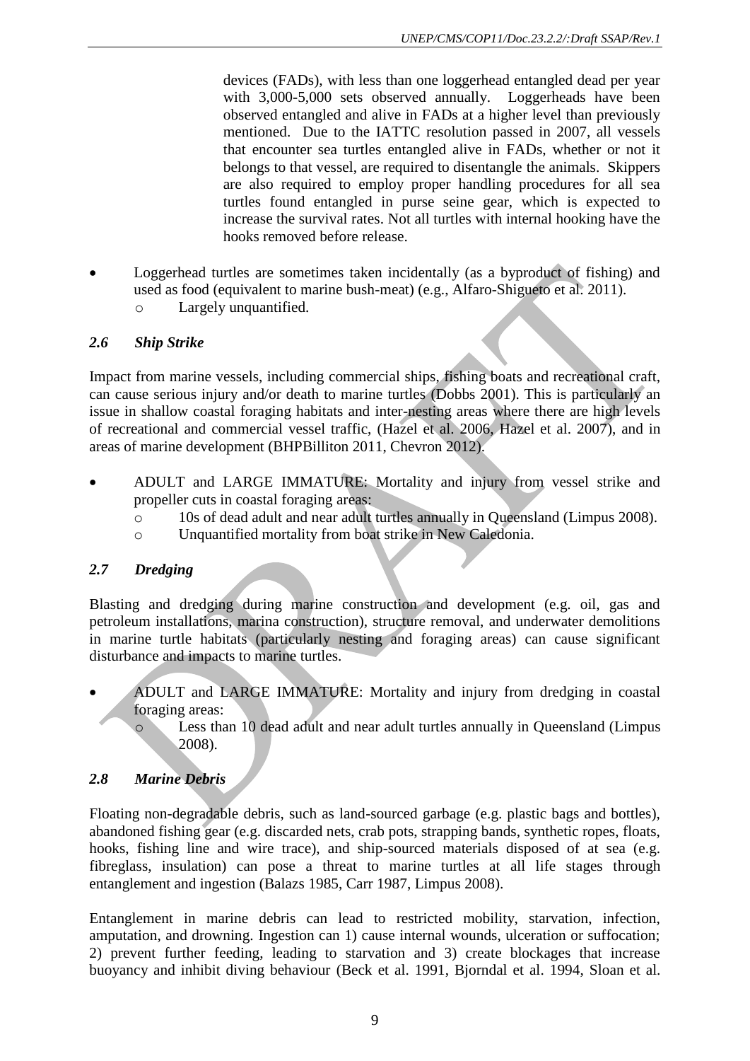devices (FADs), with less than one loggerhead entangled dead per year with 3,000-5,000 sets observed annually. Loggerheads have been observed entangled and alive in FADs at a higher level than previously mentioned. Due to the IATTC resolution passed in 2007, all vessels that encounter sea turtles entangled alive in FADs, whether or not it belongs to that vessel, are required to disentangle the animals. Skippers are also required to employ proper handling procedures for all sea turtles found entangled in purse seine gear, which is expected to increase the survival rates. Not all turtles with internal hooking have the hooks removed before release.

- Loggerhead turtles are sometimes taken incidentally (as a byproduct of fishing) and used as food (equivalent to marine bush-meat) (e.g., Alfaro-Shigueto et al. 2011).
  - Largely unquantified.

### *2.6 Ship Strike*

Impact from marine vessels, including commercial ships, fishing boats and recreational craft, can cause serious injury and/or death to marine turtles (Dobbs 2001). This is particularly an issue in shallow coastal foraging habitats and inter-nesting areas where there are high levels of recreational and commercial vessel traffic, (Hazel et al. 2006, Hazel et al. 2007), and in areas of marine development (BHPBilliton 2011, Chevron 2012).

- ADULT and LARGE IMMATURE: Mortality and injury from vessel strike and propeller cuts in coastal foraging areas:
  - 10s of dead adult and near adult turtles annually in Queensland (Limpus 2008).
  - Unquantified mortality from boat strike in New Caledonia.

### *2.7 Dredging*

Blasting and dredging during marine construction and development (e.g. oil, gas and petroleum installations, marina construction), structure removal, and underwater demolitions in marine turtle habitats (particularly nesting and foraging areas) can cause significant disturbance and impacts to marine turtles.

- ADULT and LARGE IMMATURE: Mortality and injury from dredging in coastal foraging areas:
  - Less than 10 dead adult and near adult turtles annually in Queensland (Limpus 2008).

### *2.8 Marine Debris*

Floating non-degradable debris, such as land-sourced garbage (e.g. plastic bags and bottles), abandoned fishing gear (e.g. discarded nets, crab pots, strapping bands, synthetic ropes, floats, hooks, fishing line and wire trace), and ship-sourced materials disposed of at sea (e.g. fibreglass, insulation) can pose a threat to marine turtles at all life stages through entanglement and ingestion (Balazs 1985, Carr 1987, Limpus 2008).

Entanglement in marine debris can lead to restricted mobility, starvation, infection, amputation, and drowning. Ingestion can 1) cause internal wounds, ulceration or suffocation; 2) prevent further feeding, leading to starvation and 3) create blockages that increase buoyancy and inhibit diving behaviour (Beck et al. 1991, Bjorndal et al. 1994, Sloan et al.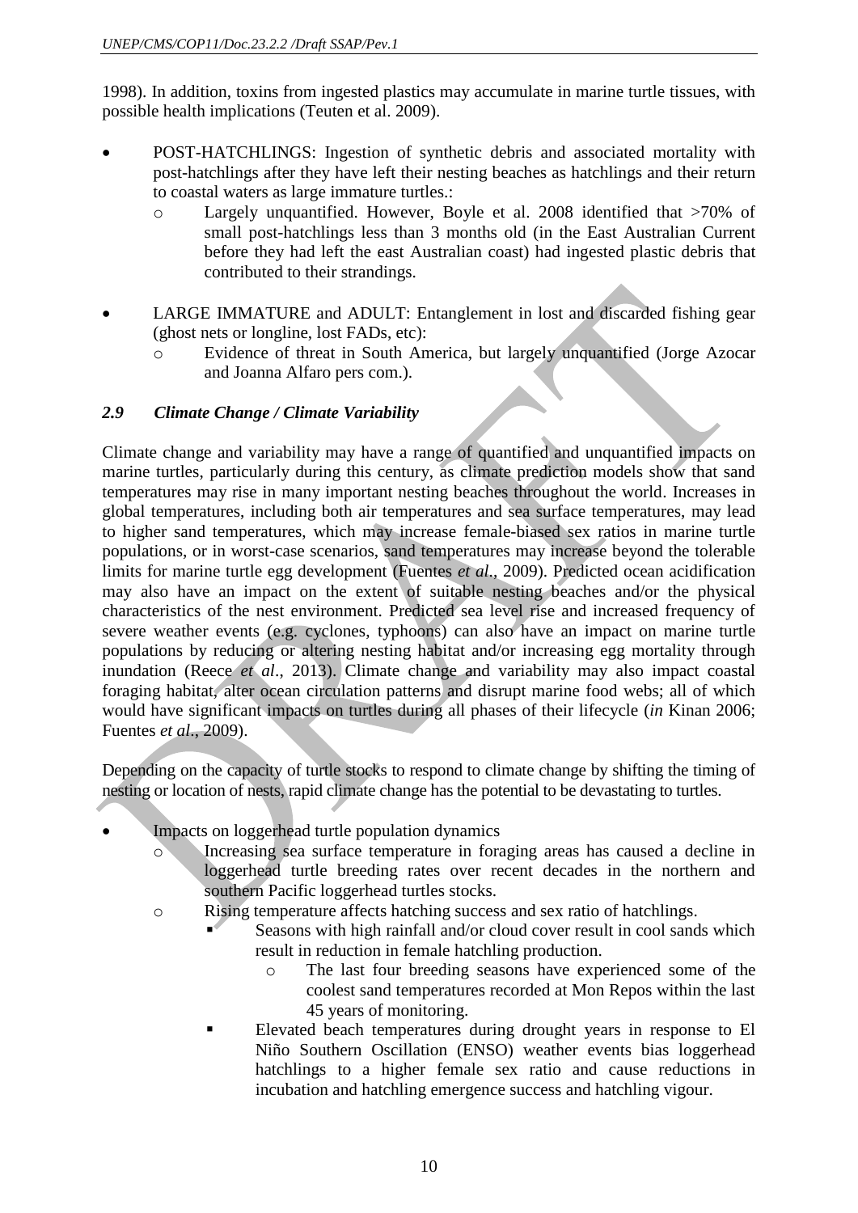1998). In addition, toxins from ingested plastics may accumulate in marine turtle tissues, with possible health implications (Teuten et al. 2009).

- POST-HATCHLINGS: Ingestion of synthetic debris and associated mortality with post-hatchlings after they have left their nesting beaches as hatchlings and their return to coastal waters as large immature turtles.:
  - Largely unquantified. However, Boyle et al. 2008 identified that >70% of small post-hatchlings less than 3 months old (in the East Australian Current before they had left the east Australian coast) had ingested plastic debris that contributed to their strandings.

- LARGE IMMATURE and ADULT: Entanglement in lost and discarded fishing gear (ghost nets or longline, lost FADs, etc):
  - Evidence of threat in South America, but largely unquantified (Jorge Azocar and Joanna Alfaro pers com.).

### *2.9 Climate Change / Climate Variability*

Climate change and variability may have a range of quantified and unquantified impacts on marine turtles, particularly during this century, as climate prediction models show that sand temperatures may rise in many important nesting beaches throughout the world. Increases in global temperatures, including both air temperatures and sea surface temperatures, may lead to higher sand temperatures, which may increase female-biased sex ratios in marine turtle populations, or in worst-case scenarios, sand temperatures may increase beyond the tolerable limits for marine turtle egg development (Fuentes *et al*., 2009). Predicted ocean acidification may also have an impact on the extent of suitable nesting beaches and/or the physical characteristics of the nest environment. Predicted sea level rise and increased frequency of severe weather events (e.g. cyclones, typhoons) can also have an impact on marine turtle populations by reducing or altering nesting habitat and/or increasing egg mortality through inundation (Reece *et al*., 2013). Climate change and variability may also impact coastal foraging habitat, alter ocean circulation patterns and disrupt marine food webs; all of which would have significant impacts on turtles during all phases of their lifecycle (*in* Kinan 2006; Fuentes *et al*., 2009).

Depending on the capacity of turtle stocks to respond to climate change by shifting the timing of nesting or location of nests, rapid climate change has the potential to be devastating to turtles.

- Impacts on loggerhead turtle population dynamics
  - Increasing sea surface temperature in foraging areas has caused a decline in loggerhead turtle breeding rates over recent decades in the northern and southern Pacific loggerhead turtles stocks.
  - Rising temperature affects hatching success and sex ratio of hatchlings.
    - Seasons with high rainfall and/or cloud cover result in cool sands which result in reduction in female hatchling production.
      - The last four breeding seasons have experienced some of the coolest sand temperatures recorded at Mon Repos within the last 45 years of monitoring.
    - Elevated beach temperatures during drought years in response to El Niño Southern Oscillation (ENSO) weather events bias loggerhead hatchlings to a higher female sex ratio and cause reductions in incubation and hatchling emergence success and hatchling vigour.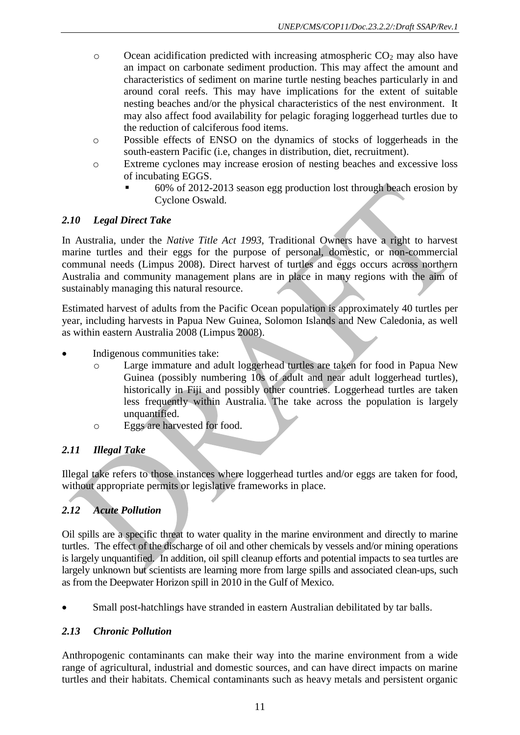- Ocean acidification predicted with increasing atmospheric $CO_2$ may also have an impact on carbonate sediment production. This may affect the amount and characteristics of sediment on marine turtle nesting beaches particularly in and around coral reefs. This may have implications for the extent of suitable nesting beaches and/or the physical characteristics of the nest environment. It may also affect food availability for pelagic foraging loggerhead turtles due to the reduction of calciferous food items.
- Possible effects of ENSO on the dynamics of stocks of loggerheads in the south-eastern Pacific (i.e, changes in distribution, diet, recruitment).
- Extreme cyclones may increase erosion of nesting beaches and excessive loss of incubating EGGS.
  - 60% of 2012-2013 season egg production lost through beach erosion by Cyclone Oswald.

### *2.10 Legal Direct Take*

In Australia, under the *Native Title Act 1993*, Traditional Owners have a right to harvest marine turtles and their eggs for the purpose of personal, domestic, or non-commercial communal needs (Limpus 2008). Direct harvest of turtles and eggs occurs across northern Australia and community management plans are in place in many regions with the aim of sustainably managing this natural resource.

Estimated harvest of adults from the Pacific Ocean population is approximately 40 turtles per year, including harvests in Papua New Guinea, Solomon Islands and New Caledonia, as well as within eastern Australia 2008 (Limpus 2008).

- Indigenous communities take:
  - Large immature and adult loggerhead turtles are taken for food in Papua New Guinea (possibly numbering 10s of adult and near adult loggerhead turtles), historically in Fiji and possibly other countries. Loggerhead turtles are taken less frequently within Australia. The take across the population is largely unquantified.
  - Eggs are harvested for food.

### *2.11 Illegal Take*

Illegal take refers to those instances where loggerhead turtles and/or eggs are taken for food, without appropriate permits or legislative frameworks in place.

### *2.12 Acute Pollution*

Oil spills are a specific threat to water quality in the marine environment and directly to marine turtles. The effect of the discharge of oil and other chemicals by vessels and/or mining operations is largely unquantified. In addition, oil spill cleanup efforts and potential impacts to sea turtles are largely unknown but scientists are learning more from large spills and associated clean-ups, such as from the Deepwater Horizon spill in 2010 in the Gulf of Mexico.

- Small post-hatchlings have stranded in eastern Australian debilitated by tar balls.

### *2.13 Chronic Pollution*

Anthropogenic contaminants can make their way into the marine environment from a wide range of agricultural, industrial and domestic sources, and can have direct impacts on marine turtles and their habitats. Chemical contaminants such as heavy metals and persistent organic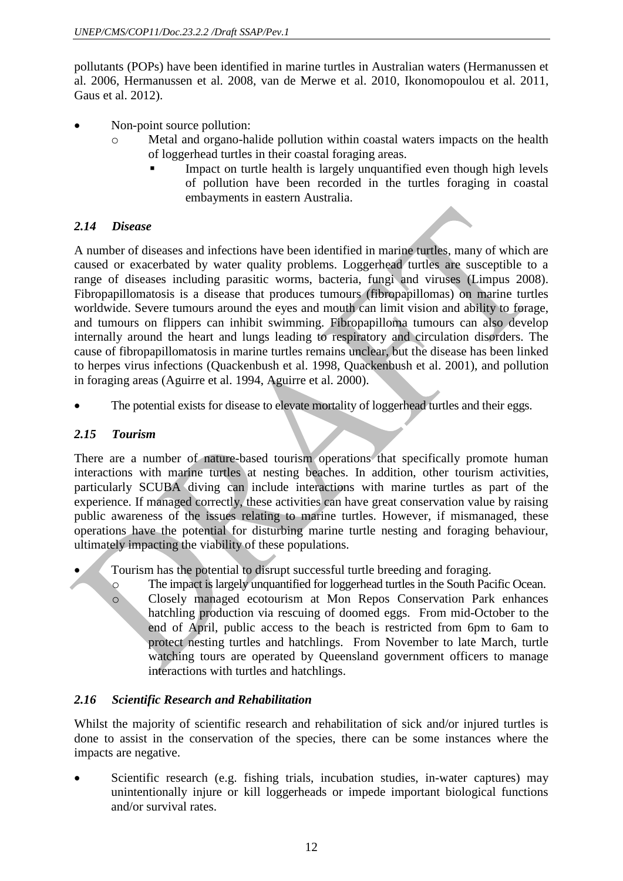pollutants (POPs) have been identified in marine turtles in Australian waters (Hermanussen et al. 2006, Hermanussen et al. 2008, van de Merwe et al. 2010, Ikonomopoulou et al. 2011, Gaus et al. 2012).

- Non-point source pollution:
  - Metal and organo-halide pollution within coastal waters impacts on the health of loggerhead turtles in their coastal foraging areas.
    - Impact on turtle health is largely unquantified even though high levels of pollution have been recorded in the turtles foraging in coastal embayments in eastern Australia.

### *2.14 Disease*

A number of diseases and infections have been identified in marine turtles, many of which are caused or exacerbated by water quality problems. Loggerhead turtles are susceptible to a range of diseases including parasitic worms, bacteria, fungi and viruses (Limpus 2008). Fibropapillomatosis is a disease that produces tumours (fibropapillomas) on marine turtles worldwide. Severe tumours around the eyes and mouth can limit vision and ability to forage, and tumours on flippers can inhibit swimming. Fibropapilloma tumours can also develop internally around the heart and lungs leading to respiratory and circulation disorders. The cause of fibropapillomatosis in marine turtles remains unclear, but the disease has been linked to herpes virus infections (Quackenbush et al. 1998, Quackenbush et al. 2001), and pollution in foraging areas (Aguirre et al. 1994, Aguirre et al. 2000).

- The potential exists for disease to elevate mortality of loggerhead turtles and their eggs.

### *2.15 Tourism*

There are a number of nature-based tourism operations that specifically promote human interactions with marine turtles at nesting beaches. In addition, other tourism activities, particularly SCUBA diving can include interactions with marine turtles as part of the experience. If managed correctly, these activities can have great conservation value by raising public awareness of the issues relating to marine turtles. However, if mismanaged, these operations have the potential for disturbing marine turtle nesting and foraging behaviour, ultimately impacting the viability of these populations.

- Tourism has the potential to disrupt successful turtle breeding and foraging.
  - The impact is largely unquantified for loggerhead turtles in the South Pacific Ocean.
  - Closely managed ecotourism at Mon Repos Conservation Park enhances hatchling production via rescuing of doomed eggs. From mid-October to the end of April, public access to the beach is restricted from 6pm to 6am to protect nesting turtles and hatchlings. From November to late March, turtle watching tours are operated by Queensland government officers to manage interactions with turtles and hatchlings.

### *2.16 Scientific Research and Rehabilitation*

Whilst the majority of scientific research and rehabilitation of sick and/or injured turtles is done to assist in the conservation of the species, there can be some instances where the impacts are negative.

- Scientific research (e.g. fishing trials, incubation studies, in-water captures) may unintentionally injure or kill loggerheads or impede important biological functions and/or survival rates.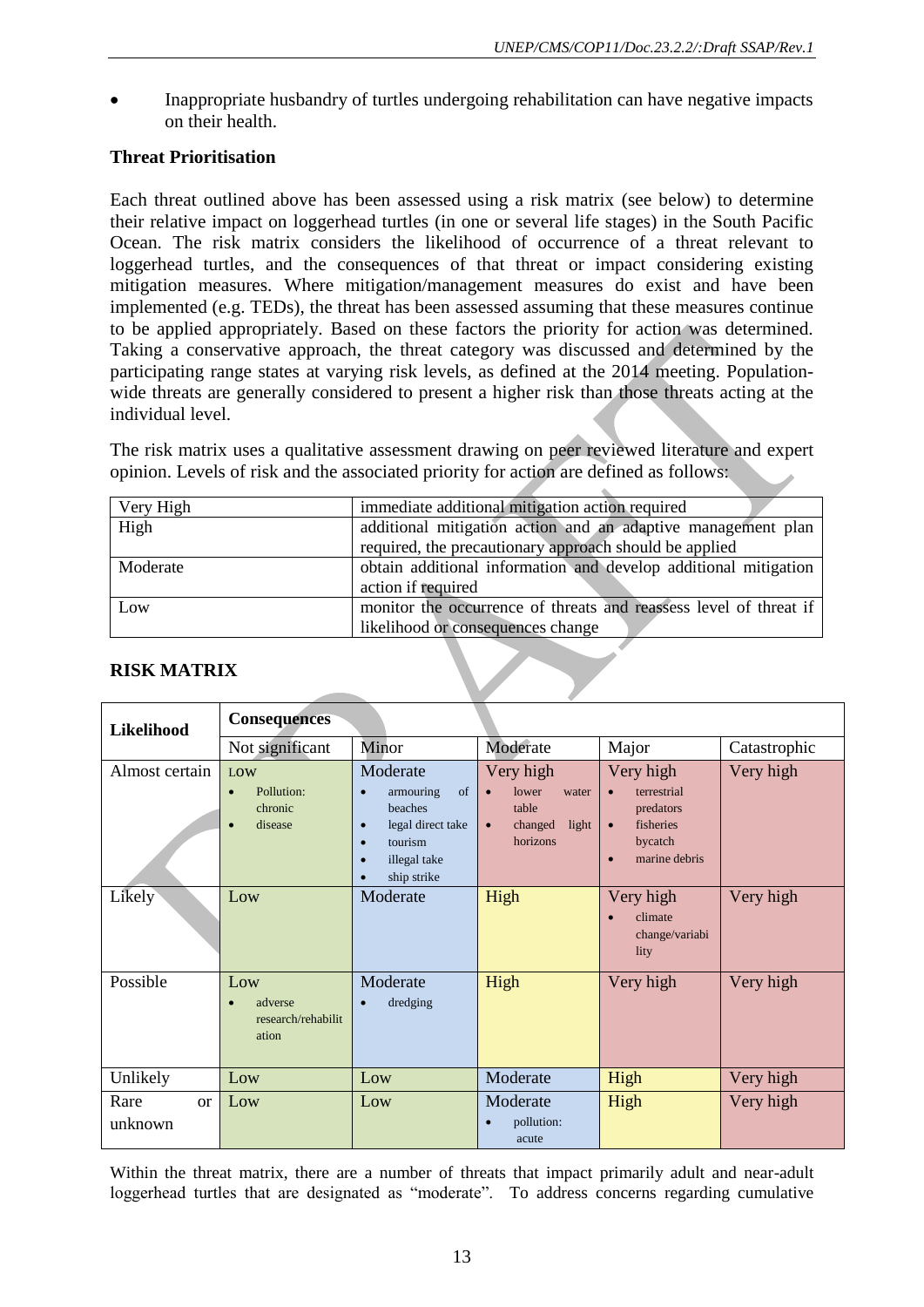- Inappropriate husbandry of turtles undergoing rehabilitation can have negative impacts on their health.

**Threat Prioritisation**

Each threat outlined above has been assessed using a risk matrix (see below) to determine their relative impact on loggerhead turtles (in one or several life stages) in the South Pacific Ocean. The risk matrix considers the likelihood of occurrence of a threat relevant to loggerhead turtles, and the consequences of that threat or impact considering existing mitigation measures. Where mitigation/management measures do exist and have been implemented (e.g. TEDs), the threat has been assessed assuming that these measures continue to be applied appropriately. Based on these factors the priority for action was determined. Taking a conservative approach, the threat category was discussed and determined by the participating range states at varying risk levels, as defined at the 2014 meeting. Population-wide threats are generally considered to present a higher risk than those threats acting at the individual level.

The risk matrix uses a qualitative assessment drawing on peer reviewed literature and expert opinion. Levels of risk and the associated priority for action are defined as follows:

| | |
|---|---|
| Very High | immediate additional mitigation action required |
| High | additional mitigation action and an adaptive management plan required, the precautionary approach should be applied |
| Moderate | obtain additional information and develop additional mitigation action if required |
| Low | monitor the occurrence of threats and reassess level of threat if likelihood or consequences change |

**RISK MATRIX**

| Likelihood | Consequences | | | | |
|---|---|---|---|---|---|
| | Not significant | Minor | Moderate | Major | Catastrophic |
| Almost certain | LOW<br>• Pollution: chronic<br>• disease | Moderate<br>• armouring of beaches<br>• legal direct take<br>• tourism<br>• illegal take<br>• ship strike | Very high<br>• lower water table<br>• changed light horizons | Very high<br>• terrestrial predators<br>• fisheries bycatch<br>• marine debris | Very high |
| Likely | Low | Moderate | High | Very high<br>• climate change/variability | Very high |
| Possible | Low<br>• adverse research/rehabilitation | Moderate<br>• dredging | High | Very high | Very high |
| Unlikely | Low | Low | Moderate | High | Very high |
| Rare or unknown | Low | Low | Moderate<br>• pollution: acute | High | Very high |

Within the threat matrix, there are a number of threats that impact primarily adult and near-adult loggerhead turtles that are designated as "moderate". To address concerns regarding cumulative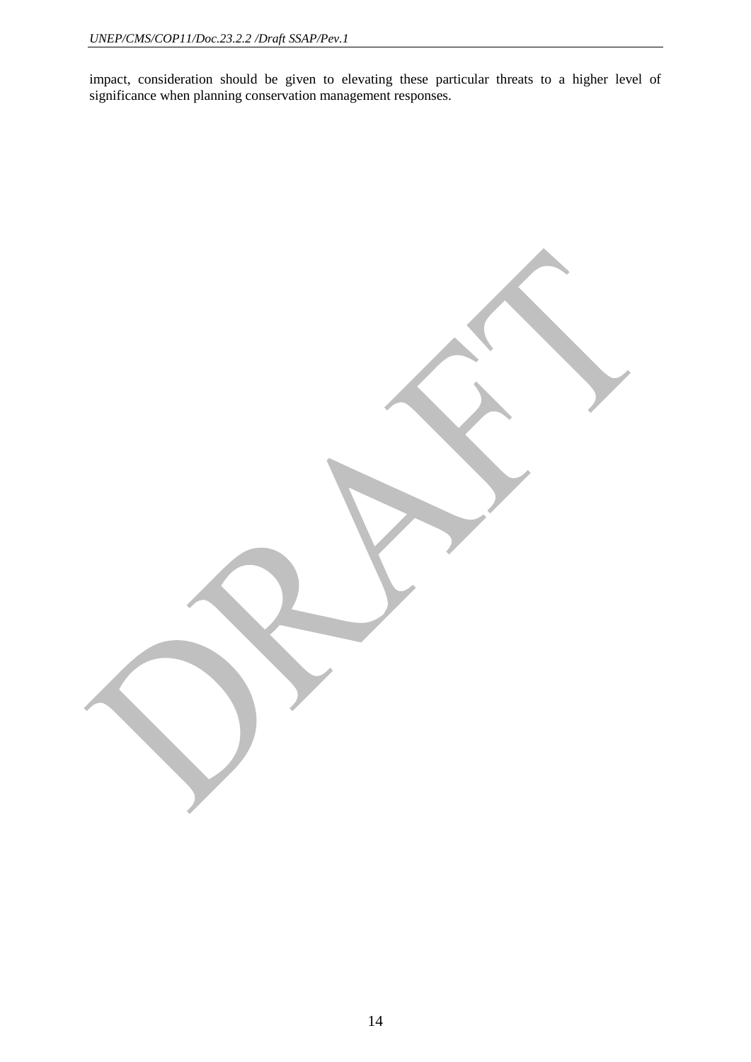impact, consideration should be given to elevating these particular threats to a higher level of significance when planning conservation management responses.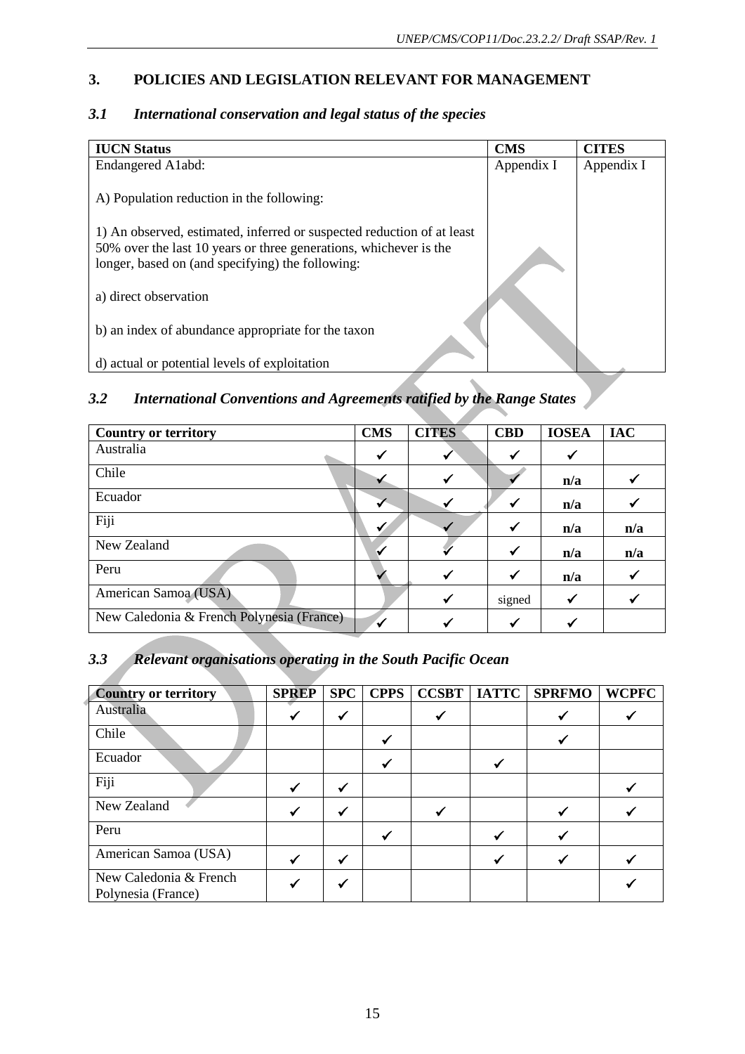## 3. POLICIES AND LEGISLATION RELEVANT FOR MANAGEMENT

### *3.1 International conservation and legal status of the species*

| IUCN Status | CMS | CITES |
|---|---|---|
| Endangered A1abd:<br><br>A) Population reduction in the following:<br><br>1) An observed, estimated, inferred or suspected reduction of at least 50% over the last 10 years or three generations, whichever is the longer, based on (and specifying) the following:<br><br>a) direct observation<br><br>b) an index of abundance appropriate for the taxon<br><br>d) actual or potential levels of exploitation | Appendix I | Appendix I |

### *3.2 International Conventions and Agreements ratified by the Range States*

| Country or territory | CMS | CITES | CBD | IOSEA | IAC |
|---|---|---|---|---|---|
| Australia | ✓ | ✓ | ✓ | ✓ | |
| Chile | ✓ | ✓ | ✓ | **n/a** | ✓ |
| Ecuador | ✓ | ✓ | ✓ | **n/a** | ✓ |
| Fiji | ✓ | ✓ | ✓ | **n/a** | **n/a** |
| New Zealand | ✓ | ✓ | ✓ | **n/a** | **n/a** |
| Peru | ✓ | ✓ | ✓ | **n/a** | ✓ |
| American Samoa (USA) | | ✓ | signed | ✓ | ✓ |
| New Caledonia & French Polynesia (France) | ✓ | ✓ | ✓ | ✓ | |

### *3.3 Relevant organisations operating in the South Pacific Ocean*

| Country or territory | SPREP | SPC | CPPS | CCSBT | IATTC | SPRFMO | WCPFC |
|---|---|---|---|---|---|---|---|
| Australia | ✓ | ✓ | | ✓ | | ✓ | ✓ |
| Chile | | | ✓ | | | ✓ | |
| Ecuador | | | ✓ | | ✓ | | |
| Fiji | ✓ | ✓ | | | | | ✓ |
| New Zealand | ✓ | ✓ | | ✓ | | ✓ | ✓ |
| Peru | | | ✓ | | ✓ | ✓ | |
| American Samoa (USA) | ✓ | ✓ | | | ✓ | ✓ | ✓ |
| New Caledonia & French Polynesia (France) | ✓ | ✓ | | | | | ✓ |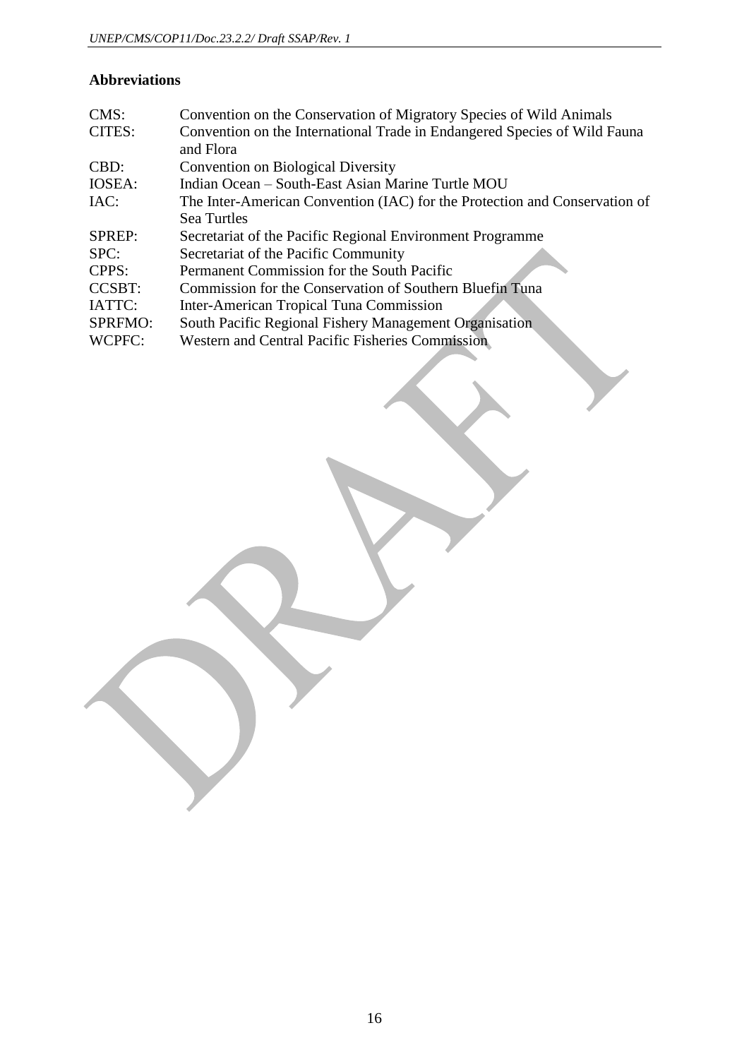## Abbreviations

| | |
|---|---|
| CMS: | Convention on the Conservation of Migratory Species of Wild Animals |
| CITES: | Convention on the International Trade in Endangered Species of Wild Fauna and Flora |
| CBD: | Convention on Biological Diversity |
| IOSEA: | Indian Ocean – South-East Asian Marine Turtle MOU |
| IAC: | The Inter-American Convention (IAC) for the Protection and Conservation of Sea Turtles |
| SPREP: | Secretariat of the Pacific Regional Environment Programme |
| SPC: | Secretariat of the Pacific Community |
| CPPS: | Permanent Commission for the South Pacific |
| CCSBT: | Commission for the Conservation of Southern Bluefin Tuna |
| IATTC: | Inter-American Tropical Tuna Commission |
| SPRFMO: | South Pacific Regional Fishery Management Organisation |
| WCPFC: | Western and Central Pacific Fisheries Commission |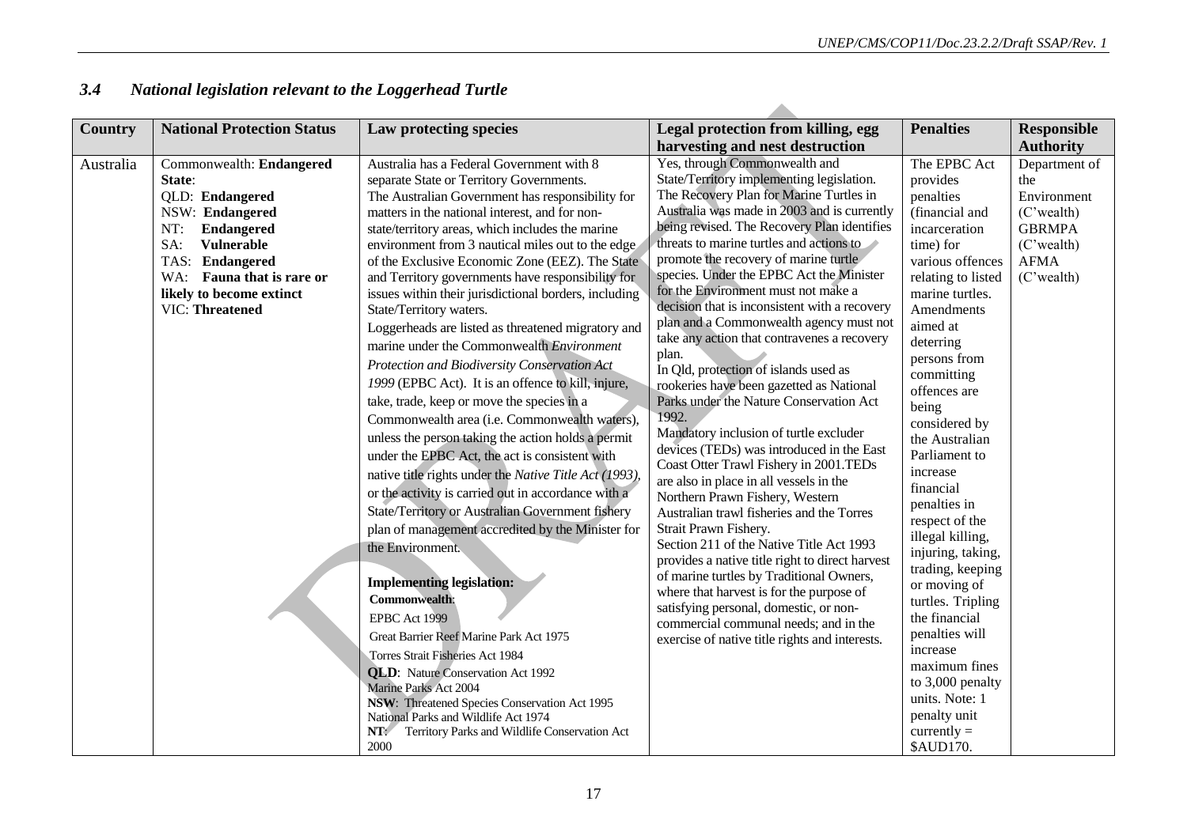### 3.4 *National legislation relevant to the Loggerhead Turtle*

| Country | National Protection Status | Law protecting species | Legal protection from killing, egg harvesting and nest destruction | Penalties | Responsible Authority |
|---|---|---|---|---|---|
| Australia | Commonwealth: **Endangered**<br>**State**:<br>QLD: **Endangered**<br>NSW: **Endangered**<br>NT: **Endangered**<br>SA: **Vulnerable**<br>TAS: **Endangered**<br>WA: **Fauna that is rare or likely to become extinct**<br>VIC: **Threatened** | Australia has a Federal Government with 8 separate State or Territory Governments. The Australian Government has responsibility for matters in the national interest, and for non-state/territory areas, which includes the marine environment from 3 nautical miles out to the edge of the Exclusive Economic Zone (EEZ). The State and Territory governments have responsibility for issues within their jurisdictional borders, including State/Territory waters.<br>Loggerheads are listed as threatened migratory and marine under the Commonwealth *Environment Protection and Biodiversity Conservation Act 1999* (EPBC Act). It is an offence to kill, injure, take, trade, keep or move the species in a Commonwealth area (i.e. Commonwealth waters), unless the person taking the action holds a permit under the EPBC Act, the act is consistent with native title rights under the *Native Title Act (1993)*, or the activity is carried out in accordance with a State/Territory or Australian Government fishery plan of management accredited by the Minister for the Environment.<br><br>**Implementing legislation:**<br>**Commonwealth**:<br>EPBC Act 1999<br>Great Barrier Reef Marine Park Act 1975<br>Torres Strait Fisheries Act 1984<br>**QLD**: Nature Conservation Act 1992<br>Marine Parks Act 2004<br>**NSW**: Threatened Species Conservation Act 1995<br>National Parks and Wildlife Act 1974<br>**NT**: Territory Parks and Wildlife Conservation Act 2000 | Yes, through Commonwealth and State/Territory implementing legislation. The Recovery Plan for Marine Turtles in Australia was made in 2003 and is currently being revised. The Recovery Plan identifies threats to marine turtles and actions to promote the recovery of marine turtle species. Under the EPBC Act the Minister for the Environment must not make a decision that is inconsistent with a recovery plan and a Commonwealth agency must not take any action that contravenes a recovery plan.<br>In Qld, protection of islands used as rookeries have been gazetted as National Parks under the Nature Conservation Act 1992.<br>Mandatory inclusion of turtle excluder devices (TEDs) was introduced in the East Coast Otter Trawl Fishery in 2001.TEDs are also in place in all vessels in the Northern Prawn Fishery, Western Australian trawl fisheries and the Torres Strait Prawn Fishery.<br>Section 211 of the Native Title Act 1993 provides a native title right to direct harvest of marine turtles by Traditional Owners, where that harvest is for the purpose of satisfying personal, domestic, or non-commercial communal needs; and in the exercise of native title rights and interests. | The EPBC Act provides penalties (financial and incarceration time) for various offences relating to listed marine turtles. Amendments aimed at deterring persons from committing offences are being considered by the Australian Parliament to increase financial penalties in respect of the illegal killing, injuring, taking, trading, keeping or moving of turtles. Tripling the financial penalties will increase maximum fines to 3,000 penalty units. Note: 1 penalty unit currently = $AUD170. | Department of the Environment (C'wealth)<br>GBRMPA (C'wealth)<br>AFMA (C'wealth) |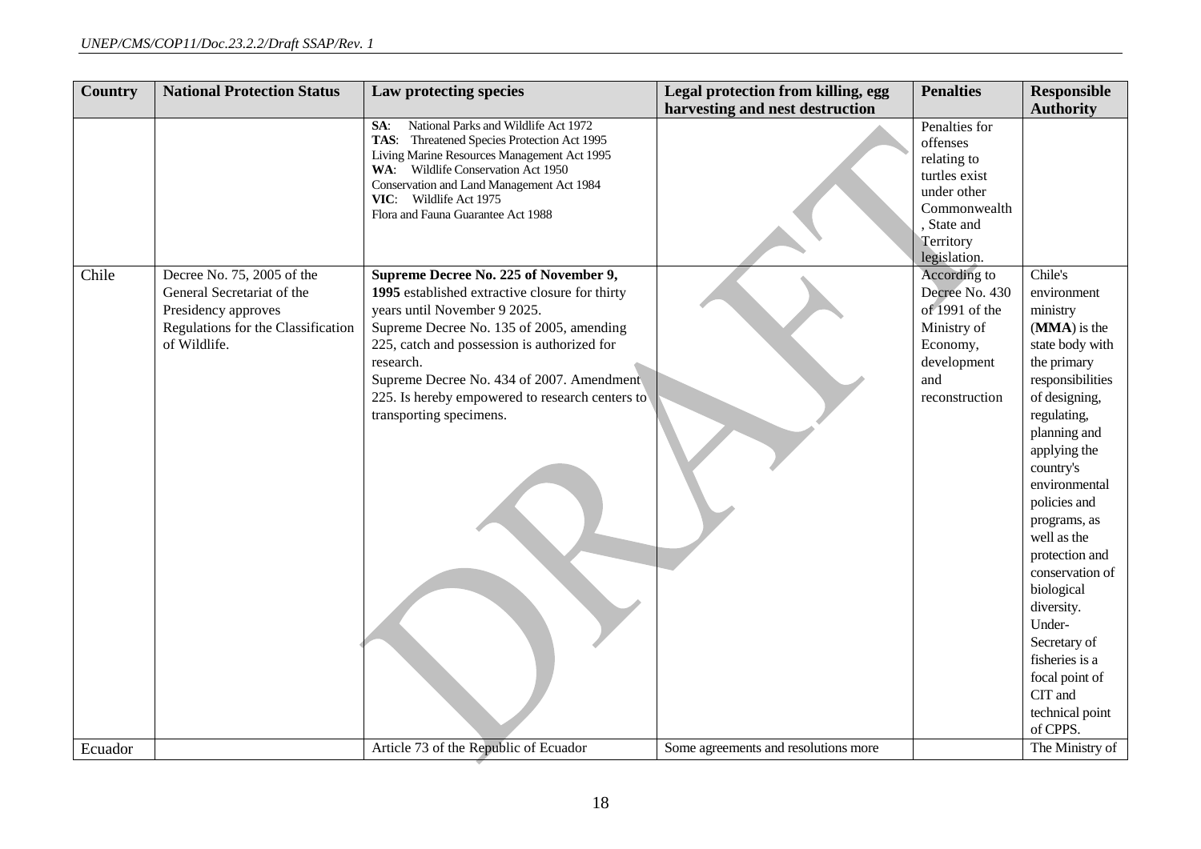| Country | National Protection Status | Law protecting species | Legal protection from killing, egg harvesting and nest destruction | Penalties | Responsible Authority |
|---|---|---|---|---|---|
| | | **SA**: National Parks and Wildlife Act 1972<br>**TAS**: Threatened Species Protection Act 1995<br>Living Marine Resources Management Act 1995<br>**WA**: Wildlife Conservation Act 1950<br>Conservation and Land Management Act 1984<br>**VIC**: Wildlife Act 1975<br>Flora and Fauna Guarantee Act 1988 | | Penalties for offenses relating to turtles exist under other Commonwealth, State and Territory legislation. | |
| Chile | Decree No. 75, 2005 of the General Secretariat of the Presidency approves Regulations for the Classification of Wildlife. | **Supreme Decree No. 225 of November 9, 1995** established extractive closure for thirty years until November 9 2025.<br>Supreme Decree No. 135 of 2005, amending 225, catch and possession is authorized for research.<br>Supreme Decree No. 434 of 2007. Amendment 225. Is hereby empowered to research centers to transporting specimens. | | According to Decree No. 430 of 1991 of the Ministry of Economy, development and reconstruction | Chile's environment ministry (**MMA**) is the state body with the primary responsibilities of designing, regulating, planning and applying the country's environmental policies and programs, as well as the protection and conservation of biological diversity. Under-Secretary of fisheries is a focal point of CIT and technical point of CPPS. |
| Ecuador | | Article 73 of the Republic of Ecuador | Some agreements and resolutions more | | The Ministry of |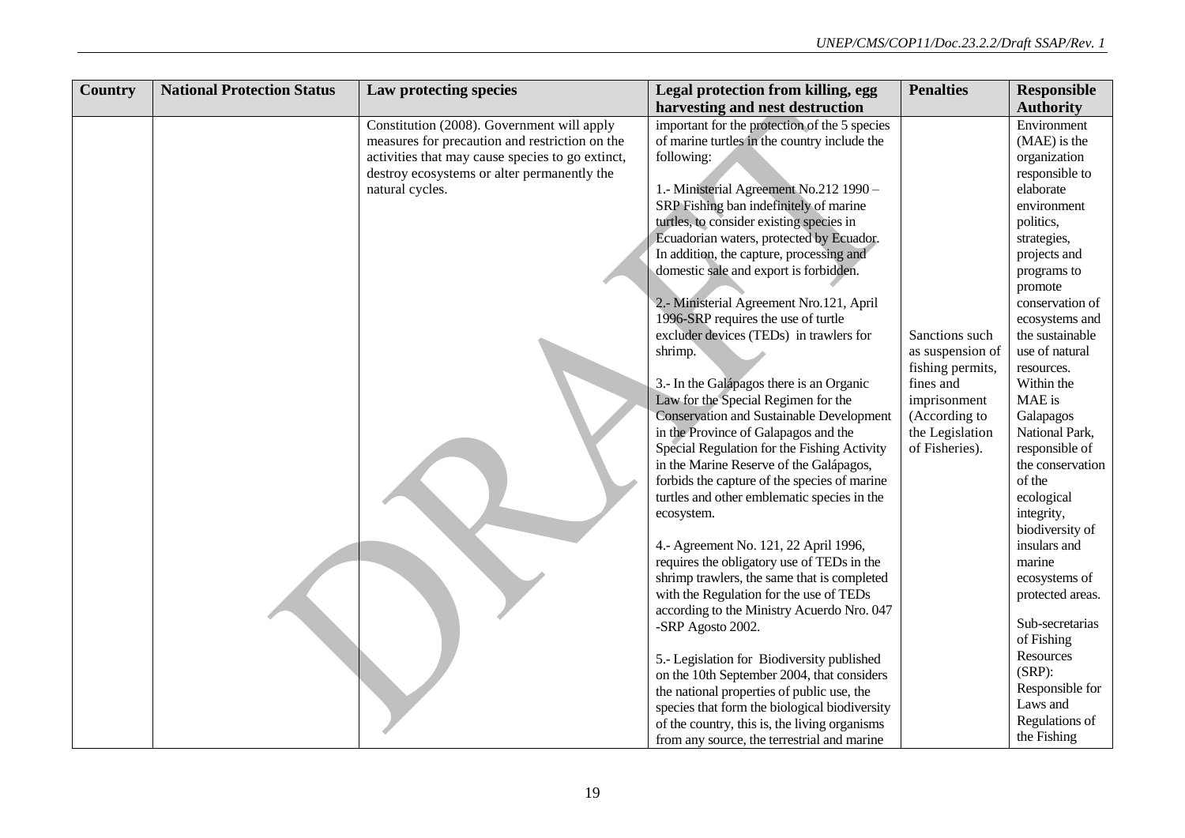| Country | National Protection Status | Law protecting species | Legal protection from killing, egg harvesting and nest destruction | Penalties | Responsible Authority |
|---|---|---|---|---|---|
| | | Constitution (2008). Government will apply measures for precaution and restriction on the activities that may cause species to go extinct, destroy ecosystems or alter permanently the natural cycles. | important for the protection of the 5 species of marine turtles in the country include the following:<br><br>1.- Ministerial Agreement No.212 1990 – SRP Fishing ban indefinitely of marine turtles, to consider existing species in Ecuadorian waters, protected by Ecuador. In addition, the capture, processing and domestic sale and export is forbidden.<br><br>2.- Ministerial Agreement Nro.121, April 1996-SRP requires the use of turtle excluder devices (TEDs) in trawlers for shrimp.<br><br>3.- In the Galápagos there is an Organic Law for the Special Regimen for the Conservation and Sustainable Development in the Province of Galapagos and the Special Regulation for the Fishing Activity in the Marine Reserve of the Galápagos, forbids the capture of the species of marine turtles and other emblematic species in the ecosystem.<br><br>4.- Agreement No. 121, 22 April 1996, requires the obligatory use of TEDs in the shrimp trawlers, the same that is completed with the Regulation for the use of TEDs according to the Ministry Acuerdo Nro. 047 -SRP Agosto 2002.<br><br>5.- Legislation for Biodiversity published on the 10th September 2004, that considers the national properties of public use, the species that form the biological biodiversity of the country, this is, the living organisms from any source, the terrestrial and marine | Sanctions such as suspension of fishing permits, fines and imprisonment (According to the Legislation of Fisheries). | Environment (MAE) is the organization responsible to elaborate environment politics, strategies, projects and programs to promote conservation of ecosystems and the sustainable use of natural resources. Within the MAE is Galapagos National Park, responsible of the conservation of the ecological integrity, biodiversity of insulars and marine ecosystems of protected areas.<br><br>Sub-secretarias of Fishing Resources (SRP): Responsible for Laws and Regulations of the Fishing |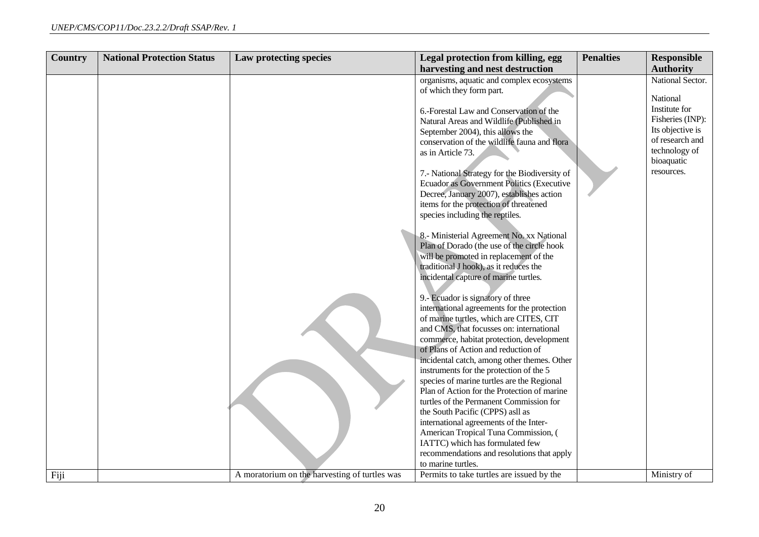| Country | National Protection Status | Law protecting species | Legal protection from killing, egg harvesting and nest destruction | Penalties | Responsible Authority |
| --- | --- | --- | --- | --- | --- |
| | | | organisms, aquatic and complex ecosystems of which they form part.<br><br>6.-Forestal Law and Conservation of the Natural Areas and Wildlife (Published in September 2004), this allows the conservation of the wildlife fauna and flora as in Article 73.<br><br>7.- National Strategy for the Biodiversity of Ecuador as Government Politics (Executive Decree, January 2007), establishes action items for the protection of threatened species including the reptiles.<br><br>8.- Ministerial Agreement No. xx National Plan of Dorado (the use of the circle hook will be promoted in replacement of the traditional J hook), as it reduces the incidental capture of marine turtles.<br><br>9.- Ecuador is signatory of three international agreements for the protection of marine turtles, which are CITES, CIT and CMS, that focusses on: international commerce, habitat protection, development of Plans of Action and reduction of incidental catch, among other themes. Other instruments for the protection of the 5 species of marine turtles are the Regional Plan of Action for the Protection of marine turtles of the Permanent Commission for the South Pacific (CPPS) asll as international agreements of the Inter-American Tropical Tuna Commission, ( IATTC) which has formulated few recommendations and resolutions that apply to marine turtles. | | National Sector.<br><br>National Institute for Fisheries (INP): Its objective is of research and technology of bioaquatic resources. |
| Fiji | | A moratorium on the harvesting of turtles was | Permits to take turtles are issued by the | | Ministry of |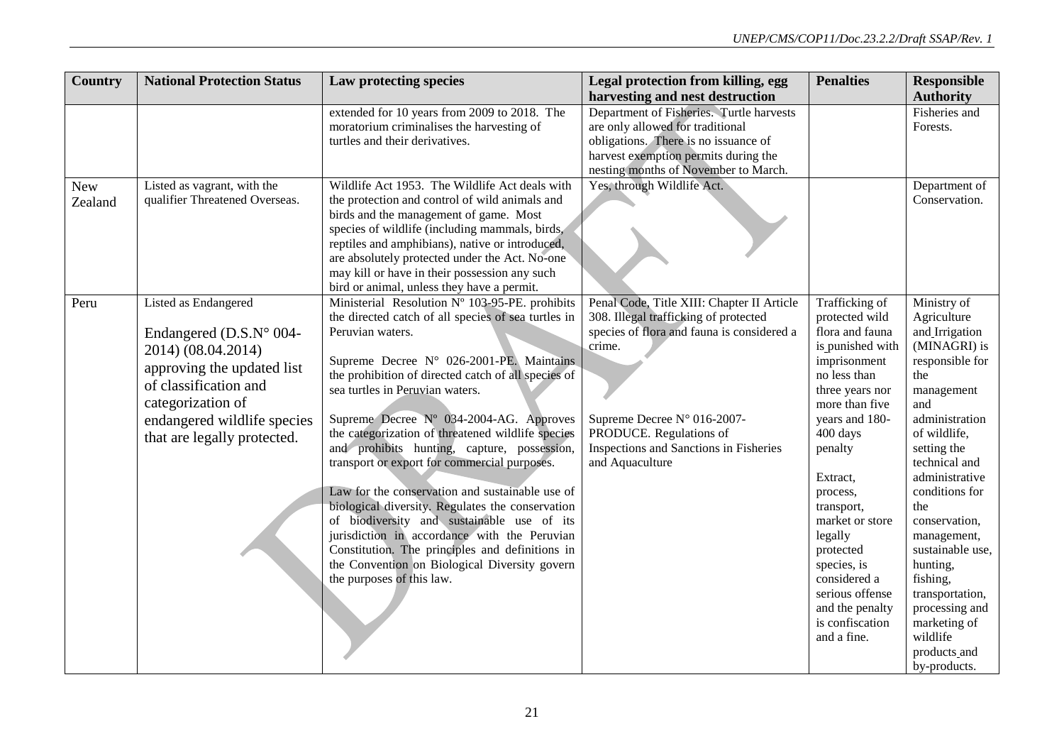| Country | National Protection Status | Law protecting species | Legal protection from killing, egg harvesting and nest destruction | Penalties | Responsible Authority |
|---|---|---|---|---|---|
| | | extended for 10 years from 2009 to 2018. The moratorium criminalises the harvesting of turtles and their derivatives. | Department of Fisheries. Turtle harvests are only allowed for traditional obligations. There is no issuance of harvest exemption permits during the nesting months of November to March. | | Fisheries and Forests. |
| New Zealand | Listed as vagrant, with the qualifier Threatened Overseas. | Wildlife Act 1953. The Wildlife Act deals with the protection and control of wild animals and birds and the management of game. Most species of wildlife (including mammals, birds, reptiles and amphibians), native or introduced, are absolutely protected under the Act. No-one may kill or have in their possession any such bird or animal, unless they have a permit. | Yes, through Wildlife Act. | | Department of Conservation. |
| Peru | Listed as Endangered<br><br>Endangered (D.S.N° 004-2014) (08.04.2014) approving the updated list of classification and categorization of endangered wildlife species that are legally protected. | Ministerial Resolution Nº 103-95-PE. prohibits the directed catch of all species of sea turtles in Peruvian waters.<br><br>Supreme Decree N° 026-2001-PE. Maintains the prohibition of directed catch of all species of sea turtles in Peruvian waters.<br><br>Supreme Decree N° 034-2004-AG. Approves the categorization of threatened wildlife species and prohibits hunting, capture, possession, transport or export for commercial purposes.<br><br>Law for the conservation and sustainable use of biological diversity. Regulates the conservation of biodiversity and sustainable use of its jurisdiction in accordance with the Peruvian Constitution. The principles and definitions in the Convention on Biological Diversity govern the purposes of this law. | Penal Code, Title XIII: Chapter II Article 308. Illegal trafficking of protected species of flora and fauna is considered a crime.<br><br>Supreme Decree N° 016-2007-PRODUCE. Regulations of Inspections and Sanctions in Fisheries and Aquaculture | Trafficking of protected wild flora and fauna is punished with imprisonment no less than three years nor more than five years and 180-400 days penalty<br><br>Extract, process, transport, market or store legally protected species, is considered a serious offense and the penalty is confiscation and a fine. | Ministry of Agriculture and Irrigation (MINAGRI) is responsible for the management and administration of wildlife, setting the technical and administrative conditions for the conservation, management, sustainable use, hunting, fishing, transportation, processing and marketing of wildlife products and by-products. |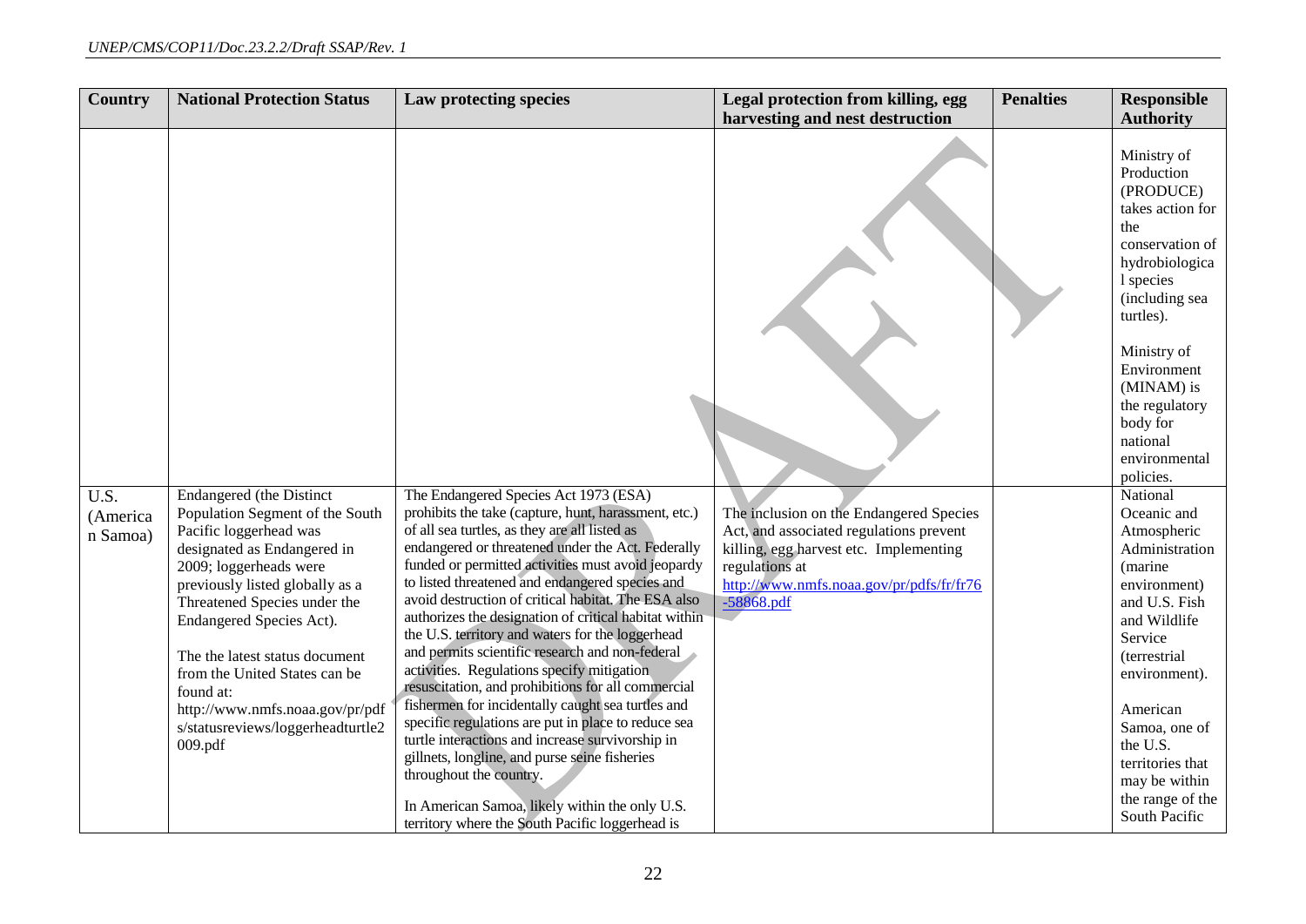| Country | National Protection Status | Law protecting species | Legal protection from killing, egg harvesting and nest destruction | Penalties | Responsible Authority |
|---|---|---|---|---|---|
| | | | | | Ministry of Production (PRODUCE) takes action for the conservation of hydrobiological species (including sea turtles).<br><br>Ministry of Environment (MINAM) is the regulatory body for national environmental policies. |
| U.S. (American Samoa) | Endangered (the Distinct Population Segment of the South Pacific loggerhead was designated as Endangered in 2009; loggerheads were previously listed globally as a Threatened Species under the Endangered Species Act).<br><br>The the latest status document from the United States can be found at: http://www.nmfs.noaa.gov/pr/pdfs/statusreviews/loggerheadturtle2009.pdf | The Endangered Species Act 1973 (ESA) prohibits the take (capture, hunt, harassment, etc.) of all sea turtles, as they are all listed as endangered or threatened under the Act. Federally funded or permitted activities must avoid jeopardy to listed threatened and endangered species and avoid destruction of critical habitat. The ESA also authorizes the designation of critical habitat within the U.S. territory and waters for the loggerhead and permits scientific research and non-federal activities. Regulations specify mitigation resuscitation, and prohibitions for all commercial fishermen for incidentally caught sea turtles and specific regulations are put in place to reduce sea turtle interactions and increase survivorship in gillnets, longline, and purse seine fisheries throughout the country.<br><br>In American Samoa, likely within the only U.S. territory where the South Pacific loggerhead is | The inclusion on the Endangered Species Act, and associated regulations prevent killing, egg harvest etc. Implementing regulations at http://www.nmfs.noaa.gov/pr/pdfs/fr/fr76-58868.pdf | | National Oceanic and Atmospheric Administration (marine environment) and U.S. Fish and Wildlife Service (terrestrial environment).<br><br>American Samoa, one of the U.S. territories that may be within the range of the South Pacific |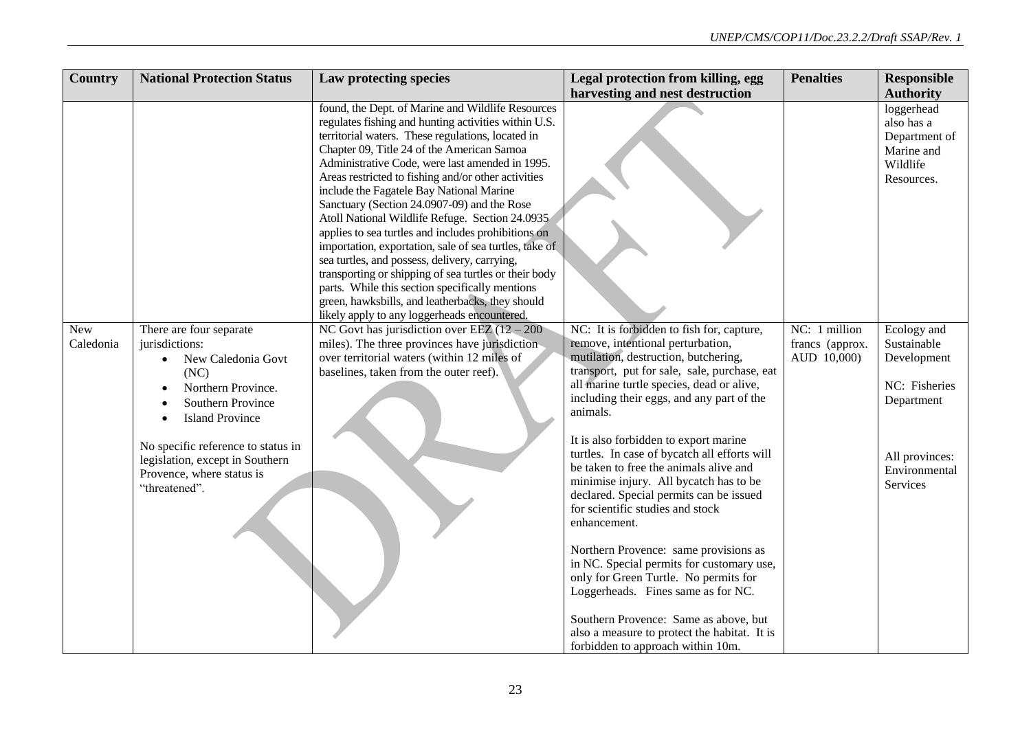| Country | National Protection Status | Law protecting species | Legal protection from killing, egg harvesting and nest destruction | Penalties | Responsible Authority |
|---|---|---|---|---|---|
| | | found, the Dept. of Marine and Wildlife Resources regulates fishing and hunting activities within U.S. territorial waters. These regulations, located in Chapter 09, Title 24 of the American Samoa Administrative Code, were last amended in 1995. Areas restricted to fishing and/or other activities include the Fagatele Bay National Marine Sanctuary (Section 24.0907-09) and the Rose Atoll National Wildlife Refuge. Section 24.0935 applies to sea turtles and includes prohibitions on importation, exportation, sale of sea turtles, take of sea turtles, and possess, delivery, carrying, transporting or shipping of sea turtles or their body parts. While this section specifically mentions green, hawksbills, and leatherbacks, they should likely apply to any loggerheads encountered. | | | loggerhead also has a Department of Marine and Wildlife Resources. |
| New Caledonia | There are four separate jurisdictions:<br>• New Caledonia Govt (NC)<br>• Northern Province.<br>• Southern Province<br>• Island Province<br><br>No specific reference to status in legislation, except in Southern Provence, where status is "threatened". | NC Govt has jurisdiction over EEZ (12 – 200 miles). The three provinces have jurisdiction over territorial waters (within 12 miles of baselines, taken from the outer reef). | NC: It is forbidden to fish for, capture, remove, intentional perturbation, mutilation, destruction, butchering, transport, put for sale, sale, purchase, eat all marine turtle species, dead or alive, including their eggs, and any part of the animals.<br><br>It is also forbidden to export marine turtles. In case of bycatch all efforts will be taken to free the animals alive and minimise injury. All bycatch has to be declared. Special permits can be issued for scientific studies and stock enhancement.<br><br>Northern Provence: same provisions as in NC. Special permits for customary use, only for Green Turtle. No permits for Loggerheads. Fines same as for NC.<br><br>Southern Provence: Same as above, but also a measure to protect the habitat. It is forbidden to approach within 10m. | NC: 1 million francs (approx. AUD 10,000) | Ecology and Sustainable Development<br><br>NC: Fisheries Department<br><br>All provinces: Environmental Services |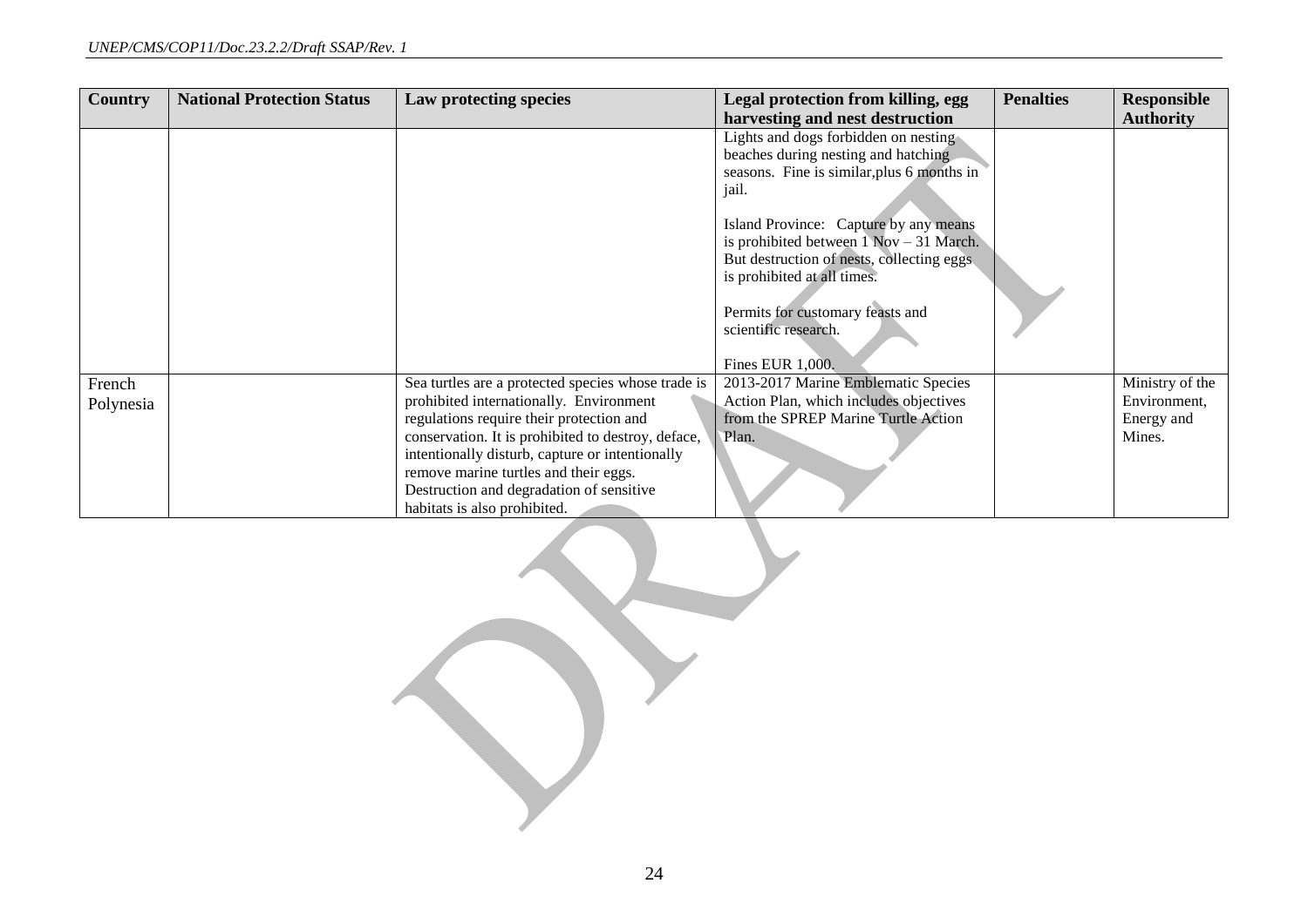| Country | National Protection Status | Law protecting species | Legal protection from killing, egg harvesting and nest destruction | Penalties | Responsible Authority |
|---|---|---|---|---|---|
| | | | Lights and dogs forbidden on nesting beaches during nesting and hatching seasons. Fine is similar,plus 6 months in jail.<br><br>Island Province: Capture by any means is prohibited between 1 Nov – 31 March. But destruction of nests, collecting eggs is prohibited at all times.<br><br>Permits for customary feasts and scientific research.<br><br>Fines EUR 1,000. | | |
| French Polynesia | | Sea turtles are a protected species whose trade is prohibited internationally. Environment regulations require their protection and conservation. It is prohibited to destroy, deface, intentionally disturb, capture or intentionally remove marine turtles and their eggs. Destruction and degradation of sensitive habitats is also prohibited. | 2013-2017 Marine Emblematic Species Action Plan, which includes objectives from the SPREP Marine Turtle Action Plan. | | Ministry of the Environment, Energy and Mines. |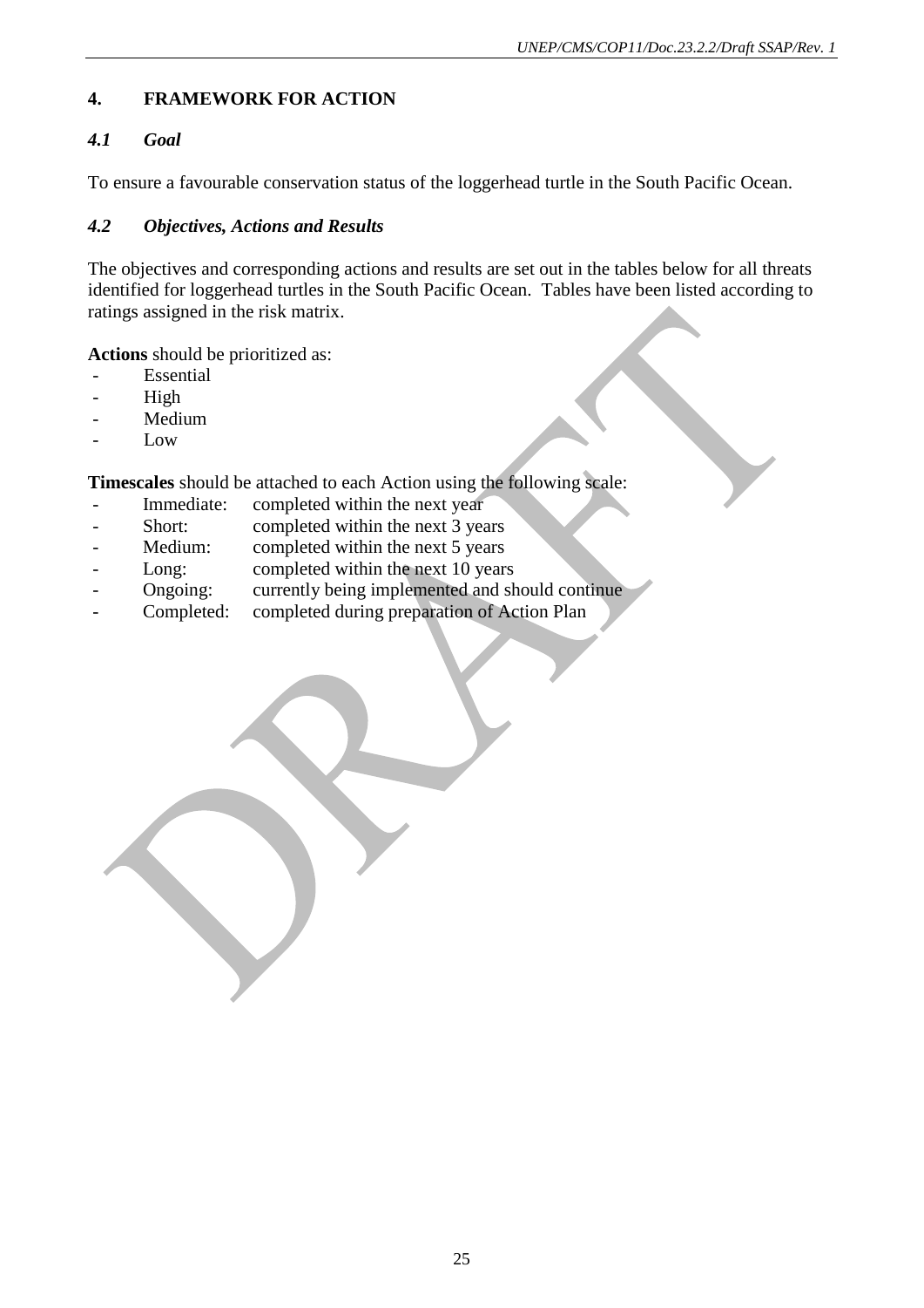# 4. FRAMEWORK FOR ACTION

## *4.1 Goal*

To ensure a favourable conservation status of the loggerhead turtle in the South Pacific Ocean.

## *4.2 Objectives, Actions and Results*

The objectives and corresponding actions and results are set out in the tables below for all threats identified for loggerhead turtles in the South Pacific Ocean. Tables have been listed according to ratings assigned in the risk matrix.

**Actions** should be prioritized as:

- Essential
- High
- Medium
- Low

**Timescales** should be attached to each Action using the following scale:

- Immediate: completed within the next year
- Short: completed within the next 3 years
- Medium: completed within the next 5 years
- Long: completed within the next 10 years
- Ongoing: currently being implemented and should continue
- Completed: completed during preparation of Action Plan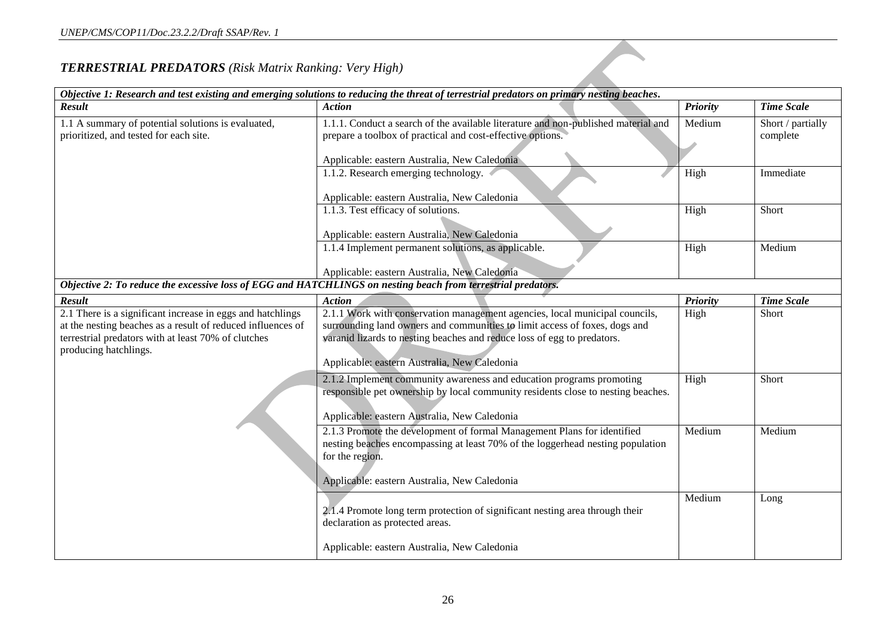## *TERRESTRIAL PREDATORS (Risk Matrix Ranking: Very High)*

| ***Objective 1: Research and test existing and emerging solutions to reducing the threat of terrestrial predators on primary nesting beaches.*** | | | |
|---|---|---|---|
| ***Result*** | ***Action*** | ***Priority*** | ***Time Scale*** |
| 1.1 A summary of potential solutions is evaluated, prioritized, and tested for each site. | 1.1.1. Conduct a search of the available literature and non-published material and prepare a toolbox of practical and cost-effective options.<br><br>Applicable: eastern Australia, New Caledonia | Medium | Short / partially complete |
| | 1.1.2. Research emerging technology.<br><br>Applicable: eastern Australia, New Caledonia | High | Immediate |
| | 1.1.3. Test efficacy of solutions.<br><br>Applicable: eastern Australia, New Caledonia | High | Short |
| | 1.1.4 Implement permanent solutions, as applicable.<br><br>Applicable: eastern Australia, New Caledonia | High | Medium |
| ***Objective 2: To reduce the excessive loss of EGG and HATCHLINGS on nesting beach from terrestrial predators.*** | | | |
| ***Result*** | ***Action*** | ***Priority*** | ***Time Scale*** |
| 2.1 There is a significant increase in eggs and hatchlings at the nesting beaches as a result of reduced influences of terrestrial predators with at least 70% of clutches producing hatchlings. | 2.1.1 Work with conservation management agencies, local municipal councils, surrounding land owners and communities to limit access of foxes, dogs and varanid lizards to nesting beaches and reduce loss of egg to predators.<br><br>Applicable: eastern Australia, New Caledonia | High | Short |
| | 2.1.2 Implement community awareness and education programs promoting responsible pet ownership by local community residents close to nesting beaches.<br><br>Applicable: eastern Australia, New Caledonia | High | Short |
| | 2.1.3 Promote the development of formal Management Plans for identified nesting beaches encompassing at least 70% of the loggerhead nesting population for the region.<br><br>Applicable: eastern Australia, New Caledonia | Medium | Medium |
| | 2.1.4 Promote long term protection of significant nesting area through their declaration as protected areas.<br><br>Applicable: eastern Australia, New Caledonia | Medium | Long |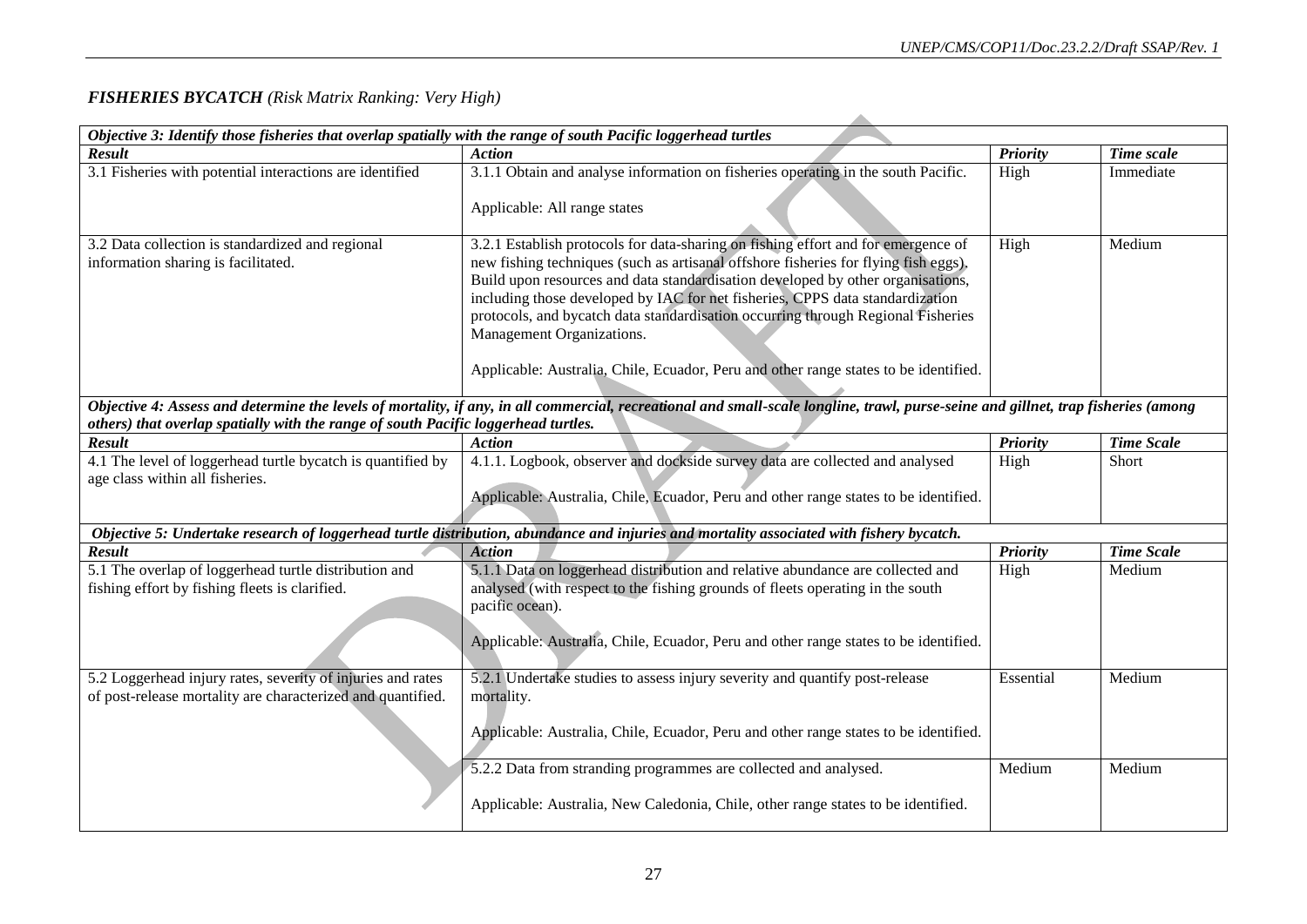***FISHERIES BYCATCH*** *(Risk Matrix Ranking: Very High)*

| ***Objective 3: Identify those fisheries that overlap spatially with the range of south Pacific loggerhead turtles*** | | | |
|---|---|---|---|
| ***Result*** | ***Action*** | ***Priority*** | ***Time scale*** |
| 3.1 Fisheries with potential interactions are identified | 3.1.1 Obtain and analyse information on fisheries operating in the south Pacific.<br><br>Applicable: All range states | High | Immediate |
| 3.2 Data collection is standardized and regional information sharing is facilitated. | 3.2.1 Establish protocols for data-sharing on fishing effort and for emergence of new fishing techniques (such as artisanal offshore fisheries for flying fish eggs). Build upon resources and data standardisation developed by other organisations, including those developed by IAC for net fisheries, CPPS data standardization protocols, and bycatch data standardisation occurring through Regional Fisheries Management Organizations.<br><br>Applicable: Australia, Chile, Ecuador, Peru and other range states to be identified. | High | Medium |
| ***Objective 4: Assess and determine the levels of mortality, if any, in all commercial, recreational and small-scale longline, trawl, purse-seine and gillnet, trap fisheries (among others) that overlap spatially with the range of south Pacific loggerhead turtles.*** | | | |
| ***Result*** | ***Action*** | ***Priority*** | ***Time Scale*** |
| 4.1 The level of loggerhead turtle bycatch is quantified by age class within all fisheries. | 4.1.1. Logbook, observer and dockside survey data are collected and analysed<br><br>Applicable: Australia, Chile, Ecuador, Peru and other range states to be identified. | High | Short |
| ***Objective 5: Undertake research of loggerhead turtle distribution, abundance and injuries and mortality associated with fishery bycatch.*** | | | |
| ***Result*** | ***Action*** | ***Priority*** | ***Time Scale*** |
| 5.1 The overlap of loggerhead turtle distribution and fishing effort by fishing fleets is clarified. | 5.1.1 Data on loggerhead distribution and relative abundance are collected and analysed (with respect to the fishing grounds of fleets operating in the south pacific ocean).<br><br>Applicable: Australia, Chile, Ecuador, Peru and other range states to be identified. | High | Medium |
| 5.2 Loggerhead injury rates, severity of injuries and rates of post-release mortality are characterized and quantified. | 5.2.1 Undertake studies to assess injury severity and quantify post-release mortality.<br><br>Applicable: Australia, Chile, Ecuador, Peru and other range states to be identified. | Essential | Medium |
| | 5.2.2 Data from stranding programmes are collected and analysed.<br><br>Applicable: Australia, New Caledonia, Chile, other range states to be identified. | Medium | Medium |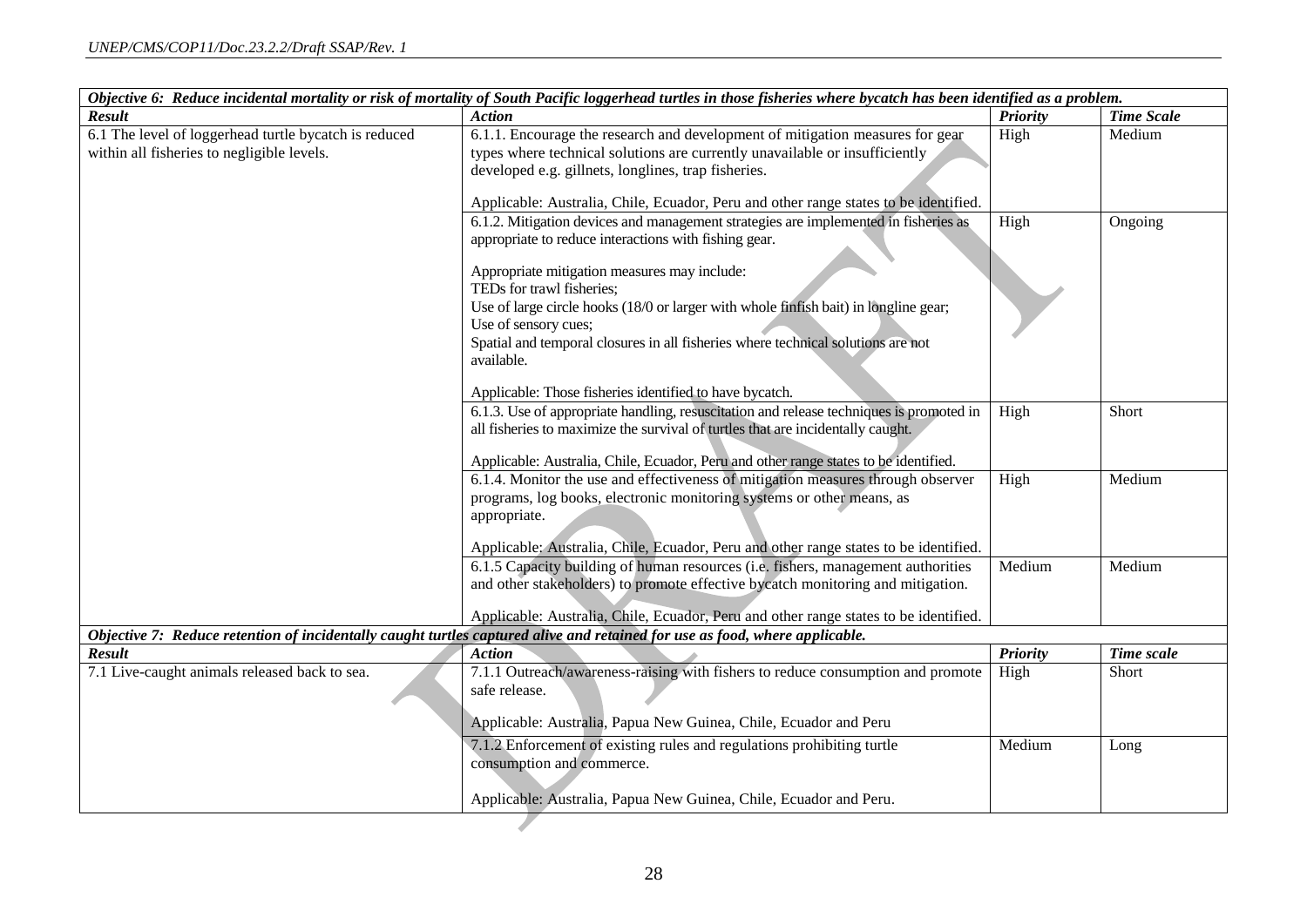| *Objective 6: Reduce incidental mortality or risk of mortality of South Pacific loggerhead turtles in those fisheries where bycatch has been identified as a problem.* | | | |
|---|---|---|---|
| ***Result*** | ***Action*** | ***Priority*** | ***Time Scale*** |
| 6.1 The level of loggerhead turtle bycatch is reduced within all fisheries to negligible levels. | 6.1.1. Encourage the research and development of mitigation measures for gear types where technical solutions are currently unavailable or insufficiently developed e.g. gillnets, longlines, trap fisheries.<br><br>Applicable: Australia, Chile, Ecuador, Peru and other range states to be identified. | High | Medium |
| | 6.1.2. Mitigation devices and management strategies are implemented in fisheries as appropriate to reduce interactions with fishing gear.<br><br>Appropriate mitigation measures may include:<br>TEDs for trawl fisheries;<br>Use of large circle hooks (18/0 or larger with whole finfish bait) in longline gear;<br>Use of sensory cues;<br>Spatial and temporal closures in all fisheries where technical solutions are not available.<br><br>Applicable: Those fisheries identified to have bycatch. | High | Ongoing |
| | 6.1.3. Use of appropriate handling, resuscitation and release techniques is promoted in all fisheries to maximize the survival of turtles that are incidentally caught.<br><br>Applicable: Australia, Chile, Ecuador, Peru and other range states to be identified. | High | Short |
| | 6.1.4. Monitor the use and effectiveness of mitigation measures through observer programs, log books, electronic monitoring systems or other means, as appropriate.<br><br>Applicable: Australia, Chile, Ecuador, Peru and other range states to be identified. | High | Medium |
| | 6.1.5 Capacity building of human resources (i.e. fishers, management authorities and other stakeholders) to promote effective bycatch monitoring and mitigation.<br><br>Applicable: Australia, Chile, Ecuador, Peru and other range states to be identified. | Medium | Medium |
| *Objective 7: Reduce retention of incidentally caught turtles captured alive and retained for use as food, where applicable.* | | | |
| ***Result*** | ***Action*** | ***Priority*** | ***Time scale*** |
| 7.1 Live-caught animals released back to sea. | 7.1.1 Outreach/awareness-raising with fishers to reduce consumption and promote safe release.<br><br>Applicable: Australia, Papua New Guinea, Chile, Ecuador and Peru | High | Short |
| | 7.1.2 Enforcement of existing rules and regulations prohibiting turtle consumption and commerce.<br><br>Applicable: Australia, Papua New Guinea, Chile, Ecuador and Peru. | Medium | Long |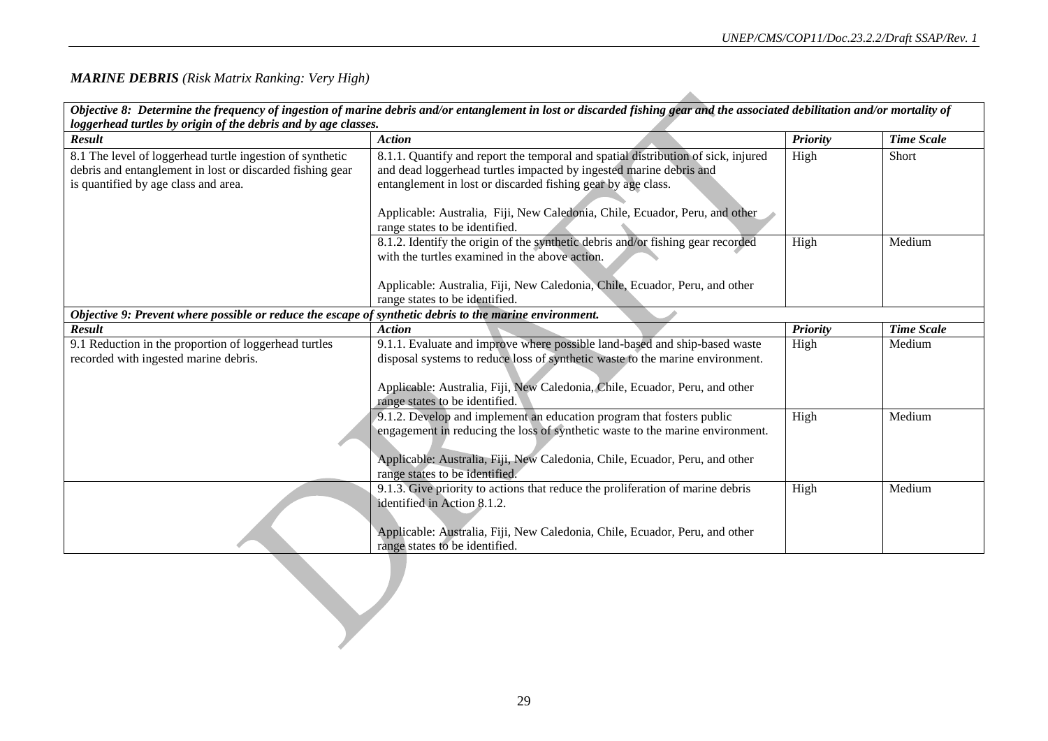***MARINE DEBRIS*** *(Risk Matrix Ranking: Very High)*

| ***Objective 8: Determine the frequency of ingestion of marine debris and/or entanglement in lost or discarded fishing gear and the associated debilitation and/or mortality of loggerhead turtles by origin of the debris and by age classes.*** | | | |
|---|---|---|---|
| ***Result*** | ***Action*** | ***Priority*** | ***Time Scale*** |
| 8.1 The level of loggerhead turtle ingestion of synthetic debris and entanglement in lost or discarded fishing gear is quantified by age class and area. | 8.1.1. Quantify and report the temporal and spatial distribution of sick, injured and dead loggerhead turtles impacted by ingested marine debris and entanglement in lost or discarded fishing gear by age class.<br><br>Applicable: Australia, Fiji, New Caledonia, Chile, Ecuador, Peru, and other range states to be identified. | High | Short |
| | 8.1.2. Identify the origin of the synthetic debris and/or fishing gear recorded with the turtles examined in the above action.<br><br>Applicable: Australia, Fiji, New Caledonia, Chile, Ecuador, Peru, and other range states to be identified. | High | Medium |
| ***Objective 9: Prevent where possible or reduce the escape of synthetic debris to the marine environment.*** | | | |
| ***Result*** | ***Action*** | ***Priority*** | ***Time Scale*** |
| 9.1 Reduction in the proportion of loggerhead turtles recorded with ingested marine debris. | 9.1.1. Evaluate and improve where possible land-based and ship-based waste disposal systems to reduce loss of synthetic waste to the marine environment.<br><br>Applicable: Australia, Fiji, New Caledonia, Chile, Ecuador, Peru, and other range states to be identified. | High | Medium |
| | 9.1.2. Develop and implement an education program that fosters public engagement in reducing the loss of synthetic waste to the marine environment.<br><br>Applicable: Australia, Fiji, New Caledonia, Chile, Ecuador, Peru, and other range states to be identified. | High | Medium |
| | 9.1.3. Give priority to actions that reduce the proliferation of marine debris identified in Action 8.1.2.<br><br>Applicable: Australia, Fiji, New Caledonia, Chile, Ecuador, Peru, and other range states to be identified. | High | Medium |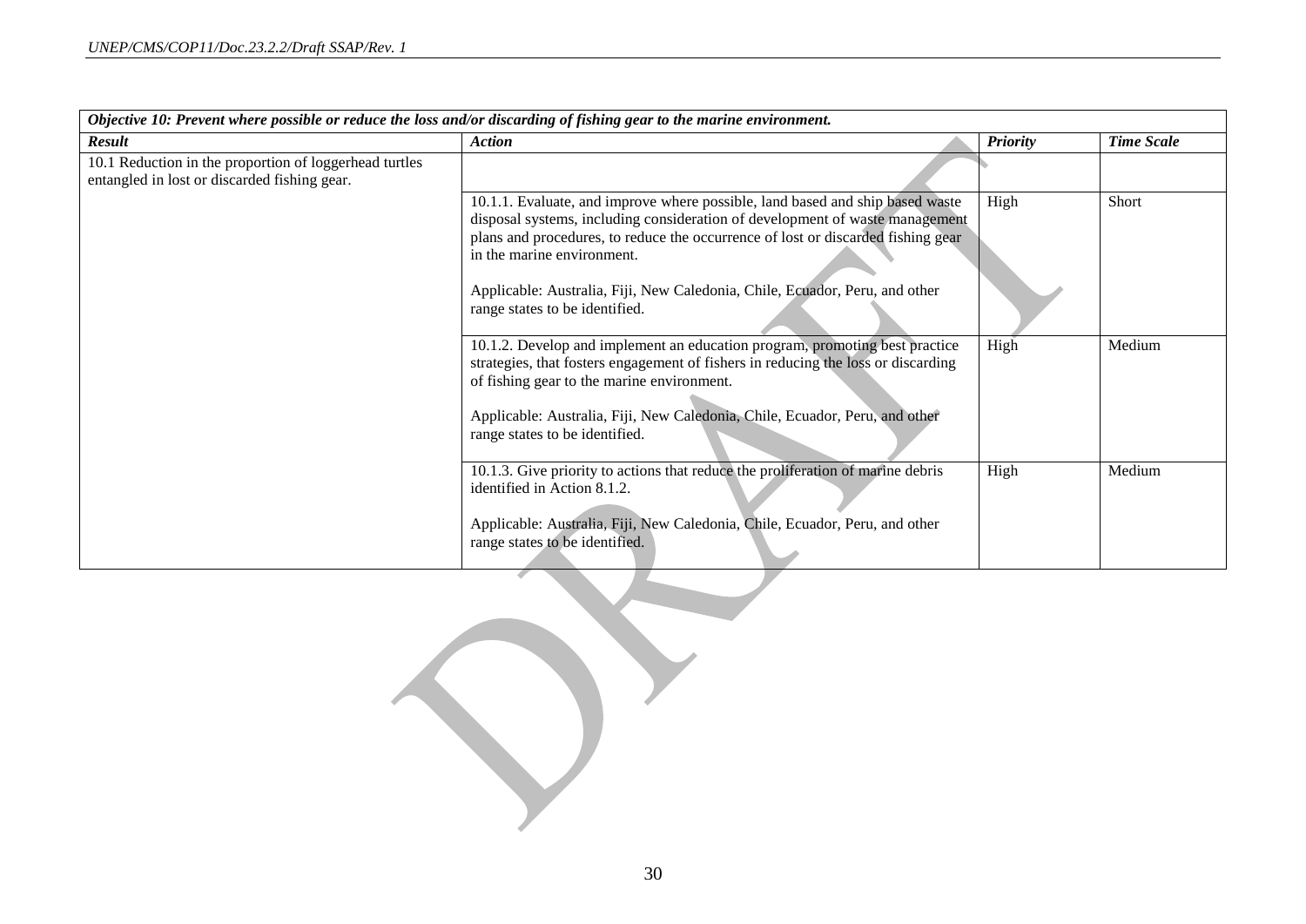| *Objective 10: Prevent where possible or reduce the loss and/or discarding of fishing gear to the marine environment.* | | | |
|---|---|---|---|
| ***Result*** | ***Action*** | ***Priority*** | ***Time Scale*** |
| 10.1 Reduction in the proportion of loggerhead turtles entangled in lost or discarded fishing gear. | | | |
| | 10.1.1. Evaluate, and improve where possible, land based and ship based waste disposal systems, including consideration of development of waste management plans and procedures, to reduce the occurrence of lost or discarded fishing gear in the marine environment.<br><br>Applicable: Australia, Fiji, New Caledonia, Chile, Ecuador, Peru, and other range states to be identified. | High | Short |
| | 10.1.2. Develop and implement an education program, promoting best practice strategies, that fosters engagement of fishers in reducing the loss or discarding of fishing gear to the marine environment.<br><br>Applicable: Australia, Fiji, New Caledonia, Chile, Ecuador, Peru, and other range states to be identified. | High | Medium |
| | 10.1.3. Give priority to actions that reduce the proliferation of marine debris identified in Action 8.1.2.<br><br>Applicable: Australia, Fiji, New Caledonia, Chile, Ecuador, Peru, and other range states to be identified. | High | Medium |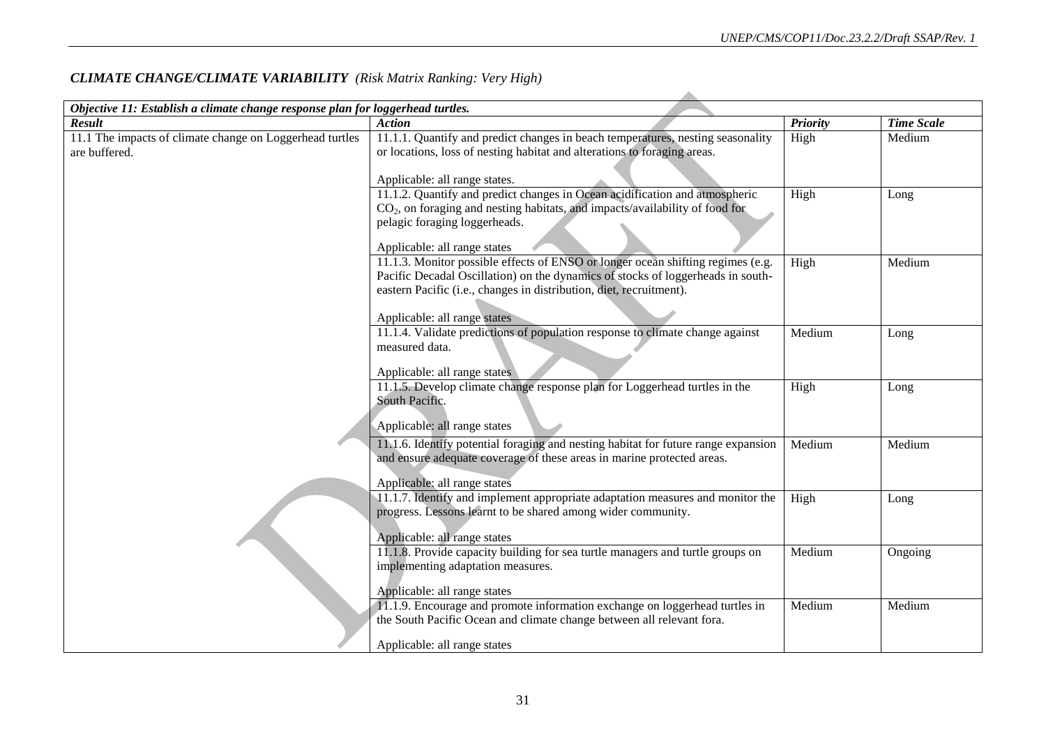### *CLIMATE CHANGE/CLIMATE VARIABILITY (Risk Matrix Ranking: Very High)*

| *Objective 11: Establish a climate change response plan for loggerhead turtles.* | | | |
|---|---|---|---|
| ***Result*** | ***Action*** | ***Priority*** | ***Time Scale*** |
| 11.1 The impacts of climate change on Loggerhead turtles are buffered. | 11.1.1. Quantify and predict changes in beach temperatures, nesting seasonality or locations, loss of nesting habitat and alterations to foraging areas.<br><br>Applicable: all range states. | High | Medium |
| | 11.1.2. Quantify and predict changes in Ocean acidification and atmospheric $CO_2$, on foraging and nesting habitats, and impacts/availability of food for pelagic foraging loggerheads.<br><br>Applicable: all range states | High | Long |
| | 11.1.3. Monitor possible effects of ENSO or longer ocean shifting regimes (e.g. Pacific Decadal Oscillation) on the dynamics of stocks of loggerheads in south-eastern Pacific (i.e., changes in distribution, diet, recruitment).<br><br>Applicable: all range states | High | Medium |
| | 11.1.4. Validate predictions of population response to climate change against measured data.<br><br>Applicable: all range states | Medium | Long |
| | 11.1.5. Develop climate change response plan for Loggerhead turtles in the South Pacific.<br><br>Applicable: all range states | High | Long |
| | 11.1.6. Identify potential foraging and nesting habitat for future range expansion and ensure adequate coverage of these areas in marine protected areas.<br><br>Applicable: all range states | Medium | Medium |
| | 11.1.7. Identify and implement appropriate adaptation measures and monitor the progress. Lessons learnt to be shared among wider community.<br><br>Applicable: all range states | High | Long |
| | 11.1.8. Provide capacity building for sea turtle managers and turtle groups on implementing adaptation measures.<br><br>Applicable: all range states | Medium | Ongoing |
| | 11.1.9. Encourage and promote information exchange on loggerhead turtles in the South Pacific Ocean and climate change between all relevant fora.<br><br>Applicable: all range states | Medium | Medium |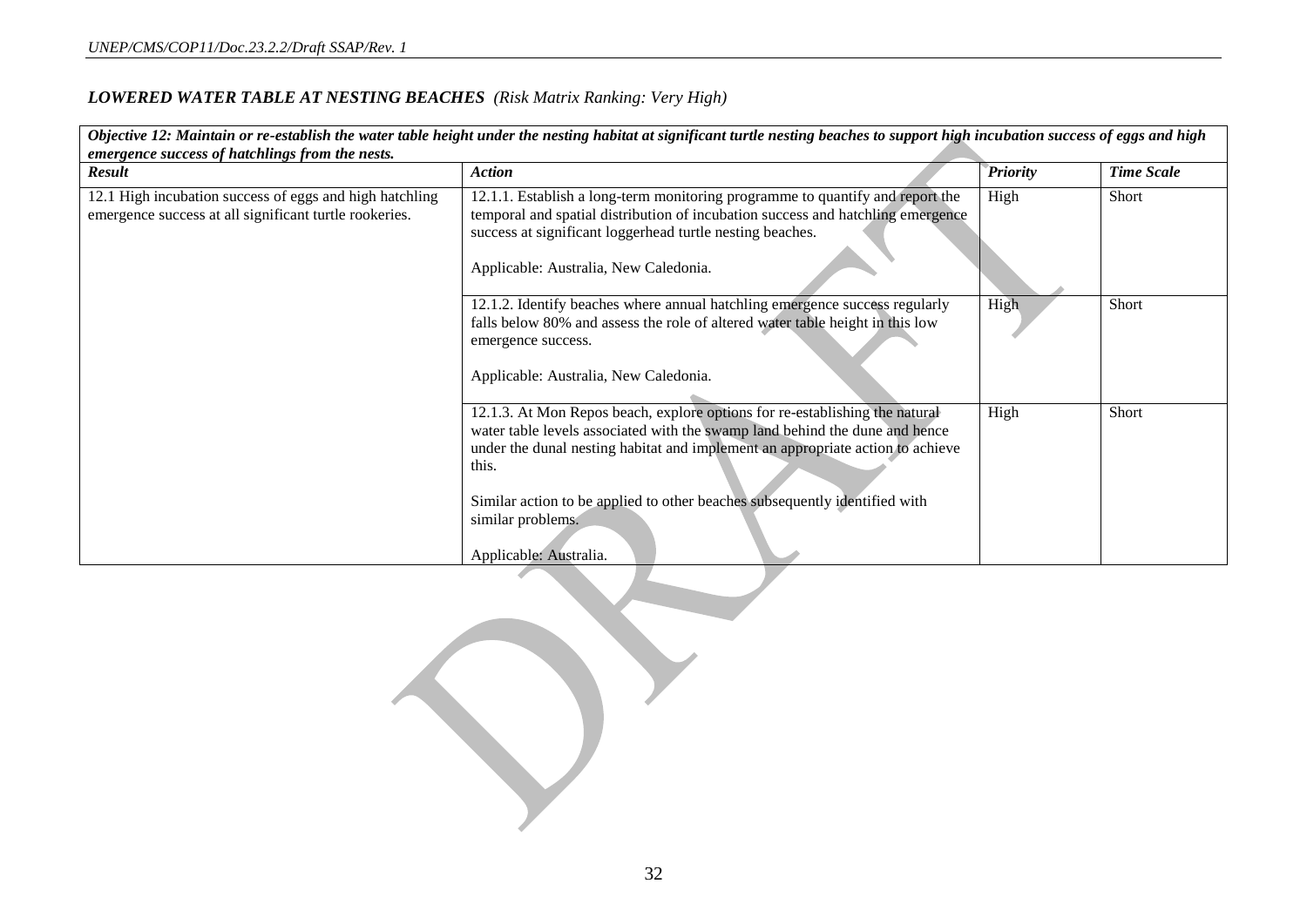### *LOWERED WATER TABLE AT NESTING BEACHES* *(Risk Matrix Ranking: Very High)*

| *Objective 12: Maintain or re-establish the water table height under the nesting habitat at significant turtle nesting beaches to support high incubation success of eggs and high emergence success of hatchlings from the nests.* | | | |
|---|---|---|---|
| ***Result*** | ***Action*** | ***Priority*** | ***Time Scale*** |
| 12.1 High incubation success of eggs and high hatchling emergence success at all significant turtle rookeries. | 12.1.1. Establish a long-term monitoring programme to quantify and report the temporal and spatial distribution of incubation success and hatchling emergence success at significant loggerhead turtle nesting beaches.<br><br>Applicable: Australia, New Caledonia. | High | Short |
| | 12.1.2. Identify beaches where annual hatchling emergence success regularly falls below 80% and assess the role of altered water table height in this low emergence success.<br><br>Applicable: Australia, New Caledonia. | High | Short |
| | 12.1.3. At Mon Repos beach, explore options for re-establishing the natural water table levels associated with the swamp land behind the dune and hence under the dunal nesting habitat and implement an appropriate action to achieve this.<br><br>Similar action to be applied to other beaches subsequently identified with similar problems.<br><br>Applicable: Australia. | High | Short |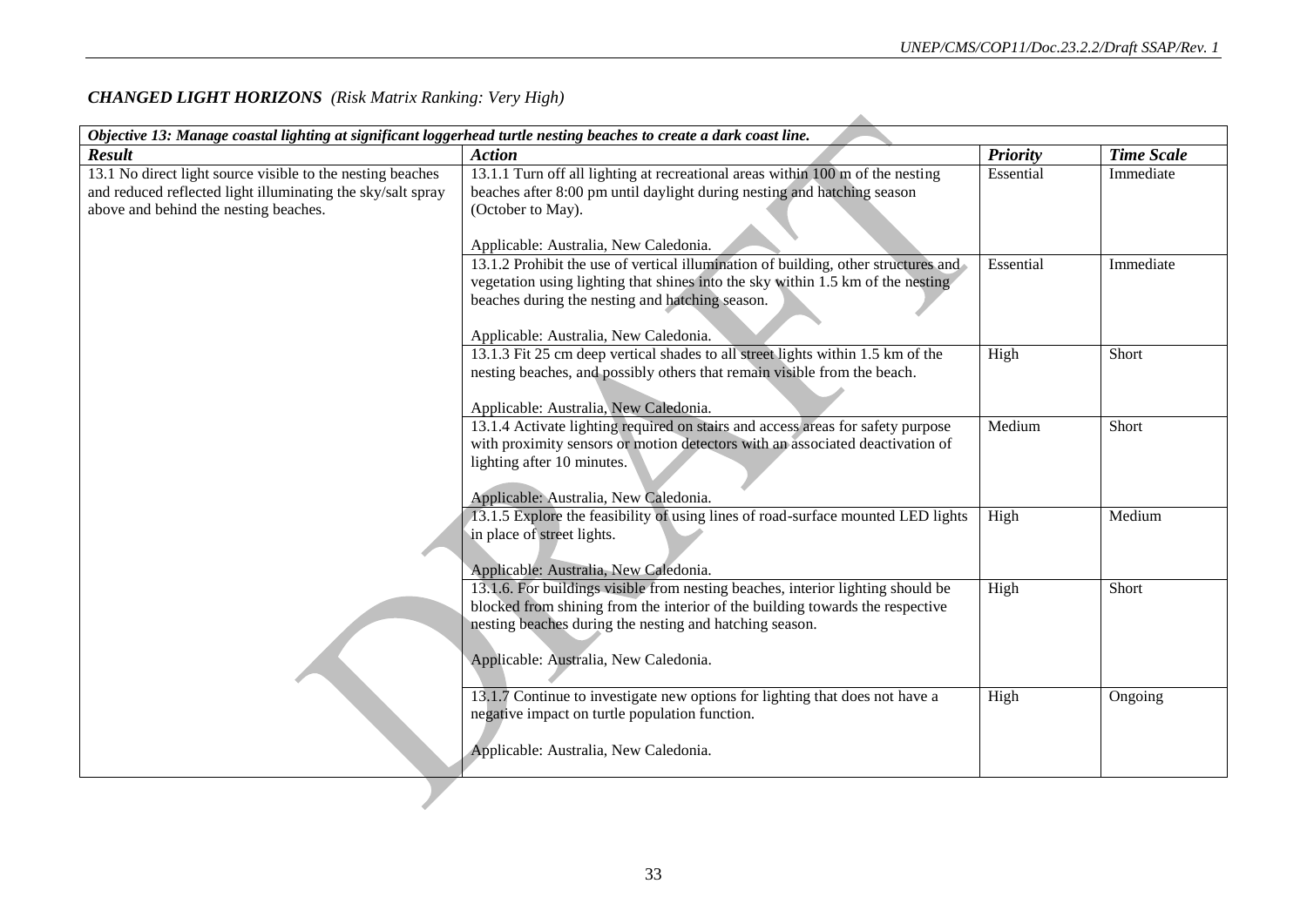## *CHANGED LIGHT HORIZONS (Risk Matrix Ranking: Very High)*

| *Objective 13: Manage coastal lighting at significant loggerhead turtle nesting beaches to create a dark coast line.* | | | |
|---|---|---|---|
| ***Result*** | ***Action*** | ***Priority*** | ***Time Scale*** |
| 13.1 No direct light source visible to the nesting beaches and reduced reflected light illuminating the sky/salt spray above and behind the nesting beaches. | 13.1.1 Turn off all lighting at recreational areas within 100 m of the nesting beaches after 8:00 pm until daylight during nesting and hatching season (October to May).<br><br>Applicable: Australia, New Caledonia. | Essential | Immediate |
| | 13.1.2 Prohibit the use of vertical illumination of building, other structures and vegetation using lighting that shines into the sky within 1.5 km of the nesting beaches during the nesting and hatching season.<br><br>Applicable: Australia, New Caledonia. | Essential | Immediate |
| | 13.1.3 Fit 25 cm deep vertical shades to all street lights within 1.5 km of the nesting beaches, and possibly others that remain visible from the beach.<br><br>Applicable: Australia, New Caledonia. | High | Short |
| | 13.1.4 Activate lighting required on stairs and access areas for safety purpose with proximity sensors or motion detectors with an associated deactivation of lighting after 10 minutes.<br><br>Applicable: Australia, New Caledonia. | Medium | Short |
| | 13.1.5 Explore the feasibility of using lines of road-surface mounted LED lights in place of street lights.<br><br>Applicable: Australia, New Caledonia. | High | Medium |
| | 13.1.6. For buildings visible from nesting beaches, interior lighting should be blocked from shining from the interior of the building towards the respective nesting beaches during the nesting and hatching season.<br><br>Applicable: Australia, New Caledonia. | High | Short |
| | 13.1.7 Continue to investigate new options for lighting that does not have a negative impact on turtle population function.<br><br>Applicable: Australia, New Caledonia. | High | Ongoing |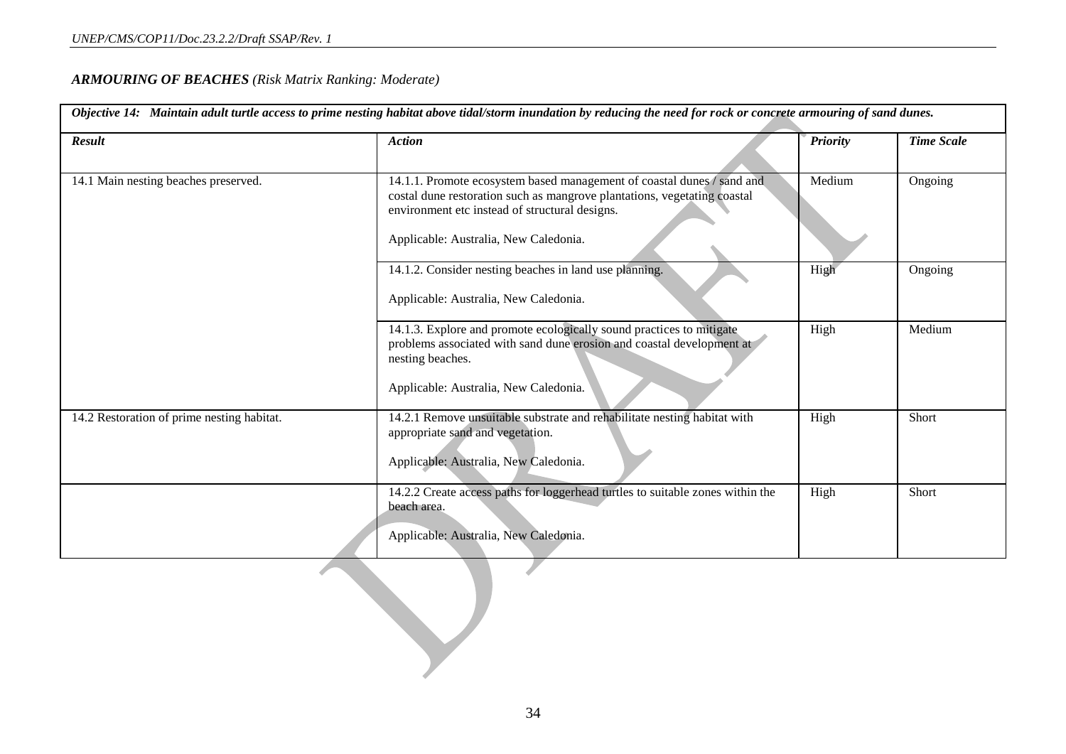***ARMOURING OF BEACHES** (Risk Matrix Ranking: Moderate)*

| ***Objective 14: Maintain adult turtle access to prime nesting habitat above tidal/storm inundation by reducing the need for rock or concrete armouring of sand dunes.*** | | | |
|---|---|---|---|
| ***Result*** | ***Action*** | ***Priority*** | ***Time Scale*** |
| 14.1 Main nesting beaches preserved. | 14.1.1. Promote ecosystem based management of coastal dunes / sand and costal dune restoration such as mangrove plantations, vegetating coastal environment etc instead of structural designs.<br><br>Applicable: Australia, New Caledonia. | Medium | Ongoing |
| | 14.1.2. Consider nesting beaches in land use planning.<br><br>Applicable: Australia, New Caledonia. | High | Ongoing |
| | 14.1.3. Explore and promote ecologically sound practices to mitigate problems associated with sand dune erosion and coastal development at nesting beaches.<br><br>Applicable: Australia, New Caledonia. | High | Medium |
| 14.2 Restoration of prime nesting habitat. | 14.2.1 Remove unsuitable substrate and rehabilitate nesting habitat with appropriate sand and vegetation.<br><br>Applicable: Australia, New Caledonia. | High | Short |
| | 14.2.2 Create access paths for loggerhead turtles to suitable zones within the beach area.<br><br>Applicable: Australia, New Caledonia. | High | Short |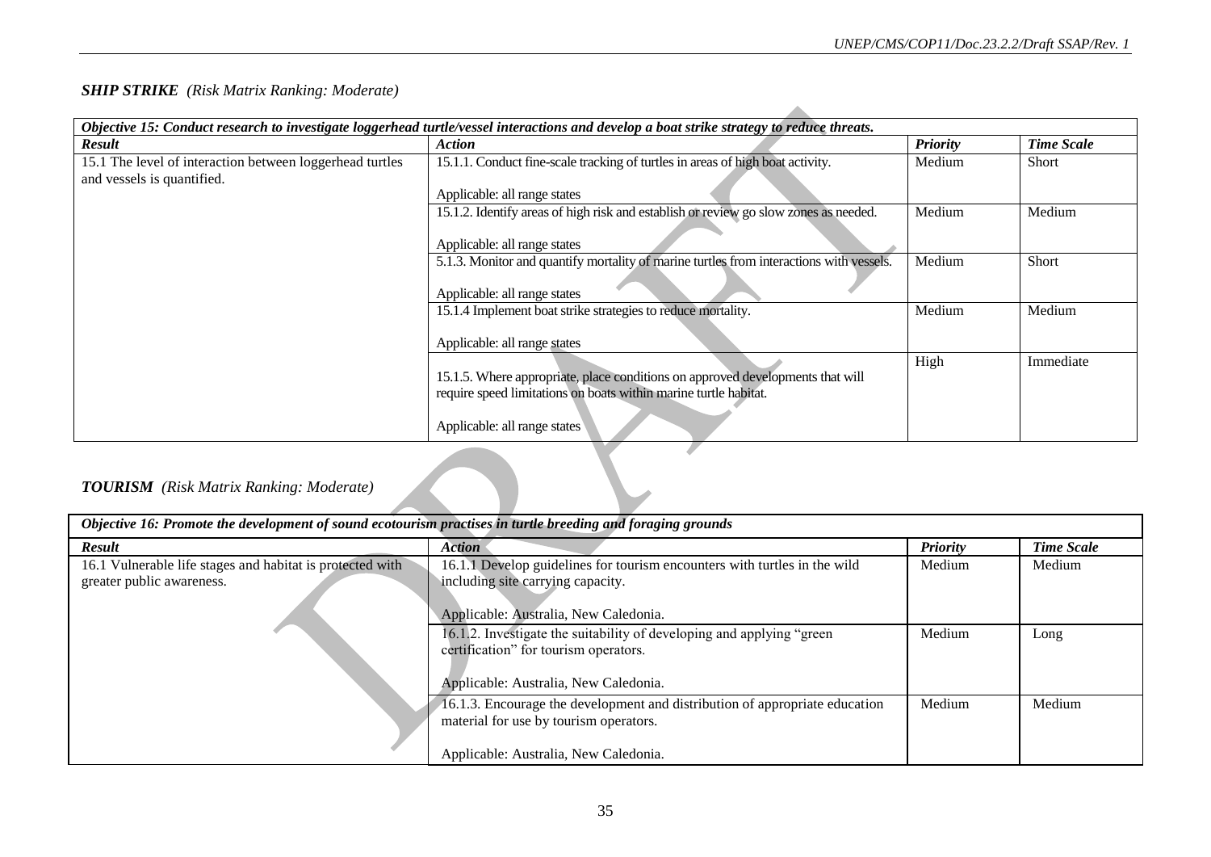***SHIP STRIKE*** *(Risk Matrix Ranking: Moderate)*

| ***Objective 15: Conduct research to investigate loggerhead turtle/vessel interactions and develop a boat strike strategy to reduce threats.*** | | | |
|---|---|---|---|
| ***Result*** | ***Action*** | ***Priority*** | ***Time Scale*** |
| 15.1 The level of interaction between loggerhead turtles and vessels is quantified. | 15.1.1. Conduct fine-scale tracking of turtles in areas of high boat activity.<br><br>Applicable: all range states | Medium | Short |
| | 15.1.2. Identify areas of high risk and establish or review go slow zones as needed.<br><br>Applicable: all range states | Medium | Medium |
| | 5.1.3. Monitor and quantify mortality of marine turtles from interactions with vessels.<br><br>Applicable: all range states | Medium | Short |
| | 15.1.4 Implement boat strike strategies to reduce mortality.<br><br>Applicable: all range states | Medium | Medium |
| | 15.1.5. Where appropriate, place conditions on approved developments that will require speed limitations on boats within marine turtle habitat.<br><br>Applicable: all range states | High | Immediate |

***TOURISM*** *(Risk Matrix Ranking: Moderate)*

| ***Objective 16: Promote the development of sound ecotourism practises in turtle breeding and foraging grounds*** | | | |
|---|---|---|---|
| ***Result*** | ***Action*** | ***Priority*** | ***Time Scale*** |
| 16.1 Vulnerable life stages and habitat is protected with greater public awareness. | 16.1.1 Develop guidelines for tourism encounters with turtles in the wild including site carrying capacity.<br><br>Applicable: Australia, New Caledonia. | Medium | Medium |
| | 16.1.2. Investigate the suitability of developing and applying "green certification" for tourism operators.<br><br>Applicable: Australia, New Caledonia. | Medium | Long |
| | 16.1.3. Encourage the development and distribution of appropriate education material for use by tourism operators.<br><br>Applicable: Australia, New Caledonia. | Medium | Medium |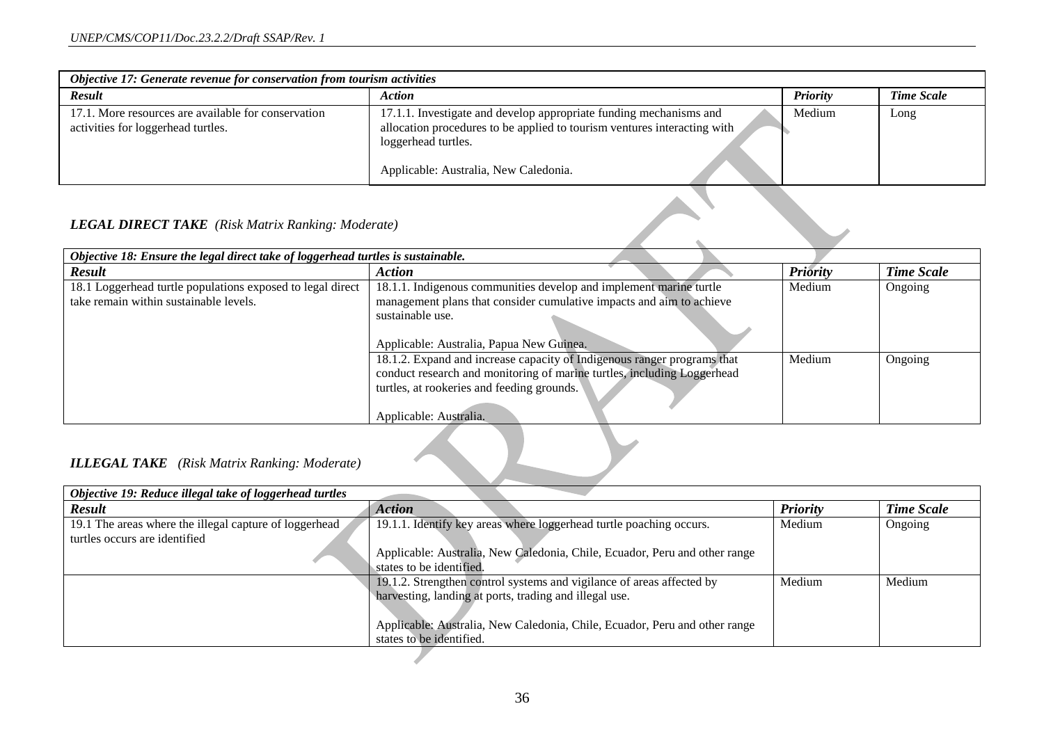| *Objective 17: Generate revenue for conservation from tourism activities* | | | |
|---|---|---|---|
| ***Result*** | ***Action*** | ***Priority*** | ***Time Scale*** |
| 17.1. More resources are available for conservation activities for loggerhead turtles. | 17.1.1. Investigate and develop appropriate funding mechanisms and allocation procedures to be applied to tourism ventures interacting with loggerhead turtles.<br><br>Applicable: Australia, New Caledonia. | Medium | Long |

### *LEGAL DIRECT TAKE* *(Risk Matrix Ranking: Moderate)*

| *Objective 18: Ensure the legal direct take of loggerhead turtles is sustainable.* | | | |
|---|---|---|---|
| ***Result*** | ***Action*** | ***Priority*** | ***Time Scale*** |
| 18.1 Loggerhead turtle populations exposed to legal direct take remain within sustainable levels. | 18.1.1. Indigenous communities develop and implement marine turtle management plans that consider cumulative impacts and aim to achieve sustainable use.<br><br>Applicable: Australia, Papua New Guinea. | Medium | Ongoing |
| | 18.1.2. Expand and increase capacity of Indigenous ranger programs that conduct research and monitoring of marine turtles, including Loggerhead turtles, at rookeries and feeding grounds.<br><br>Applicable: Australia. | Medium | Ongoing |

### *ILLEGAL TAKE* *(Risk Matrix Ranking: Moderate)*

| *Objective 19: Reduce illegal take of loggerhead turtles* | | | |
|---|---|---|---|
| ***Result*** | ***Action*** | ***Priority*** | ***Time Scale*** |
| 19.1 The areas where the illegal capture of loggerhead turtles occurs are identified | 19.1.1. Identify key areas where loggerhead turtle poaching occurs.<br><br>Applicable: Australia, New Caledonia, Chile, Ecuador, Peru and other range states to be identified. | Medium | Ongoing |
| | 19.1.2. Strengthen control systems and vigilance of areas affected by harvesting, landing at ports, trading and illegal use.<br><br>Applicable: Australia, New Caledonia, Chile, Ecuador, Peru and other range states to be identified. | Medium | Medium |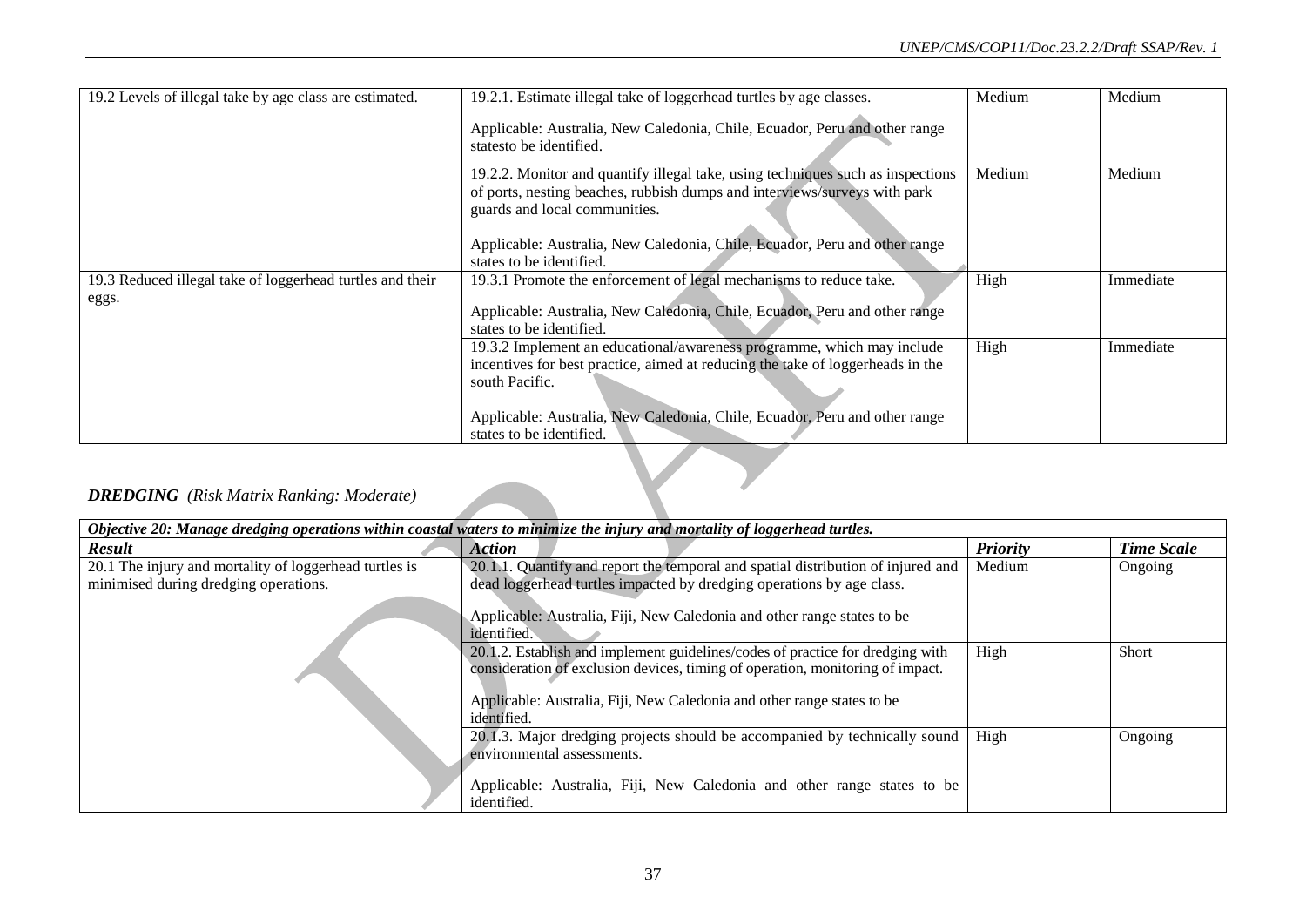| | | | |
|---|---|---|---|
| 19.2 Levels of illegal take by age class are estimated. | 19.2.1. Estimate illegal take of loggerhead turtles by age classes.<br><br>Applicable: Australia, New Caledonia, Chile, Ecuador, Peru and other range statesto be identified. | Medium | Medium |
| | 19.2.2. Monitor and quantify illegal take, using techniques such as inspections of ports, nesting beaches, rubbish dumps and interviews/surveys with park guards and local communities.<br><br>Applicable: Australia, New Caledonia, Chile, Ecuador, Peru and other range states to be identified. | Medium | Medium |
| 19.3 Reduced illegal take of loggerhead turtles and their eggs. | 19.3.1 Promote the enforcement of legal mechanisms to reduce take.<br><br>Applicable: Australia, New Caledonia, Chile, Ecuador, Peru and other range states to be identified. | High | Immediate |
| | 19.3.2 Implement an educational/awareness programme, which may include incentives for best practice, aimed at reducing the take of loggerheads in the south Pacific.<br><br>Applicable: Australia, New Caledonia, Chile, Ecuador, Peru and other range states to be identified. | High | Immediate |

***DREDGING** (Risk Matrix Ranking: Moderate)*

| *Objective 20: Manage dredging operations within coastal waters to minimize the injury and mortality of loggerhead turtles.* | | | |
|---|---|---|---|
| ***Result*** | ***Action*** | ***Priority*** | ***Time Scale*** |
| 20.1 The injury and mortality of loggerhead turtles is minimised during dredging operations. | 20.1.1. Quantify and report the temporal and spatial distribution of injured and dead loggerhead turtles impacted by dredging operations by age class.<br><br>Applicable: Australia, Fiji, New Caledonia and other range states to be identified. | Medium | Ongoing |
| | 20.1.2. Establish and implement guidelines/codes of practice for dredging with consideration of exclusion devices, timing of operation, monitoring of impact.<br><br>Applicable: Australia, Fiji, New Caledonia and other range states to be identified. | High | Short |
| | 20.1.3. Major dredging projects should be accompanied by technically sound environmental assessments.<br><br>Applicable: Australia, Fiji, New Caledonia and other range states to be identified. | High | Ongoing |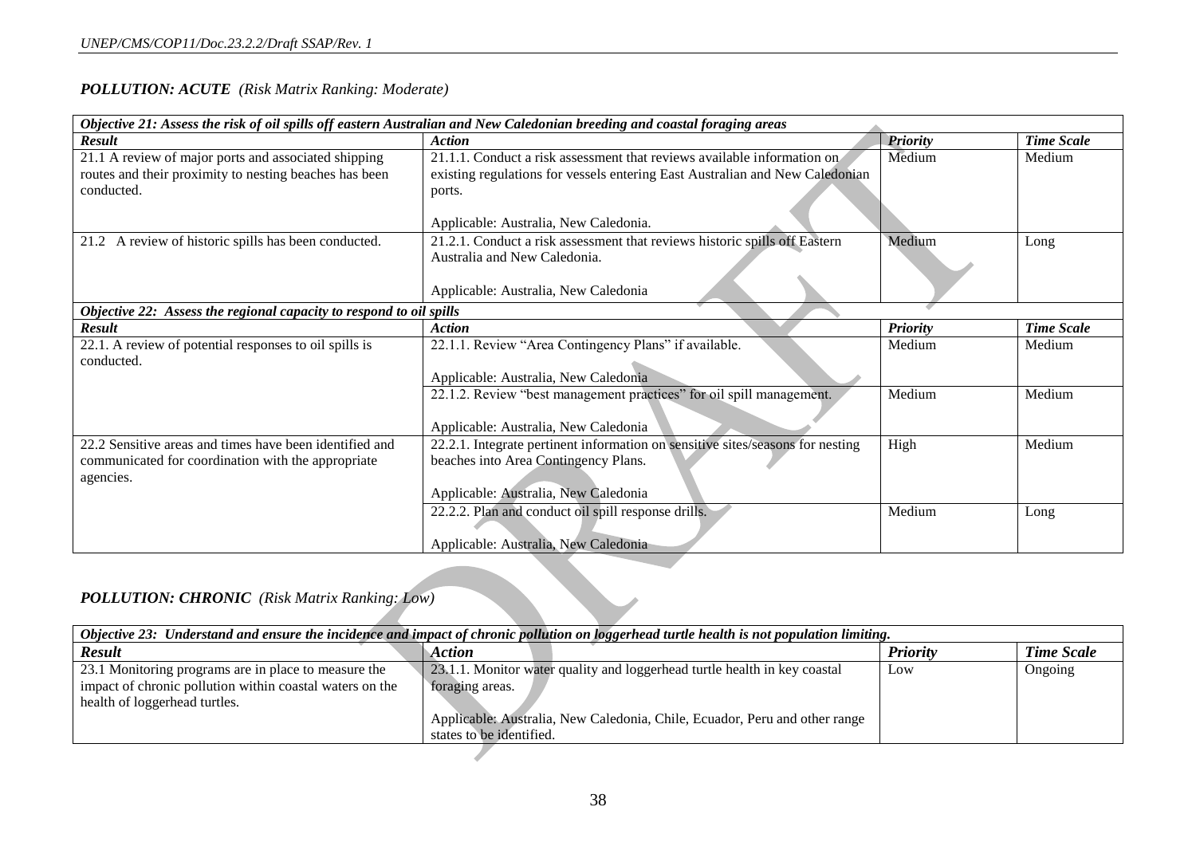### *POLLUTION: ACUTE (Risk Matrix Ranking: Moderate)*

| ***Objective 21: Assess the risk of oil spills off eastern Australian and New Caledonian breeding and coastal foraging areas*** | | | |
|---|---|---|---|
| ***Result*** | ***Action*** | ***Priority*** | ***Time Scale*** |
| 21.1 A review of major ports and associated shipping routes and their proximity to nesting beaches has been conducted. | 21.1.1. Conduct a risk assessment that reviews available information on existing regulations for vessels entering East Australian and New Caledonian ports.<br><br>Applicable: Australia, New Caledonia. | Medium | Medium |
| 21.2 A review of historic spills has been conducted. | 21.2.1. Conduct a risk assessment that reviews historic spills off Eastern Australia and New Caledonia.<br><br>Applicable: Australia, New Caledonia | Medium | Long |
| ***Objective 22: Assess the regional capacity to respond to oil spills*** | | | |
| ***Result*** | ***Action*** | ***Priority*** | ***Time Scale*** |
| 22.1. A review of potential responses to oil spills is conducted. | 22.1.1. Review "Area Contingency Plans" if available.<br><br>Applicable: Australia, New Caledonia | Medium | Medium |
| | 22.1.2. Review "best management practices" for oil spill management.<br><br>Applicable: Australia, New Caledonia | Medium | Medium |
| 22.2 Sensitive areas and times have been identified and communicated for coordination with the appropriate agencies. | 22.2.1. Integrate pertinent information on sensitive sites/seasons for nesting beaches into Area Contingency Plans.<br><br>Applicable: Australia, New Caledonia | High | Medium |
| | 22.2.2. Plan and conduct oil spill response drills.<br><br>Applicable: Australia, New Caledonia | Medium | Long |

### *POLLUTION: CHRONIC (Risk Matrix Ranking: Low)*

| ***Objective 23: Understand and ensure the incidence and impact of chronic pollution on loggerhead turtle health is not population limiting.*** | | | |
|---|---|---|---|
| ***Result*** | ***Action*** | ***Priority*** | ***Time Scale*** |
| 23.1 Monitoring programs are in place to measure the impact of chronic pollution within coastal waters on the health of loggerhead turtles. | 23.1.1. Monitor water quality and loggerhead turtle health in key coastal foraging areas.<br><br>Applicable: Australia, New Caledonia, Chile, Ecuador, Peru and other range states to be identified. | Low | Ongoing |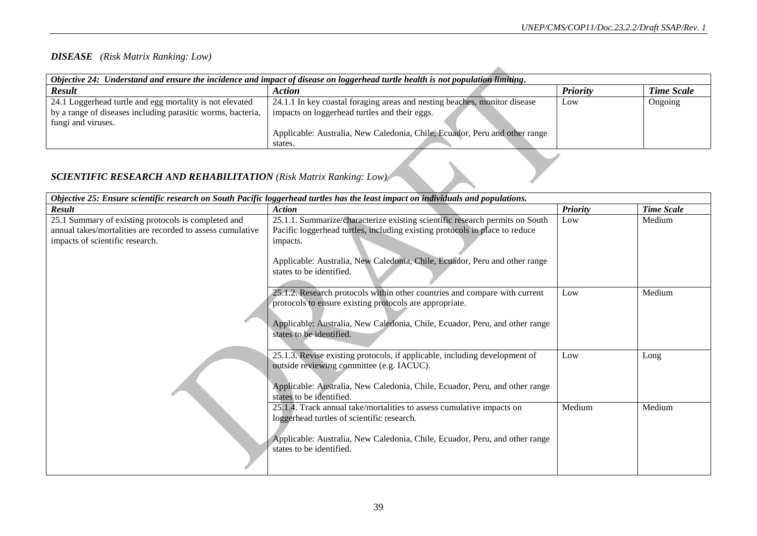***DISEASE*** *(Risk Matrix Ranking: Low)*

| ***Objective 24: Understand and ensure the incidence and impact of disease on loggerhead turtle health is not population limiting.*** | | | |
|---|---|---|---|
| ***Result*** | ***Action*** | ***Priority*** | ***Time Scale*** |
| 24.1 Loggerhead turtle and egg mortality is not elevated by a range of diseases including parasitic worms, bacteria, fungi and viruses. | 24.1.1 In key coastal foraging areas and nesting beaches, monitor disease impacts on loggerhead turtles and their eggs.<br><br>Applicable: Australia, New Caledonia, Chile, Ecuador, Peru and other range states. | Low | Ongoing |

***SCIENTIFIC RESEARCH AND REHABILITATION*** *(Risk Matrix Ranking: Low)*

| ***Objective 25: Ensure scientific research on South Pacific loggerhead turtles has the least impact on individuals and populations.*** | | | |
|---|---|---|---|
| ***Result*** | ***Action*** | ***Priority*** | ***Time Scale*** |
| 25.1 Summary of existing protocols is completed and annual takes/mortalities are recorded to assess cumulative impacts of scientific research. | 25.1.1. Summarize/characterize existing scientific research permits on South Pacific loggerhead turtles, including existing protocols in place to reduce impacts.<br><br>Applicable: Australia, New Caledonia, Chile, Ecuador, Peru and other range states to be identified. | Low | Medium |
| | 25.1.2. Research protocols within other countries and compare with current protocols to ensure existing protocols are appropriate.<br><br>Applicable: Australia, New Caledonia, Chile, Ecuador, Peru, and other range states to be identified. | Low | Medium |
| | 25.1.3. Revise existing protocols, if applicable, including development of outside reviewing committee (e.g. IACUC).<br><br>Applicable: Australia, New Caledonia, Chile, Ecuador, Peru, and other range states to be identified. | Low | Long |
| | 25.1.4. Track annual take/mortalities to assess cumulative impacts on loggerhead turtles of scientific research.<br><br>Applicable: Australia, New Caledonia, Chile, Ecuador, Peru, and other range states to be identified. | Medium | Medium |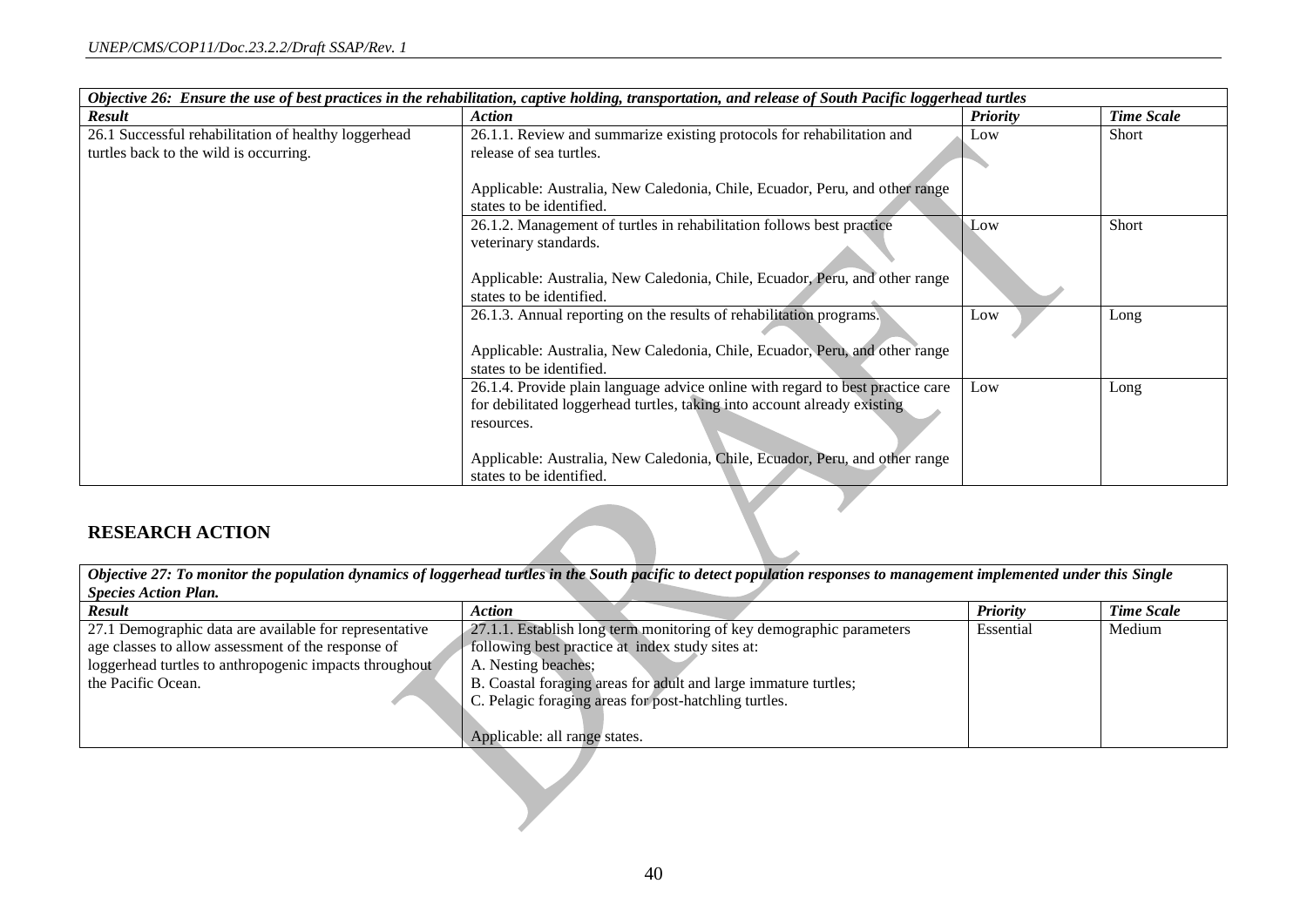| *Objective 26: Ensure the use of best practices in the rehabilitation, captive holding, transportation, and release of South Pacific loggerhead turtles* | | | |
|---|---|---|---|
| ***Result*** | ***Action*** | ***Priority*** | ***Time Scale*** |
| 26.1 Successful rehabilitation of healthy loggerhead turtles back to the wild is occurring. | 26.1.1. Review and summarize existing protocols for rehabilitation and release of sea turtles.<br><br>Applicable: Australia, New Caledonia, Chile, Ecuador, Peru, and other range states to be identified. | Low | Short |
| | 26.1.2. Management of turtles in rehabilitation follows best practice veterinary standards.<br><br>Applicable: Australia, New Caledonia, Chile, Ecuador, Peru, and other range states to be identified. | Low | Short |
| | 26.1.3. Annual reporting on the results of rehabilitation programs.<br><br>Applicable: Australia, New Caledonia, Chile, Ecuador, Peru, and other range states to be identified. | Low | Long |
| | 26.1.4. Provide plain language advice online with regard to best practice care for debilitated loggerhead turtles, taking into account already existing resources.<br><br>Applicable: Australia, New Caledonia, Chile, Ecuador, Peru, and other range states to be identified. | Low | Long |

## RESEARCH ACTION

| *Objective 27: To monitor the population dynamics of loggerhead turtles in the South pacific to detect population responses to management implemented under this Single Species Action Plan.* | | | |
|---|---|---|---|
| ***Result*** | ***Action*** | ***Priority*** | ***Time Scale*** |
| 27.1 Demographic data are available for representative age classes to allow assessment of the response of loggerhead turtles to anthropogenic impacts throughout the Pacific Ocean. | 27.1.1. Establish long term monitoring of key demographic parameters following best practice at index study sites at:<br>A. Nesting beaches;<br>B. Coastal foraging areas for adult and large immature turtles;<br>C. Pelagic foraging areas for post-hatchling turtles.<br><br>Applicable: all range states. | Essential | Medium |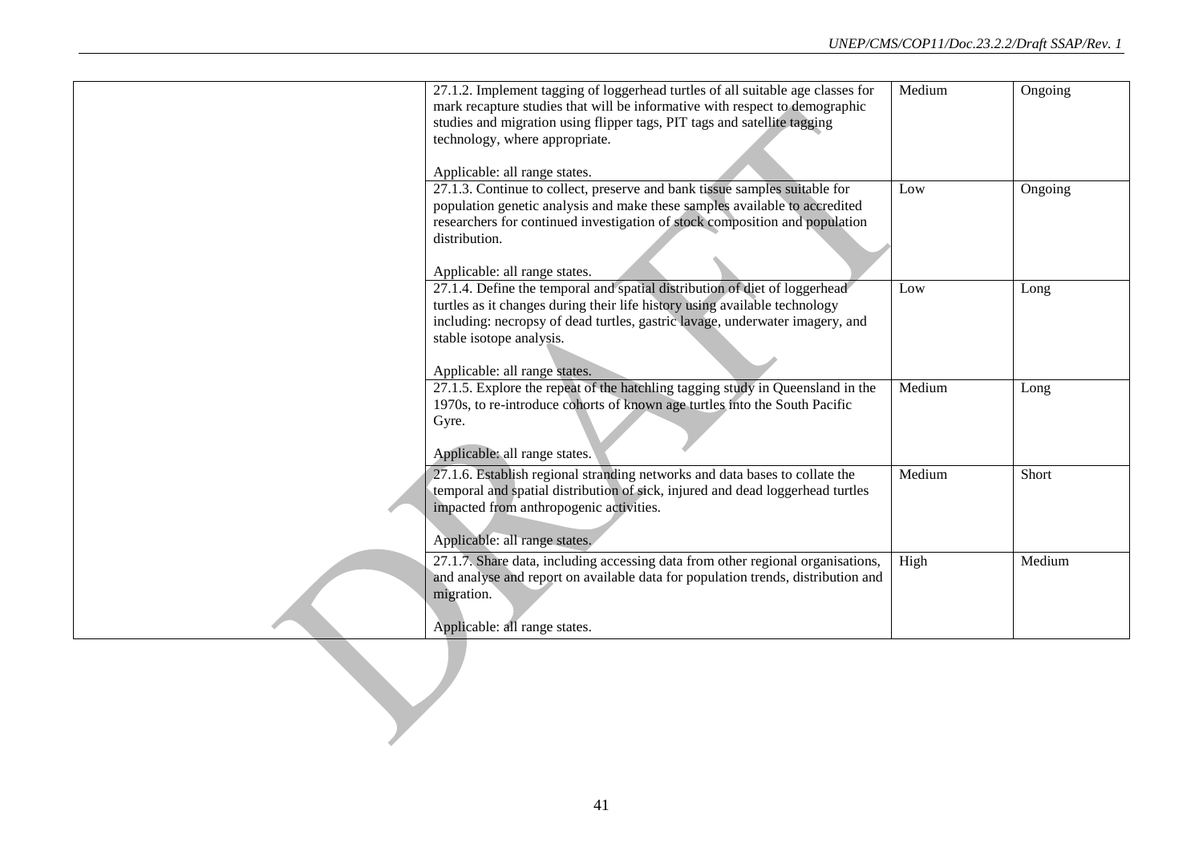| | | | |
|---|---|---|---|
| | 27.1.2. Implement tagging of loggerhead turtles of all suitable age classes for mark recapture studies that will be informative with respect to demographic studies and migration using flipper tags, PIT tags and satellite tagging technology, where appropriate.<br><br>Applicable: all range states. | Medium | Ongoing |
| | 27.1.3. Continue to collect, preserve and bank tissue samples suitable for population genetic analysis and make these samples available to accredited researchers for continued investigation of stock composition and population distribution.<br><br>Applicable: all range states. | Low | Ongoing |
| | 27.1.4. Define the temporal and spatial distribution of diet of loggerhead turtles as it changes during their life history using available technology including: necropsy of dead turtles, gastric lavage, underwater imagery, and stable isotope analysis.<br><br>Applicable: all range states. | Low | Long |
| | 27.1.5. Explore the repeat of the hatchling tagging study in Queensland in the 1970s, to re-introduce cohorts of known age turtles into the South Pacific Gyre.<br><br>Applicable: all range states. | Medium | Long |
| | 27.1.6. Establish regional stranding networks and data bases to collate the temporal and spatial distribution of sick, injured and dead loggerhead turtles impacted from anthropogenic activities.<br><br>Applicable: all range states. | Medium | Short |
| | 27.1.7. Share data, including accessing data from other regional organisations, and analyse and report on available data for population trends, distribution and migration.<br><br>Applicable: all range states. | High | Medium |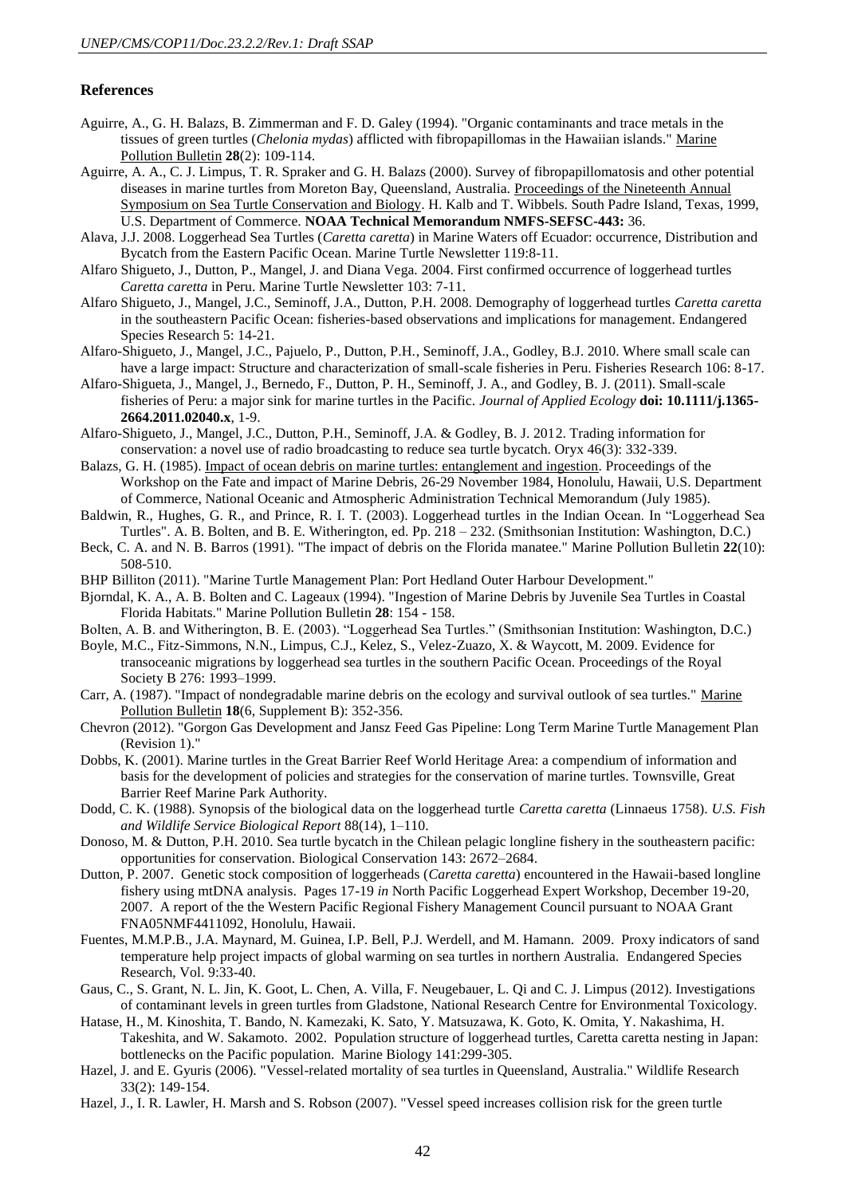## References

Aguirre, A., G. H. Balazs, B. Zimmerman and F. D. Galey (1994). "Organic contaminants and trace metals in the tissues of green turtles (*Chelonia mydas*) afflicted with fibropapillomas in the Hawaiian islands." Marine Pollution Bulletin **28**(2): 109-114.

Aguirre, A. A., C. J. Limpus, T. R. Spraker and G. H. Balazs (2000). Survey of fibropapillomatosis and other potential diseases in marine turtles from Moreton Bay, Queensland, Australia. Proceedings of the Nineteenth Annual Symposium on Sea Turtle Conservation and Biology. H. Kalb and T. Wibbels. South Padre Island, Texas, 1999, U.S. Department of Commerce. **NOAA Technical Memorandum NMFS-SEFSC-443:** 36.

Alava, J.J. 2008. Loggerhead Sea Turtles (*Caretta caretta*) in Marine Waters off Ecuador: occurrence, Distribution and Bycatch from the Eastern Pacific Ocean. Marine Turtle Newsletter 119:8-11.

Alfaro Shigueto, J., Dutton, P., Mangel, J. and Diana Vega. 2004. First confirmed occurrence of loggerhead turtles *Caretta caretta* in Peru. Marine Turtle Newsletter 103: 7-11.

Alfaro Shigueto, J., Mangel, J.C., Seminoff, J.A., Dutton, P.H. 2008. Demography of loggerhead turtles *Caretta caretta* in the southeastern Pacific Ocean: fisheries-based observations and implications for management. Endangered Species Research 5: 14-21.

Alfaro-Shigueto, J., Mangel, J.C., Pajuelo, P., Dutton, P.H., Seminoff, J.A., Godley, B.J. 2010. Where small scale can have a large impact: Structure and characterization of small-scale fisheries in Peru. Fisheries Research 106: 8-17.

Alfaro-Shigueta, J., Mangel, J., Bernedo, F., Dutton, P. H., Seminoff, J. A., and Godley, B. J. (2011). Small-scale fisheries of Peru: a major sink for marine turtles in the Pacific. *Journal of Applied Ecology* **doi: 10.1111/j.1365-2664.2011.02040.x**, 1-9.

Alfaro-Shigueto, J., Mangel, J.C., Dutton, P.H., Seminoff, J.A. & Godley, B. J. 2012. Trading information for conservation: a novel use of radio broadcasting to reduce sea turtle bycatch. Oryx 46(3): 332-339.

Balazs, G. H. (1985). Impact of ocean debris on marine turtles: entanglement and ingestion. Proceedings of the Workshop on the Fate and impact of Marine Debris, 26-29 November 1984, Honolulu, Hawaii, U.S. Department of Commerce, National Oceanic and Atmospheric Administration Technical Memorandum (July 1985).

Baldwin, R., Hughes, G. R., and Prince, R. I. T. (2003). Loggerhead turtles in the Indian Ocean. In "Loggerhead Sea Turtles". A. B. Bolten, and B. E. Witherington, ed. Pp. 218 – 232. (Smithsonian Institution: Washington, D.C.)

Beck, C. A. and N. B. Barros (1991). "The impact of debris on the Florida manatee." Marine Pollution Bulletin **22**(10): 508-510.

BHP Billiton (2011). "Marine Turtle Management Plan: Port Hedland Outer Harbour Development."

Bjorndal, K. A., A. B. Bolten and C. Lageaux (1994). "Ingestion of Marine Debris by Juvenile Sea Turtles in Coastal Florida Habitats." Marine Pollution Bulletin **28**: 154 - 158.

Bolten, A. B. and Witherington, B. E. (2003). "Loggerhead Sea Turtles." (Smithsonian Institution: Washington, D.C.)

Boyle, M.C., Fitz-Simmons, N.N., Limpus, C.J., Kelez, S., Velez-Zuazo, X. & Waycott, M. 2009. Evidence for transoceanic migrations by loggerhead sea turtles in the southern Pacific Ocean. Proceedings of the Royal Society B 276: 1993–1999.

Carr, A. (1987). "Impact of nondegradable marine debris on the ecology and survival outlook of sea turtles." Marine Pollution Bulletin **18**(6, Supplement B): 352-356.

Chevron (2012). "Gorgon Gas Development and Jansz Feed Gas Pipeline: Long Term Marine Turtle Management Plan (Revision 1)."

Dobbs, K. (2001). Marine turtles in the Great Barrier Reef World Heritage Area: a compendium of information and basis for the development of policies and strategies for the conservation of marine turtles. Townsville, Great Barrier Reef Marine Park Authority.

Dodd, C. K. (1988). Synopsis of the biological data on the loggerhead turtle *Caretta caretta* (Linnaeus 1758). *U.S. Fish and Wildlife Service Biological Report* 88(14), 1–110.

Donoso, M. & Dutton, P.H. 2010. Sea turtle bycatch in the Chilean pelagic longline fishery in the southeastern pacific: opportunities for conservation. Biological Conservation 143: 2672–2684.

Dutton, P. 2007. Genetic stock composition of loggerheads (*Caretta caretta*) encountered in the Hawaii-based longline fishery using mtDNA analysis. Pages 17-19 *in* North Pacific Loggerhead Expert Workshop, December 19-20, 2007. A report of the the Western Pacific Regional Fishery Management Council pursuant to NOAA Grant FNA05NMF4411092, Honolulu, Hawaii.

Fuentes, M.M.P.B., J.A. Maynard, M. Guinea, I.P. Bell, P.J. Werdell, and M. Hamann. 2009. Proxy indicators of sand temperature help project impacts of global warming on sea turtles in northern Australia. Endangered Species Research, Vol. 9:33-40.

Gaus, C., S. Grant, N. L. Jin, K. Goot, L. Chen, A. Villa, F. Neugebauer, L. Qi and C. J. Limpus (2012). Investigations of contaminant levels in green turtles from Gladstone, National Research Centre for Environmental Toxicology.

Hatase, H., M. Kinoshita, T. Bando, N. Kamezaki, K. Sato, Y. Matsuzawa, K. Goto, K. Omita, Y. Nakashima, H. Takeshita, and W. Sakamoto. 2002. Population structure of loggerhead turtles, Caretta caretta nesting in Japan: bottlenecks on the Pacific population. Marine Biology 141:299-305.

Hazel, J. and E. Gyuris (2006). "Vessel-related mortality of sea turtles in Queensland, Australia." Wildlife Research 33(2): 149-154.

Hazel, J., I. R. Lawler, H. Marsh and S. Robson (2007). "Vessel speed increases collision risk for the green turtle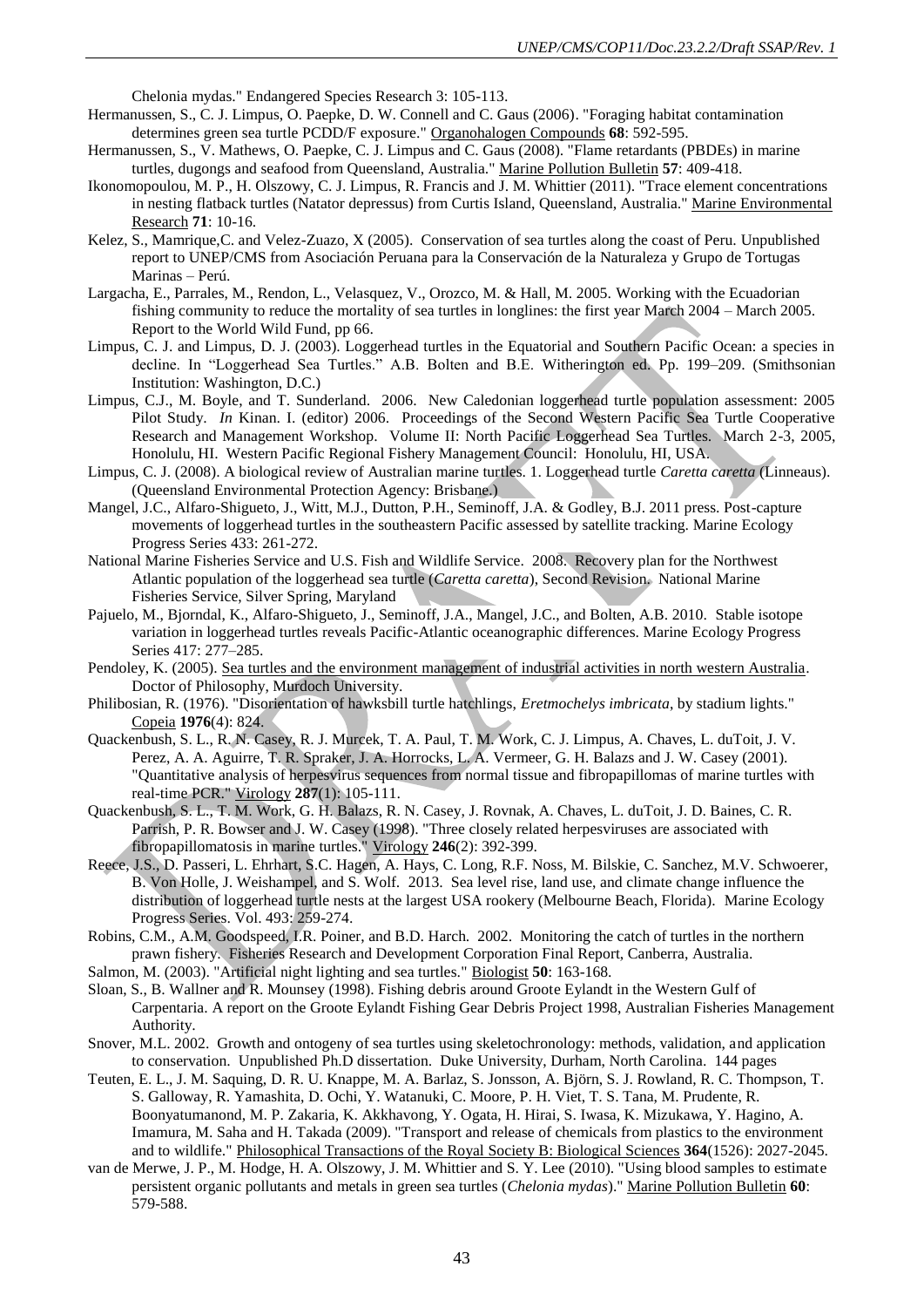Chelonia mydas." Endangered Species Research 3: 105-113.

Hermanussen, S., C. J. Limpus, O. Paepke, D. W. Connell and C. Gaus (2006). "Foraging habitat contamination determines green sea turtle PCDD/F exposure." Organohalogen Compounds **68**: 592-595.

Hermanussen, S., V. Mathews, O. Paepke, C. J. Limpus and C. Gaus (2008). "Flame retardants (PBDEs) in marine turtles, dugongs and seafood from Queensland, Australia." Marine Pollution Bulletin **57**: 409-418.

Ikonomopoulou, M. P., H. Olszowy, C. J. Limpus, R. Francis and J. M. Whittier (2011). "Trace element concentrations in nesting flatback turtles (Natator depressus) from Curtis Island, Queensland, Australia." Marine Environmental Research **71**: 10-16.

Kelez, S., Mamrique,C. and Velez-Zuazo, X (2005). Conservation of sea turtles along the coast of Peru. Unpublished report to UNEP/CMS from Asociación Peruana para la Conservación de la Naturaleza y Grupo de Tortugas Marinas – Perú.

Largacha, E., Parrales, M., Rendon, L., Velasquez, V., Orozco, M. & Hall, M. 2005. Working with the Ecuadorian fishing community to reduce the mortality of sea turtles in longlines: the first year March 2004 – March 2005. Report to the World Wild Fund, pp 66.

Limpus, C. J. and Limpus, D. J. (2003). Loggerhead turtles in the Equatorial and Southern Pacific Ocean: a species in decline. In "Loggerhead Sea Turtles." A.B. Bolten and B.E. Witherington ed. Pp. 199–209. (Smithsonian Institution: Washington, D.C.)

Limpus, C.J., M. Boyle, and T. Sunderland. 2006. New Caledonian loggerhead turtle population assessment: 2005 Pilot Study. *In* Kinan. I. (editor) 2006. Proceedings of the Second Western Pacific Sea Turtle Cooperative Research and Management Workshop. Volume II: North Pacific Loggerhead Sea Turtles. March 2-3, 2005, Honolulu, HI. Western Pacific Regional Fishery Management Council: Honolulu, HI, USA.

Limpus, C. J. (2008). A biological review of Australian marine turtles. 1. Loggerhead turtle *Caretta caretta* (Linneaus). (Queensland Environmental Protection Agency: Brisbane.)

Mangel, J.C., Alfaro-Shigueto, J., Witt, M.J., Dutton, P.H., Seminoff, J.A. & Godley, B.J. 2011 press. Post-capture movements of loggerhead turtles in the southeastern Pacific assessed by satellite tracking. Marine Ecology Progress Series 433: 261-272.

National Marine Fisheries Service and U.S. Fish and Wildlife Service. 2008. Recovery plan for the Northwest Atlantic population of the loggerhead sea turtle (*Caretta caretta*), Second Revision. National Marine Fisheries Service, Silver Spring, Maryland

Pajuelo, M., Bjorndal, K., Alfaro-Shigueto, J., Seminoff, J.A., Mangel, J.C., and Bolten, A.B. 2010. Stable isotope variation in loggerhead turtles reveals Pacific-Atlantic oceanographic differences. Marine Ecology Progress Series 417: 277–285.

Pendoley, K. (2005). Sea turtles and the environment management of industrial activities in north western Australia. Doctor of Philosophy, Murdoch University.

Philibosian, R. (1976). "Disorientation of hawksbill turtle hatchlings, *Eretmochelys imbricata*, by stadium lights." Copeia **1976**(4): 824.

Quackenbush, S. L., R. N. Casey, R. J. Murcek, T. A. Paul, T. M. Work, C. J. Limpus, A. Chaves, L. duToit, J. V. Perez, A. A. Aguirre, T. R. Spraker, J. A. Horrocks, L. A. Vermeer, G. H. Balazs and J. W. Casey (2001). "Quantitative analysis of herpesvirus sequences from normal tissue and fibropapillomas of marine turtles with real-time PCR." Virology **287**(1): 105-111.

Quackenbush, S. L., T. M. Work, G. H. Balazs, R. N. Casey, J. Rovnak, A. Chaves, L. duToit, J. D. Baines, C. R. Parrish, P. R. Bowser and J. W. Casey (1998). "Three closely related herpesviruses are associated with fibropapillomatosis in marine turtles." Virology **246**(2): 392-399.

Reece, J.S., D. Passeri, L. Ehrhart, S.C. Hagen, A. Hays, C. Long, R.F. Noss, M. Bilskie, C. Sanchez, M.V. Schwoerer, B. Von Holle, J. Weishampel, and S. Wolf. 2013. Sea level rise, land use, and climate change influence the distribution of loggerhead turtle nests at the largest USA rookery (Melbourne Beach, Florida). Marine Ecology Progress Series. Vol. 493: 259-274.

Robins, C.M., A.M. Goodspeed, I.R. Poiner, and B.D. Harch. 2002. Monitoring the catch of turtles in the northern prawn fishery. Fisheries Research and Development Corporation Final Report, Canberra, Australia.

Salmon, M. (2003). "Artificial night lighting and sea turtles." Biologist **50**: 163-168.

Sloan, S., B. Wallner and R. Mounsey (1998). Fishing debris around Groote Eylandt in the Western Gulf of Carpentaria. A report on the Groote Eylandt Fishing Gear Debris Project 1998, Australian Fisheries Management Authority.

Snover, M.L. 2002. Growth and ontogeny of sea turtles using skeletochronology: methods, validation, and application to conservation. Unpublished Ph.D dissertation. Duke University, Durham, North Carolina. 144 pages

Teuten, E. L., J. M. Saquing, D. R. U. Knappe, M. A. Barlaz, S. Jonsson, A. Björn, S. J. Rowland, R. C. Thompson, T. S. Galloway, R. Yamashita, D. Ochi, Y. Watanuki, C. Moore, P. H. Viet, T. S. Tana, M. Prudente, R. Boonyatumanond, M. P. Zakaria, K. Akkhavong, Y. Ogata, H. Hirai, S. Iwasa, K. Mizukawa, Y. Hagino, A. Imamura, M. Saha and H. Takada (2009). "Transport and release of chemicals from plastics to the environment and to wildlife." Philosophical Transactions of the Royal Society B: Biological Sciences **364**(1526): 2027-2045.

van de Merwe, J. P., M. Hodge, H. A. Olszowy, J. M. Whittier and S. Y. Lee (2010). "Using blood samples to estimate persistent organic pollutants and metals in green sea turtles (*Chelonia mydas*)." Marine Pollution Bulletin **60**: 579-588.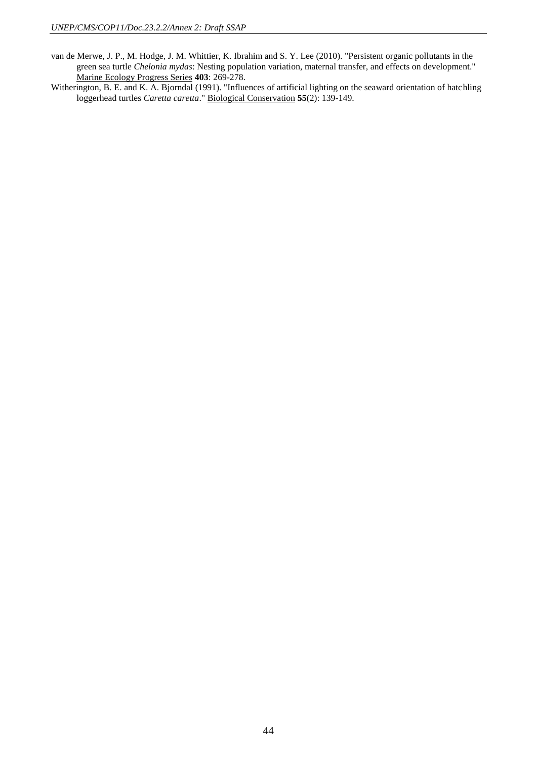van de Merwe, J. P., M. Hodge, J. M. Whittier, K. Ibrahim and S. Y. Lee (2010). "Persistent organic pollutants in the green sea turtle *Chelonia mydas*: Nesting population variation, maternal transfer, and effects on development." Marine Ecology Progress Series **403**: 269-278.

Witherington, B. E. and K. A. Bjorndal (1991). "Influences of artificial lighting on the seaward orientation of hatchling loggerhead turtles *Caretta caretta*." Biological Conservation **55**(2): 139-149.